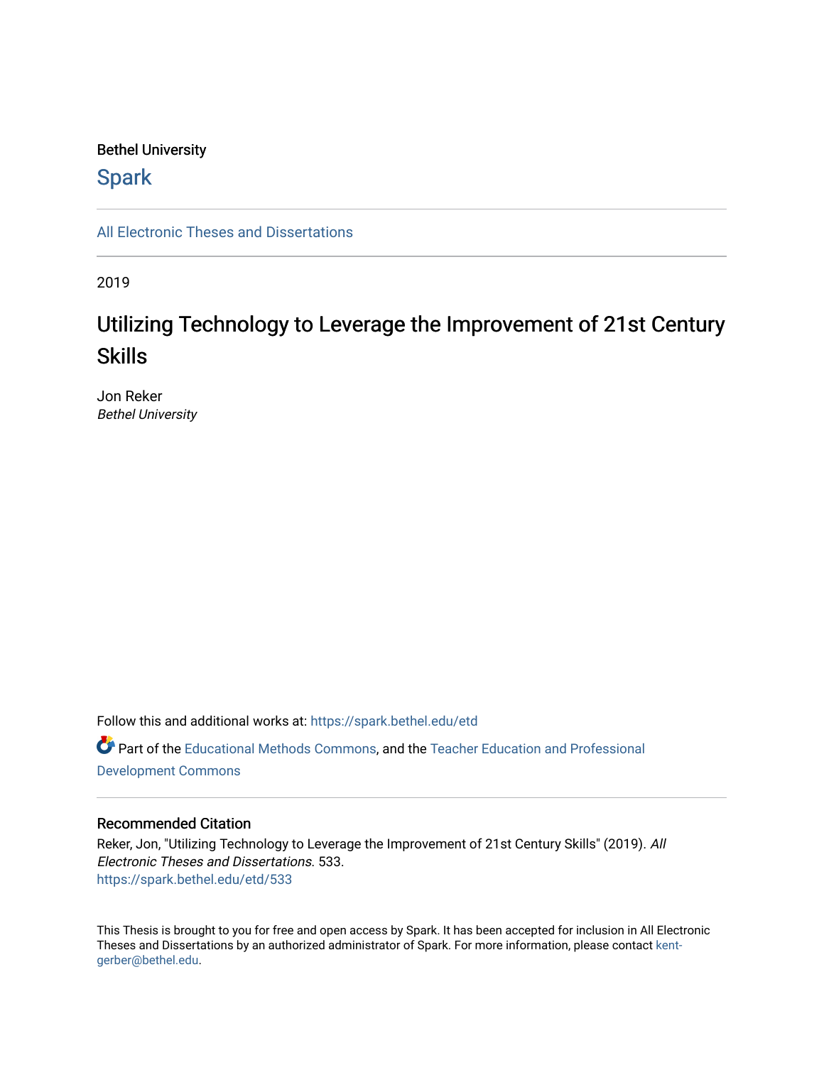Bethel University

Spark

All Electronic Theses and Dissertations

2019

# Utilizing Technology to Leverage the Improvement of 21st Century Skills

Jon Reker
*Bethel University*

Follow this and additional works at: https://spark.bethel.edu/etd

Part of the Educational Methods Commons, and the Teacher Education and Professional Development Commons

## Recommended Citation

Reker, Jon, "Utilizing Technology to Leverage the Improvement of 21st Century Skills" (2019). *All Electronic Theses and Dissertations*. 533.
https://spark.bethel.edu/etd/533

This Thesis is brought to you for free and open access by Spark. It has been accepted for inclusion in All Electronic Theses and Dissertations by an authorized administrator of Spark. For more information, please contact kent-gerber@bethel.edu.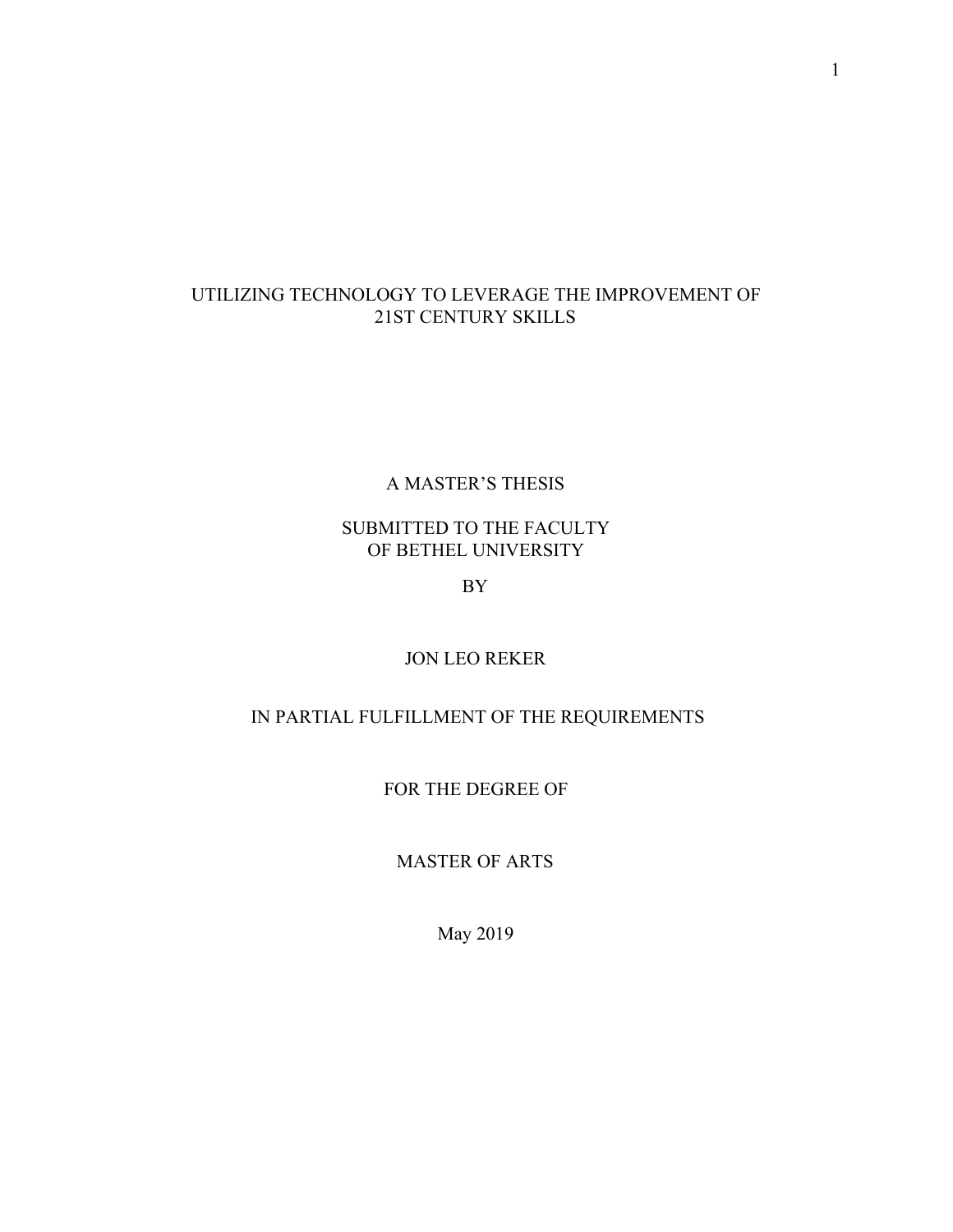# UTILIZING TECHNOLOGY TO LEVERAGE THE IMPROVEMENT OF 21ST CENTURY SKILLS

A MASTER'S THESIS

SUBMITTED TO THE FACULTY
OF BETHEL UNIVERSITY

BY

JON LEO REKER

IN PARTIAL FULFILLMENT OF THE REQUIREMENTS

FOR THE DEGREE OF

MASTER OF ARTS

May 2019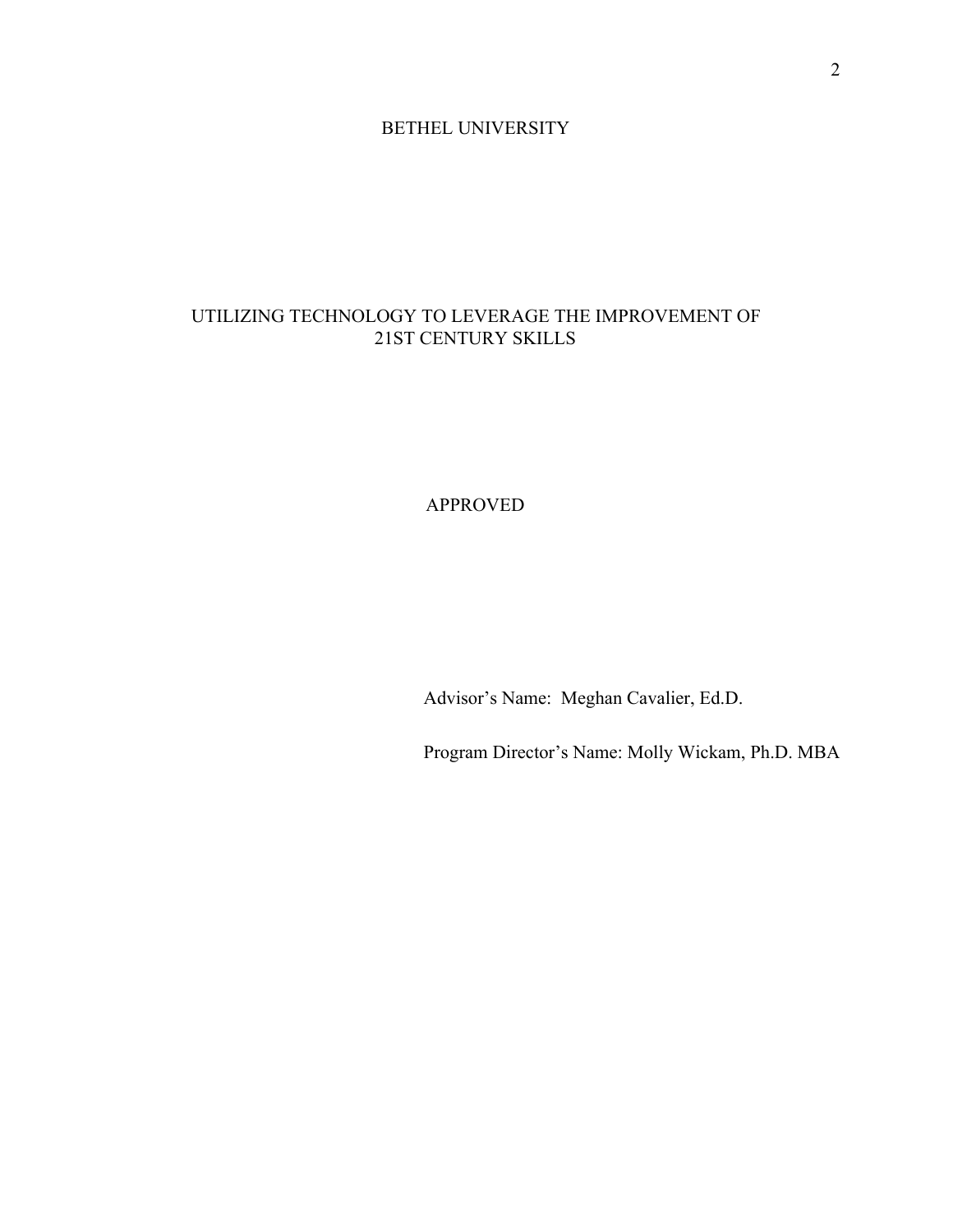BETHEL UNIVERSITY

UTILIZING TECHNOLOGY TO LEVERAGE THE IMPROVEMENT OF 21ST CENTURY SKILLS

APPROVED

Advisor's Name: Meghan Cavalier, Ed.D.

Program Director's Name: Molly Wickam, Ph.D. MBA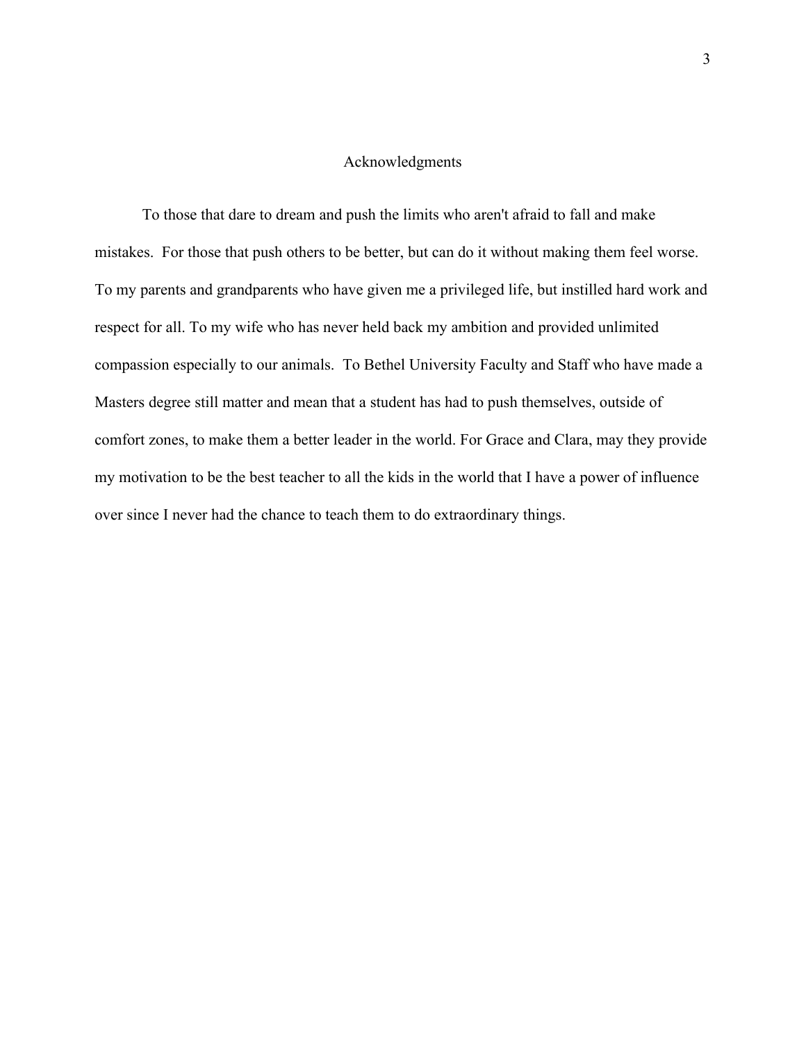# Acknowledgments

To those that dare to dream and push the limits who aren't afraid to fall and make mistakes. For those that push others to be better, but can do it without making them feel worse. To my parents and grandparents who have given me a privileged life, but instilled hard work and respect for all. To my wife who has never held back my ambition and provided unlimited compassion especially to our animals. To Bethel University Faculty and Staff who have made a Masters degree still matter and mean that a student has had to push themselves, outside of comfort zones, to make them a better leader in the world. For Grace and Clara, may they provide my motivation to be the best teacher to all the kids in the world that I have a power of influence over since I never had the chance to teach them to do extraordinary things.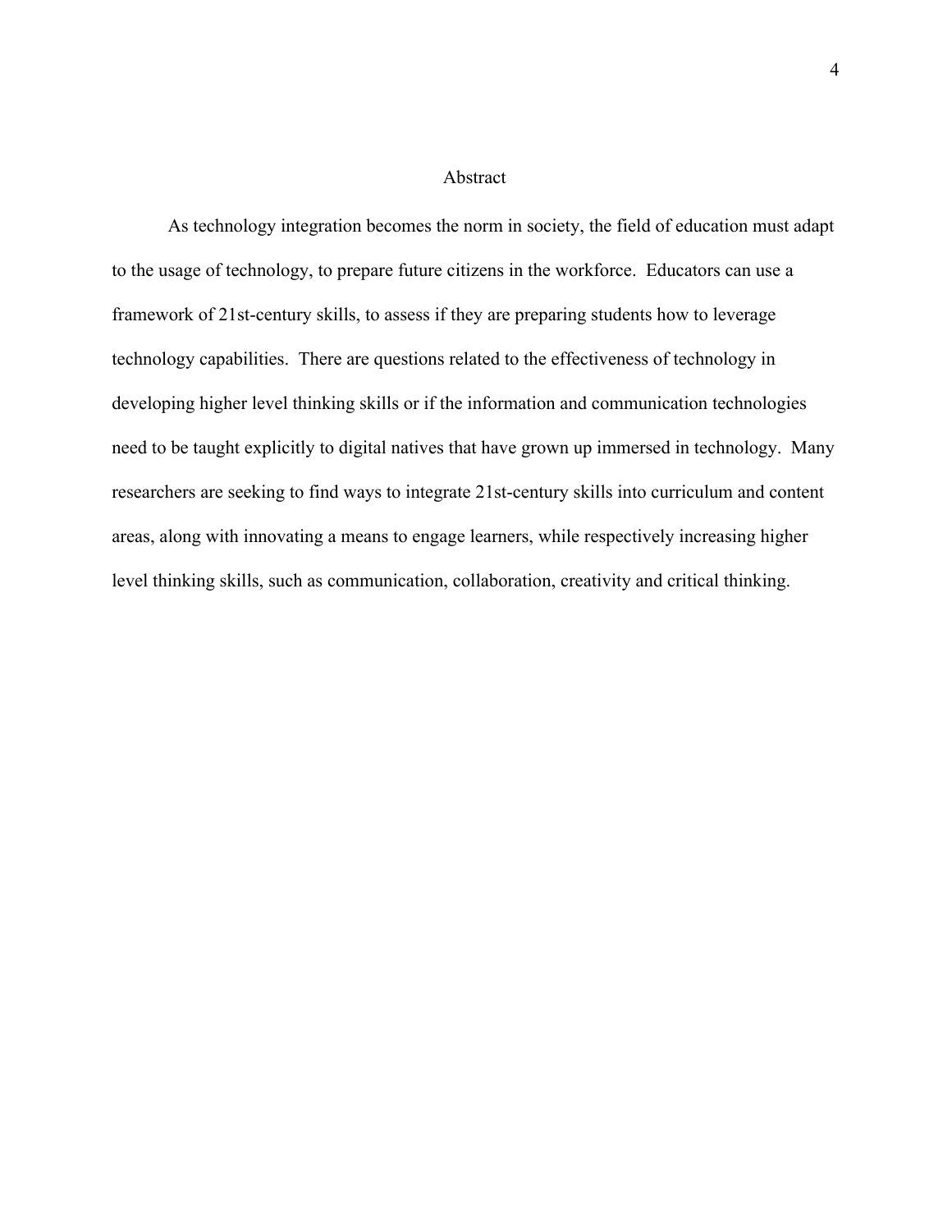# Abstract

As technology integration becomes the norm in society, the field of education must adapt to the usage of technology, to prepare future citizens in the workforce. Educators can use a framework of 21st-century skills, to assess if they are preparing students how to leverage technology capabilities. There are questions related to the effectiveness of technology in developing higher level thinking skills or if the information and communication technologies need to be taught explicitly to digital natives that have grown up immersed in technology. Many researchers are seeking to find ways to integrate 21st-century skills into curriculum and content areas, along with innovating a means to engage learners, while respectively increasing higher level thinking skills, such as communication, collaboration, creativity and critical thinking.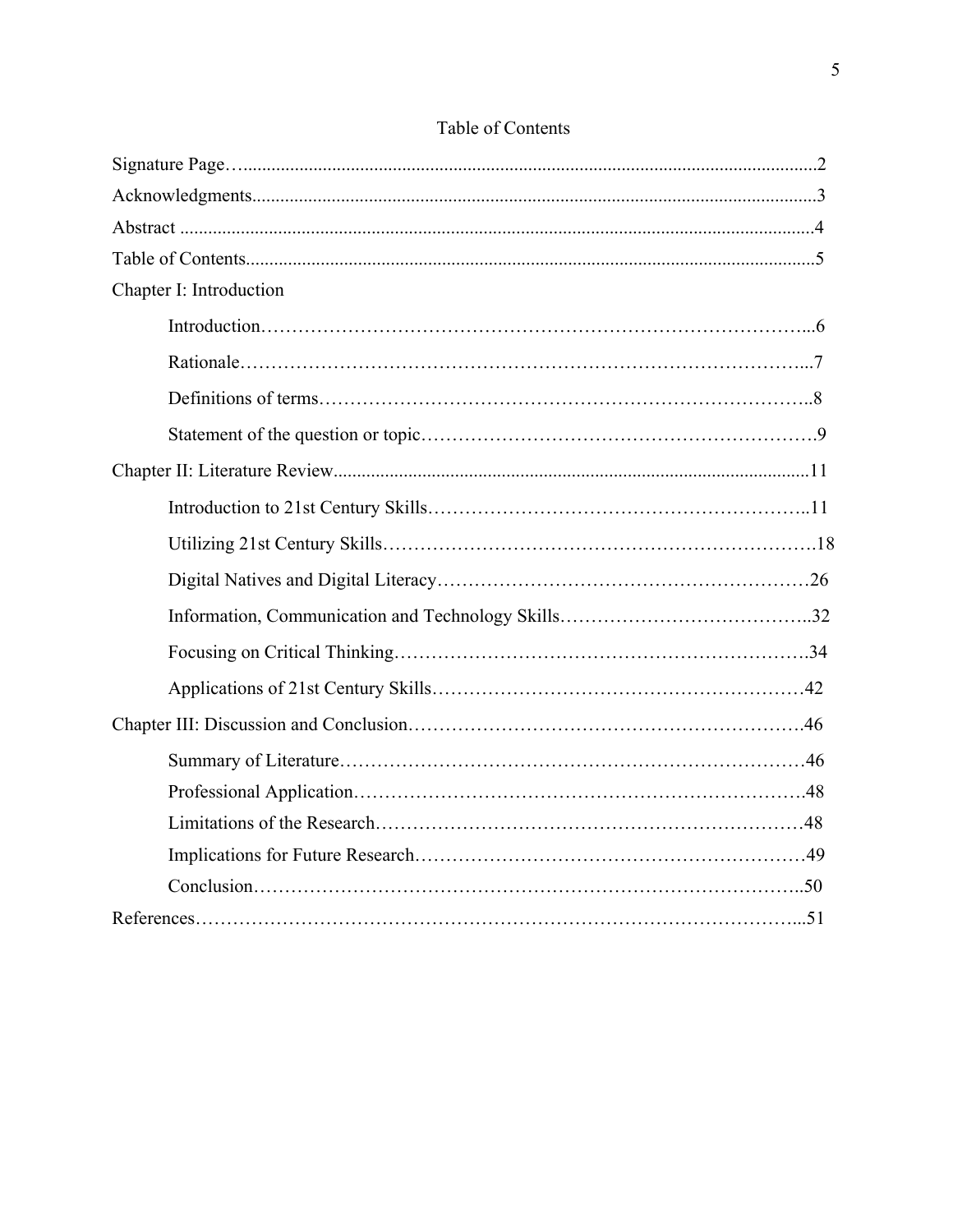# Table of Contents

Signature Page…........................................................................................................................2

Acknowledgments.......................................................................................................................3

Abstract .......................................................................................................................................4

Table of Contents.........................................................................................................................5

Chapter I: Introduction

- Introduction…………………………………………………………………………...6
- Rationale……………………………………………………………………………...7
- Definitions of terms…………………………………………………………………..8
- Statement of the question or topic…………………………………………………….9

Chapter II: Literature Review.....................................................................................................11

- Introduction to 21st Century Skills…………………………………………………..11
- Utilizing 21st Century Skills………………………………………………………….18
- Digital Natives and Digital Literacy…………………………………………………26
- Information, Communication and Technology Skills…………………………………..32
- Focusing on Critical Thinking……………………………………………………….34
- Applications of 21st Century Skills…………………………………………………42

Chapter III: Discussion and Conclusion…………………………………………………….46

- Summary of Literature………………………………………………………………46
- Professional Application…………………………………………………………….48
- Limitations of the Research…………………………………………………………48
- Implications for Future Research……………………………………………………49
- Conclusion…………………………………………………………………………..50

References………………………………………………………………………………...51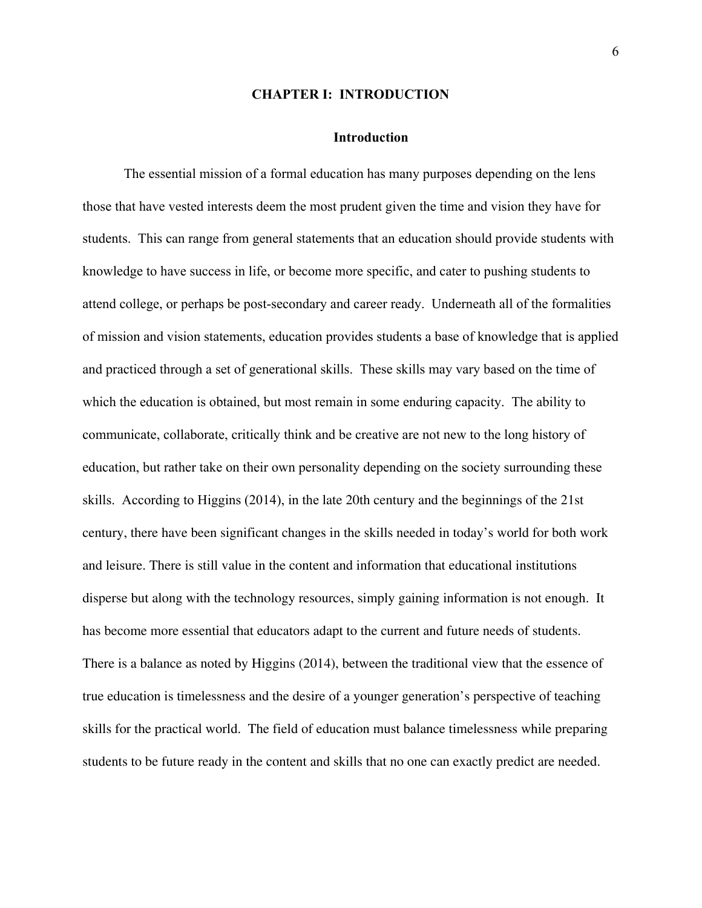# CHAPTER I: INTRODUCTION

## Introduction

The essential mission of a formal education has many purposes depending on the lens those that have vested interests deem the most prudent given the time and vision they have for students. This can range from general statements that an education should provide students with knowledge to have success in life, or become more specific, and cater to pushing students to attend college, or perhaps be post-secondary and career ready. Underneath all of the formalities of mission and vision statements, education provides students a base of knowledge that is applied and practiced through a set of generational skills. These skills may vary based on the time of which the education is obtained, but most remain in some enduring capacity. The ability to communicate, collaborate, critically think and be creative are not new to the long history of education, but rather take on their own personality depending on the society surrounding these skills. According to Higgins (2014), in the late 20th century and the beginnings of the 21st century, there have been significant changes in the skills needed in today's world for both work and leisure. There is still value in the content and information that educational institutions disperse but along with the technology resources, simply gaining information is not enough. It has become more essential that educators adapt to the current and future needs of students. There is a balance as noted by Higgins (2014), between the traditional view that the essence of true education is timelessness and the desire of a younger generation's perspective of teaching skills for the practical world. The field of education must balance timelessness while preparing students to be future ready in the content and skills that no one can exactly predict are needed.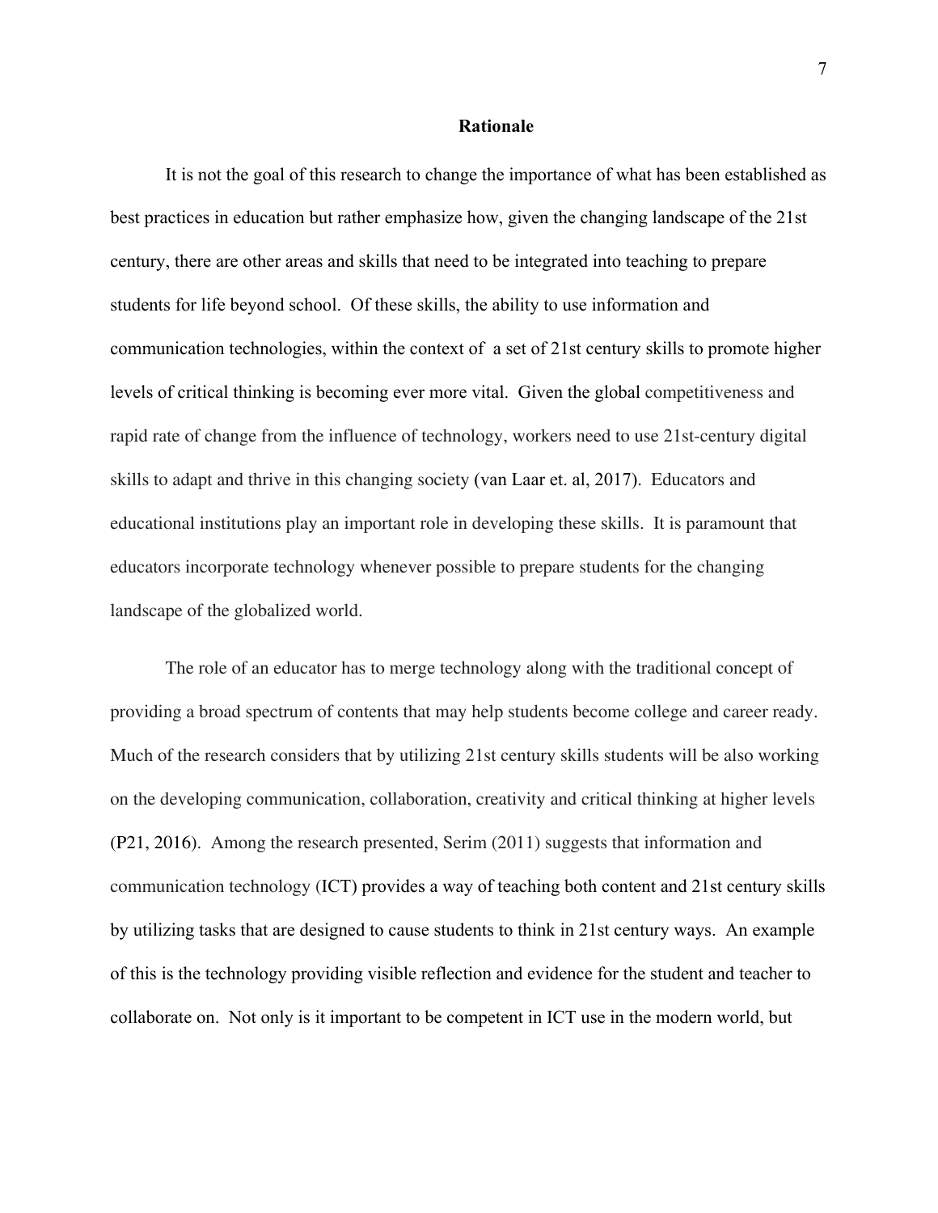## Rationale

It is not the goal of this research to change the importance of what has been established as best practices in education but rather emphasize how, given the changing landscape of the 21st century, there are other areas and skills that need to be integrated into teaching to prepare students for life beyond school. Of these skills, the ability to use information and communication technologies, within the context of a set of 21st century skills to promote higher levels of critical thinking is becoming ever more vital. Given the global competitiveness and rapid rate of change from the influence of technology, workers need to use 21st-century digital skills to adapt and thrive in this changing society (van Laar et. al, 2017). Educators and educational institutions play an important role in developing these skills. It is paramount that educators incorporate technology whenever possible to prepare students for the changing landscape of the globalized world.

The role of an educator has to merge technology along with the traditional concept of providing a broad spectrum of contents that may help students become college and career ready. Much of the research considers that by utilizing 21st century skills students will be also working on the developing communication, collaboration, creativity and critical thinking at higher levels (P21, 2016). Among the research presented, Serim (2011) suggests that information and communication technology (ICT) provides a way of teaching both content and 21st century skills by utilizing tasks that are designed to cause students to think in 21st century ways. An example of this is the technology providing visible reflection and evidence for the student and teacher to collaborate on. Not only is it important to be competent in ICT use in the modern world, but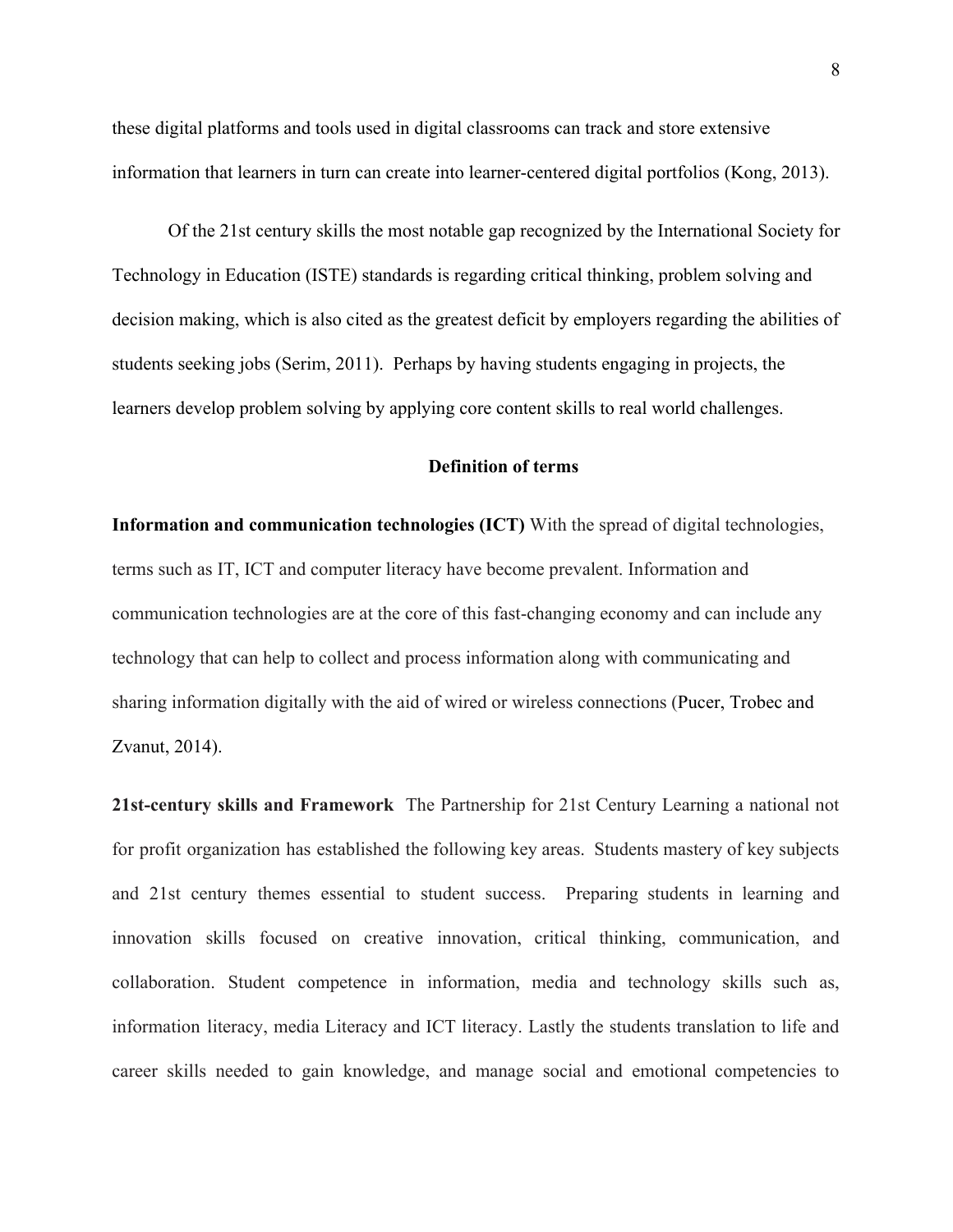these digital platforms and tools used in digital classrooms can track and store extensive information that learners in turn can create into learner-centered digital portfolios (Kong, 2013).

Of the 21st century skills the most notable gap recognized by the International Society for Technology in Education (ISTE) standards is regarding critical thinking, problem solving and decision making, which is also cited as the greatest deficit by employers regarding the abilities of students seeking jobs (Serim, 2011). Perhaps by having students engaging in projects, the learners develop problem solving by applying core content skills to real world challenges.

## Definition of terms

**Information and communication technologies (ICT)** With the spread of digital technologies, terms such as IT, ICT and computer literacy have become prevalent. Information and communication technologies are at the core of this fast-changing economy and can include any technology that can help to collect and process information along with communicating and sharing information digitally with the aid of wired or wireless connections (Pucer, Trobec and Zvanut, 2014).

**21st-century skills and Framework** The Partnership for 21st Century Learning a national not for profit organization has established the following key areas. Students mastery of key subjects and 21st century themes essential to student success. Preparing students in learning and innovation skills focused on creative innovation, critical thinking, communication, and collaboration. Student competence in information, media and technology skills such as, information literacy, media Literacy and ICT literacy. Lastly the students translation to life and career skills needed to gain knowledge, and manage social and emotional competencies to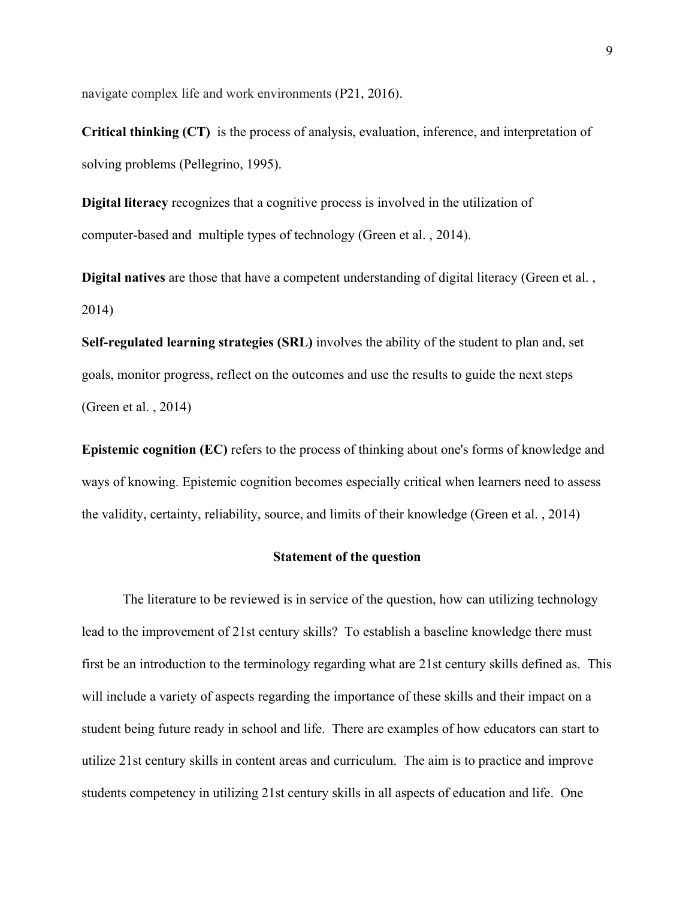navigate complex life and work environments (P21, 2016).

**Critical thinking (CT)** is the process of analysis, evaluation, inference, and interpretation of solving problems (Pellegrino, 1995).

**Digital literacy** recognizes that a cognitive process is involved in the utilization of computer-based and multiple types of technology (Green et al. , 2014).

**Digital natives** are those that have a competent understanding of digital literacy (Green et al. , 2014)

**Self-regulated learning strategies (SRL)** involves the ability of the student to plan and, set goals, monitor progress, reflect on the outcomes and use the results to guide the next steps (Green et al. , 2014)

**Epistemic cognition (EC)** refers to the process of thinking about one's forms of knowledge and ways of knowing. Epistemic cognition becomes especially critical when learners need to assess the validity, certainty, reliability, source, and limits of their knowledge (Green et al. , 2014)

## Statement of the question

The literature to be reviewed is in service of the question, how can utilizing technology lead to the improvement of 21st century skills? To establish a baseline knowledge there must first be an introduction to the terminology regarding what are 21st century skills defined as. This will include a variety of aspects regarding the importance of these skills and their impact on a student being future ready in school and life. There are examples of how educators can start to utilize 21st century skills in content areas and curriculum. The aim is to practice and improve students competency in utilizing 21st century skills in all aspects of education and life. One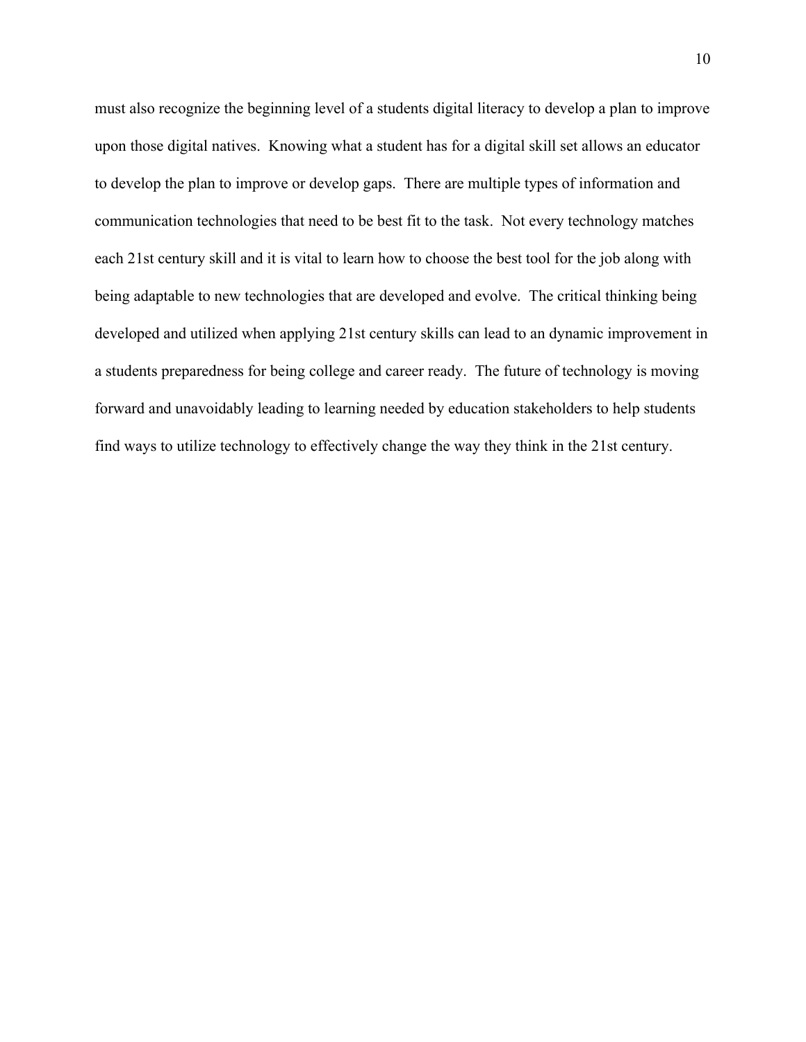must also recognize the beginning level of a students digital literacy to develop a plan to improve upon those digital natives. Knowing what a student has for a digital skill set allows an educator to develop the plan to improve or develop gaps. There are multiple types of information and communication technologies that need to be best fit to the task. Not every technology matches each 21st century skill and it is vital to learn how to choose the best tool for the job along with being adaptable to new technologies that are developed and evolve. The critical thinking being developed and utilized when applying 21st century skills can lead to an dynamic improvement in a students preparedness for being college and career ready. The future of technology is moving forward and unavoidably leading to learning needed by education stakeholders to help students find ways to utilize technology to effectively change the way they think in the 21st century.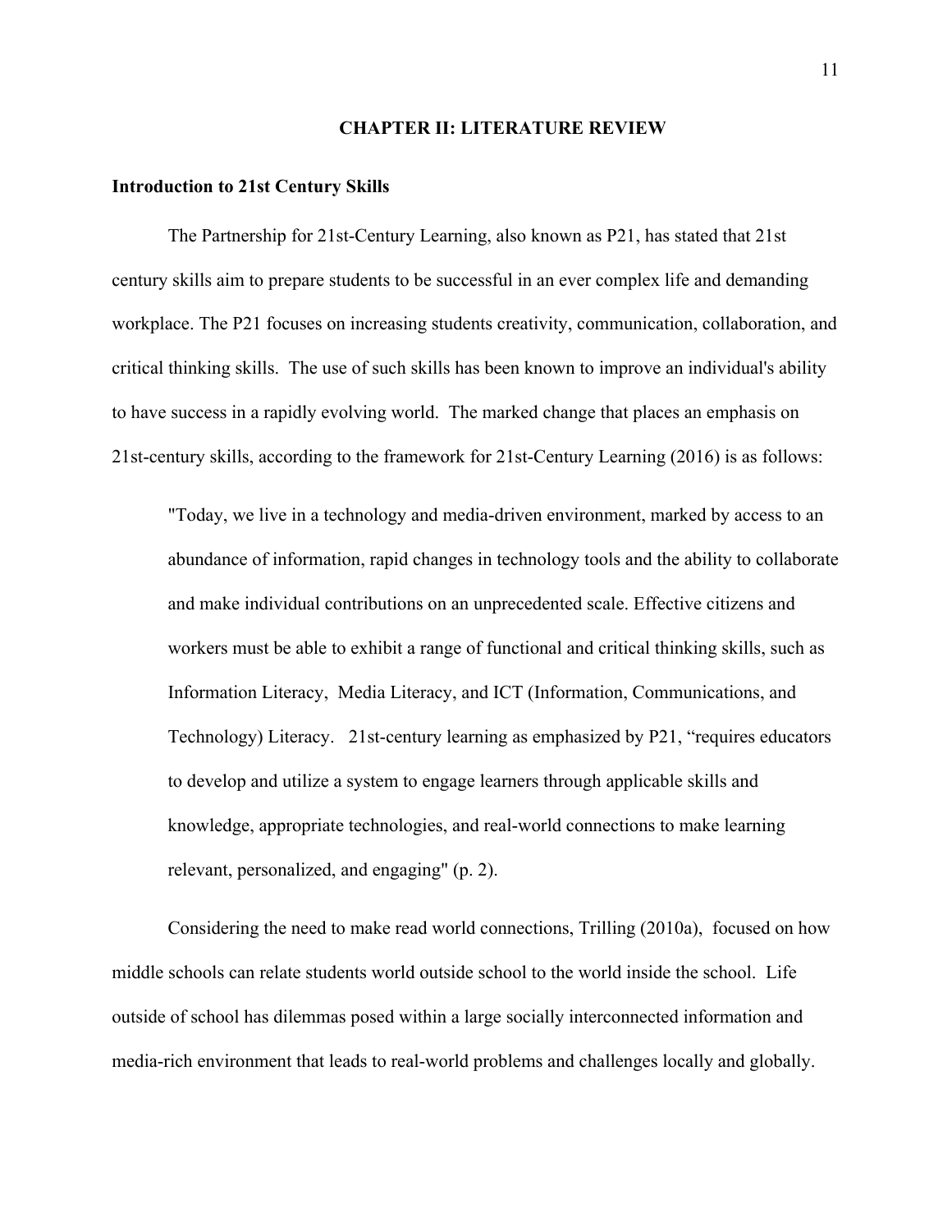# CHAPTER II: LITERATURE REVIEW

## Introduction to 21st Century Skills

The Partnership for 21st-Century Learning, also known as P21, has stated that 21st century skills aim to prepare students to be successful in an ever complex life and demanding workplace. The P21 focuses on increasing students creativity, communication, collaboration, and critical thinking skills. The use of such skills has been known to improve an individual's ability to have success in a rapidly evolving world. The marked change that places an emphasis on 21st-century skills, according to the framework for 21st-Century Learning (2016) is as follows:

> "Today, we live in a technology and media-driven environment, marked by access to an abundance of information, rapid changes in technology tools and the ability to collaborate and make individual contributions on an unprecedented scale. Effective citizens and workers must be able to exhibit a range of functional and critical thinking skills, such as Information Literacy, Media Literacy, and ICT (Information, Communications, and Technology) Literacy. 21st-century learning as emphasized by P21, "requires educators to develop and utilize a system to engage learners through applicable skills and knowledge, appropriate technologies, and real-world connections to make learning relevant, personalized, and engaging" (p. 2).

Considering the need to make read world connections, Trilling (2010a), focused on how middle schools can relate students world outside school to the world inside the school. Life outside of school has dilemmas posed within a large socially interconnected information and media-rich environment that leads to real-world problems and challenges locally and globally.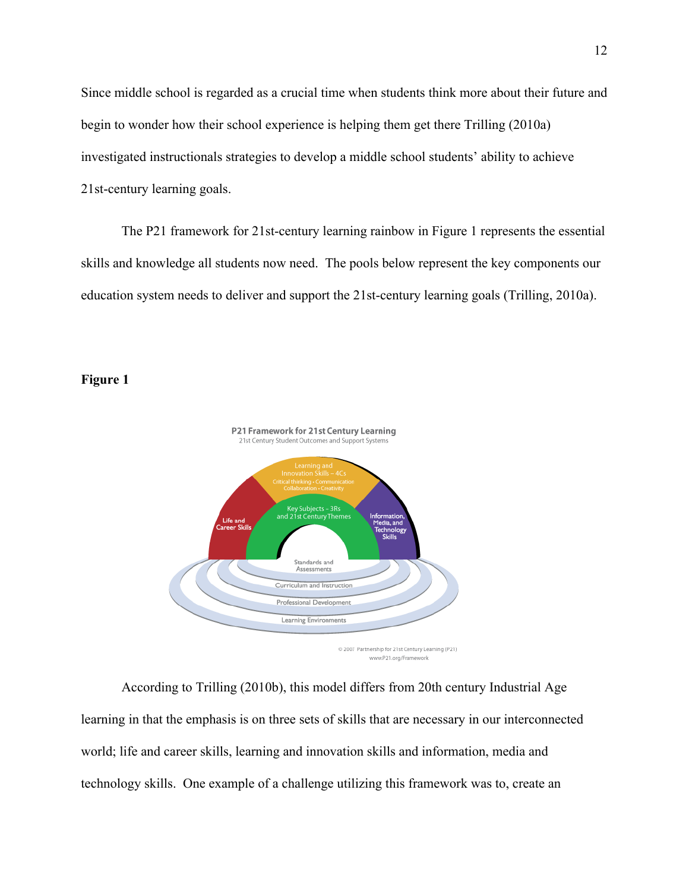Since middle school is regarded as a crucial time when students think more about their future and begin to wonder how their school experience is helping them get there Trilling (2010a) investigated instructionals strategies to develop a middle school students' ability to achieve 21st-century learning goals.

The P21 framework for 21st-century learning rainbow in Figure 1 represents the essential skills and knowledge all students now need. The pools below represent the key components our education system needs to deliver and support the 21st-century learning goals (Trilling, 2010a).

**Figure 1**

P21 Framework for 21st Century Learning
21st Century Student Outcomes and Support Systems

Learning and Innovation Skills – 4Cs
Critical thinking • Communication
Collaboration • Creativity

Life and Career Skills

Key Subjects – 3Rs and 21st Century Themes

Information, Media, and Technology Skills

Standards and Assessments

Curriculum and Instruction

Professional Development

Learning Environments

© 2007 Partnership for 21st Century Learning (P21)
www.P21.org/Framework

According to Trilling (2010b), this model differs from 20th century Industrial Age learning in that the emphasis is on three sets of skills that are necessary in our interconnected world; life and career skills, learning and innovation skills and information, media and technology skills. One example of a challenge utilizing this framework was to, create an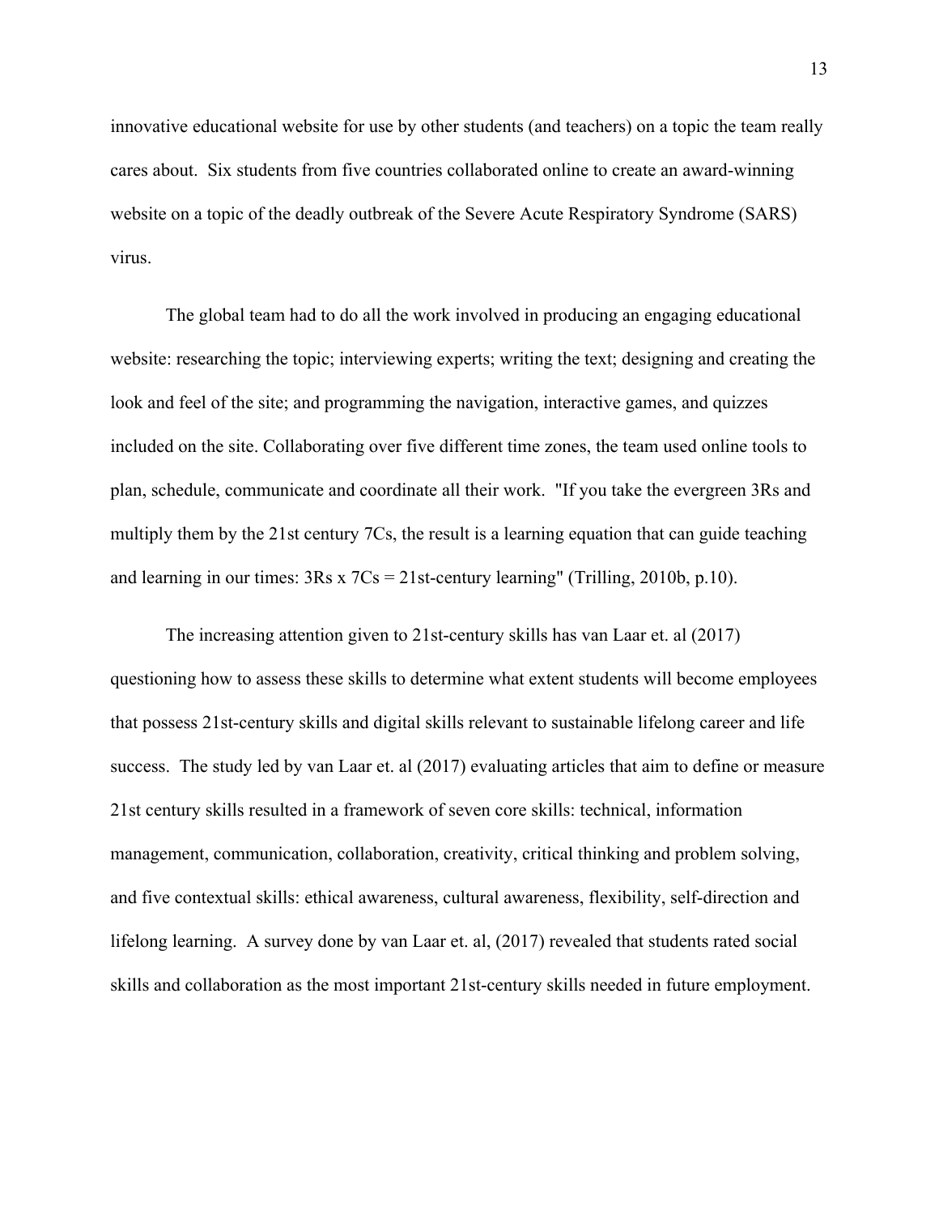innovative educational website for use by other students (and teachers) on a topic the team really cares about. Six students from five countries collaborated online to create an award-winning website on a topic of the deadly outbreak of the Severe Acute Respiratory Syndrome (SARS) virus.

The global team had to do all the work involved in producing an engaging educational website: researching the topic; interviewing experts; writing the text; designing and creating the look and feel of the site; and programming the navigation, interactive games, and quizzes included on the site. Collaborating over five different time zones, the team used online tools to plan, schedule, communicate and coordinate all their work. "If you take the evergreen 3Rs and multiply them by the 21st century 7Cs, the result is a learning equation that can guide teaching and learning in our times: 3Rs x 7Cs = 21st-century learning" (Trilling, 2010b, p.10).

The increasing attention given to 21st-century skills has van Laar et. al (2017) questioning how to assess these skills to determine what extent students will become employees that possess 21st-century skills and digital skills relevant to sustainable lifelong career and life success. The study led by van Laar et. al (2017) evaluating articles that aim to define or measure 21st century skills resulted in a framework of seven core skills: technical, information management, communication, collaboration, creativity, critical thinking and problem solving, and five contextual skills: ethical awareness, cultural awareness, flexibility, self-direction and lifelong learning. A survey done by van Laar et. al, (2017) revealed that students rated social skills and collaboration as the most important 21st-century skills needed in future employment.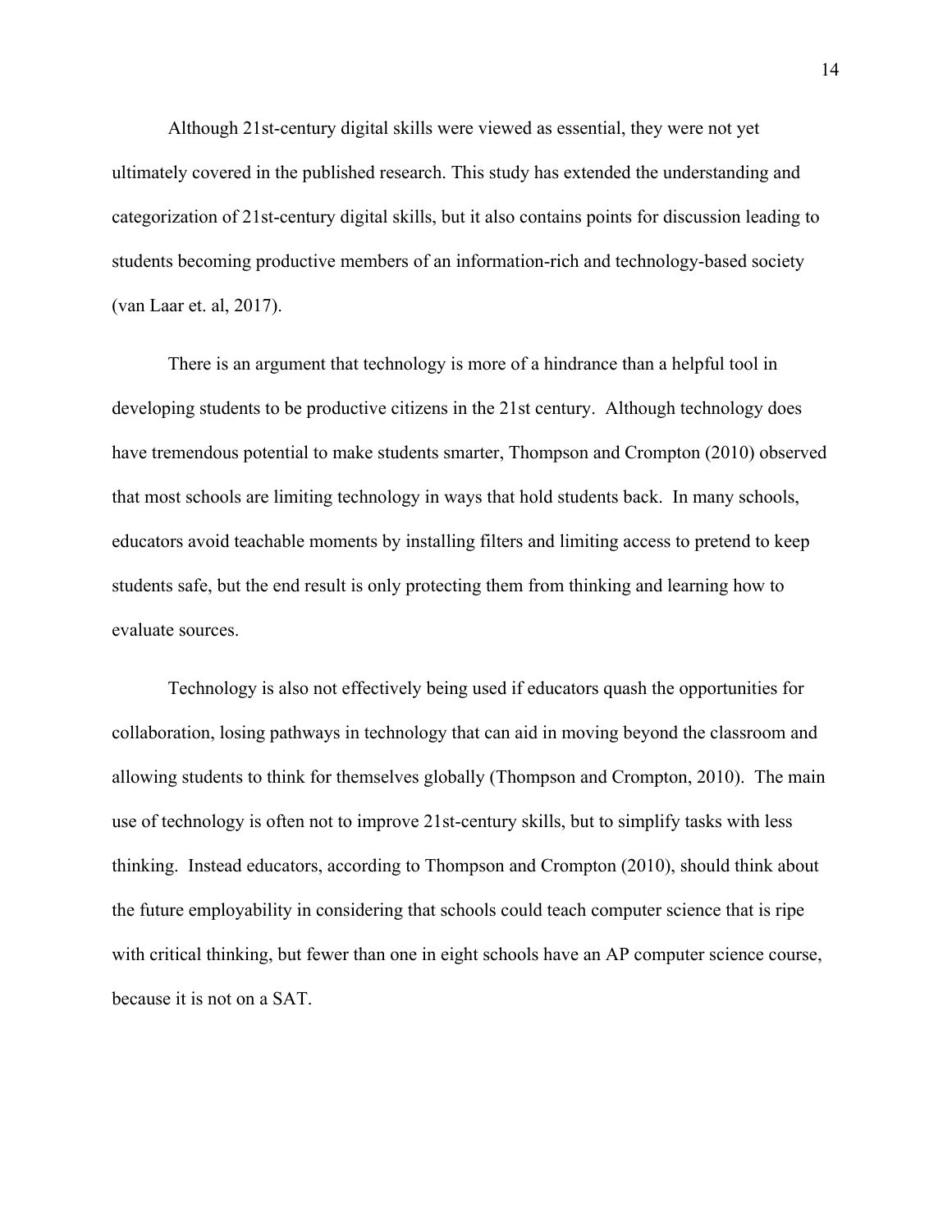Although 21st-century digital skills were viewed as essential, they were not yet ultimately covered in the published research. This study has extended the understanding and categorization of 21st-century digital skills, but it also contains points for discussion leading to students becoming productive members of an information-rich and technology-based society (van Laar et. al, 2017).

There is an argument that technology is more of a hindrance than a helpful tool in developing students to be productive citizens in the 21st century.  Although technology does have tremendous potential to make students smarter, Thompson and Crompton (2010) observed that most schools are limiting technology in ways that hold students back.  In many schools, educators avoid teachable moments by installing filters and limiting access to pretend to keep students safe, but the end result is only protecting them from thinking and learning how to evaluate sources.

Technology is also not effectively being used if educators quash the opportunities for collaboration, losing pathways in technology that can aid in moving beyond the classroom and allowing students to think for themselves globally (Thompson and Crompton, 2010).  The main use of technology is often not to improve 21st-century skills, but to simplify tasks with less thinking.  Instead educators, according to Thompson and Crompton (2010), should think about the future employability in considering that schools could teach computer science that is ripe with critical thinking, but fewer than one in eight schools have an AP computer science course, because it is not on a SAT.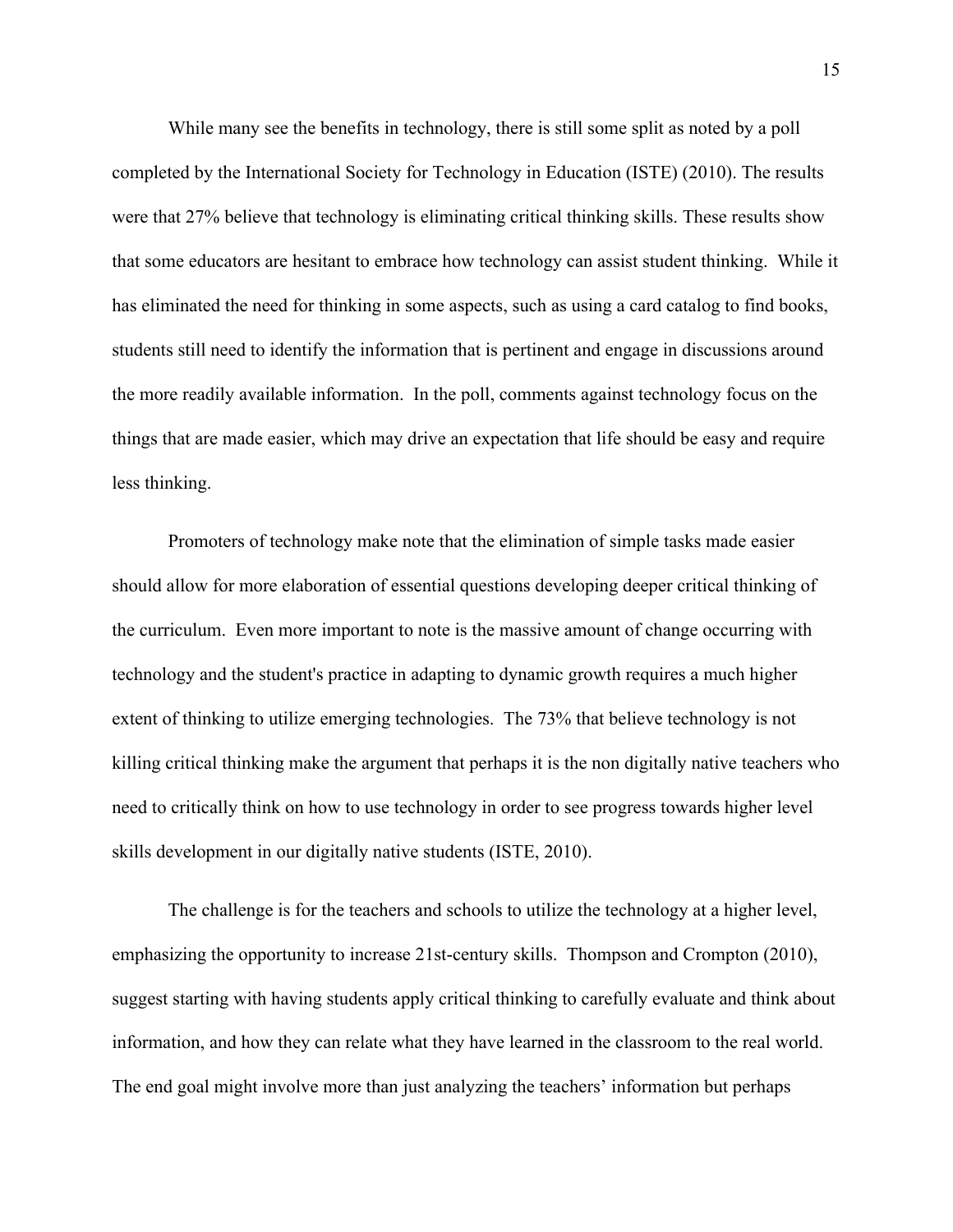While many see the benefits in technology, there is still some split as noted by a poll completed by the International Society for Technology in Education (ISTE) (2010). The results were that 27% believe that technology is eliminating critical thinking skills. These results show that some educators are hesitant to embrace how technology can assist student thinking. While it has eliminated the need for thinking in some aspects, such as using a card catalog to find books, students still need to identify the information that is pertinent and engage in discussions around the more readily available information. In the poll, comments against technology focus on the things that are made easier, which may drive an expectation that life should be easy and require less thinking.

Promoters of technology make note that the elimination of simple tasks made easier should allow for more elaboration of essential questions developing deeper critical thinking of the curriculum. Even more important to note is the massive amount of change occurring with technology and the student's practice in adapting to dynamic growth requires a much higher extent of thinking to utilize emerging technologies. The 73% that believe technology is not killing critical thinking make the argument that perhaps it is the non digitally native teachers who need to critically think on how to use technology in order to see progress towards higher level skills development in our digitally native students (ISTE, 2010).

The challenge is for the teachers and schools to utilize the technology at a higher level, emphasizing the opportunity to increase 21st-century skills. Thompson and Crompton (2010), suggest starting with having students apply critical thinking to carefully evaluate and think about information, and how they can relate what they have learned in the classroom to the real world. The end goal might involve more than just analyzing the teachers' information but perhaps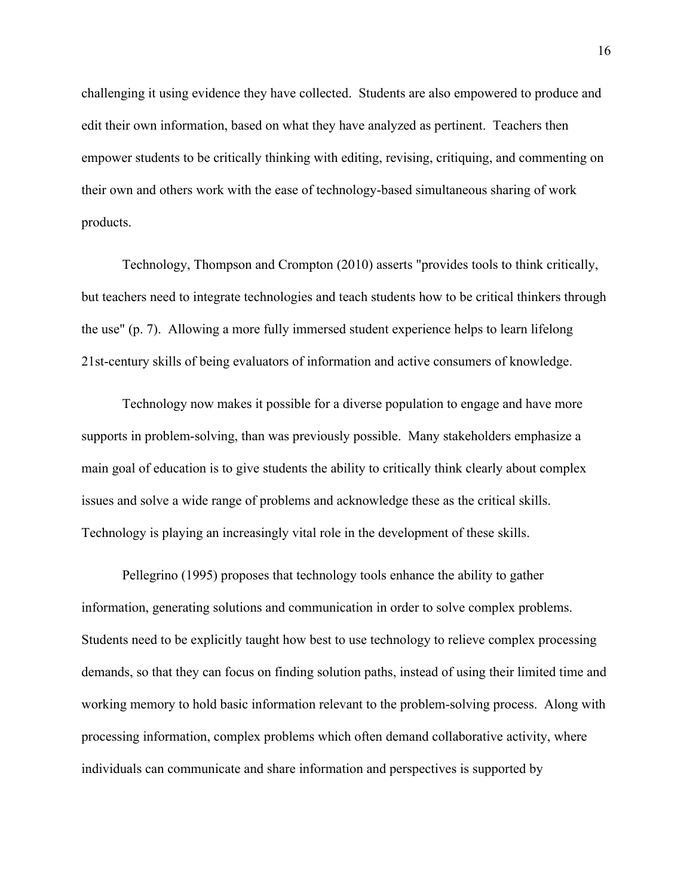challenging it using evidence they have collected.  Students are also empowered to produce and edit their own information, based on what they have analyzed as pertinent.  Teachers then empower students to be critically thinking with editing, revising, critiquing, and commenting on their own and others work with the ease of technology-based simultaneous sharing of work products.

Technology, Thompson and Crompton (2010) asserts "provides tools to think critically, but teachers need to integrate technologies and teach students how to be critical thinkers through the use" (p. 7).  Allowing a more fully immersed student experience helps to learn lifelong 21st-century skills of being evaluators of information and active consumers of knowledge.

Technology now makes it possible for a diverse population to engage and have more supports in problem-solving, than was previously possible.  Many stakeholders emphasize a main goal of education is to give students the ability to critically think clearly about complex issues and solve a wide range of problems and acknowledge these as the critical skills. Technology is playing an increasingly vital role in the development of these skills.

Pellegrino (1995) proposes that technology tools enhance the ability to gather information, generating solutions and communication in order to solve complex problems. Students need to be explicitly taught how best to use technology to relieve complex processing demands, so that they can focus on finding solution paths, instead of using their limited time and working memory to hold basic information relevant to the problem-solving process.  Along with processing information, complex problems which often demand collaborative activity, where individuals can communicate and share information and perspectives is supported by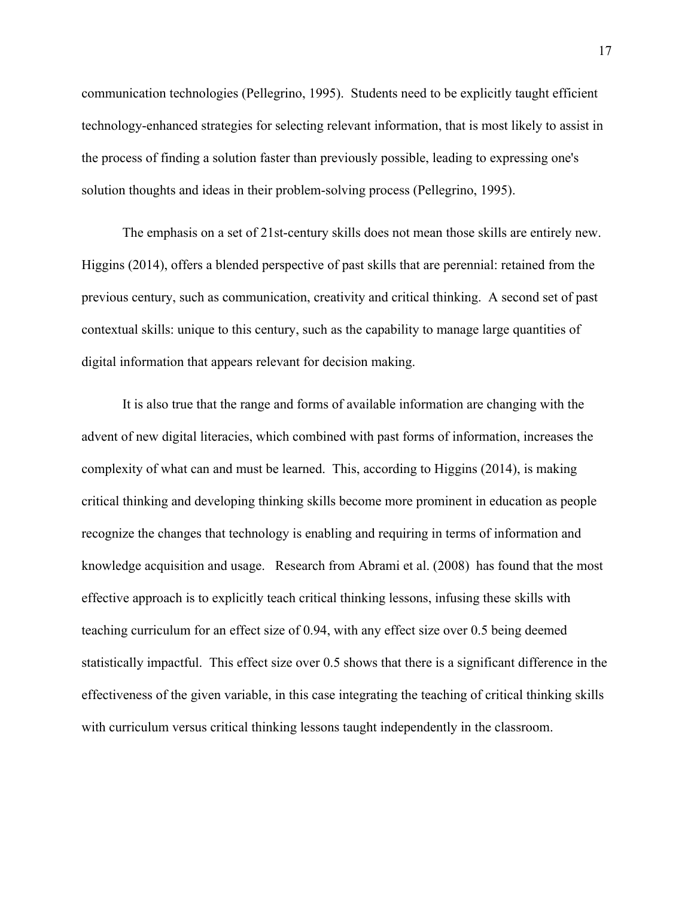communication technologies (Pellegrino, 1995). Students need to be explicitly taught efficient technology-enhanced strategies for selecting relevant information, that is most likely to assist in the process of finding a solution faster than previously possible, leading to expressing one's solution thoughts and ideas in their problem-solving process (Pellegrino, 1995).

The emphasis on a set of 21st-century skills does not mean those skills are entirely new. Higgins (2014), offers a blended perspective of past skills that are perennial: retained from the previous century, such as communication, creativity and critical thinking. A second set of past contextual skills: unique to this century, such as the capability to manage large quantities of digital information that appears relevant for decision making.

It is also true that the range and forms of available information are changing with the advent of new digital literacies, which combined with past forms of information, increases the complexity of what can and must be learned. This, according to Higgins (2014), is making critical thinking and developing thinking skills become more prominent in education as people recognize the changes that technology is enabling and requiring in terms of information and knowledge acquisition and usage. Research from Abrami et al. (2008) has found that the most effective approach is to explicitly teach critical thinking lessons, infusing these skills with teaching curriculum for an effect size of 0.94, with any effect size over 0.5 being deemed statistically impactful. This effect size over 0.5 shows that there is a significant difference in the effectiveness of the given variable, in this case integrating the teaching of critical thinking skills with curriculum versus critical thinking lessons taught independently in the classroom.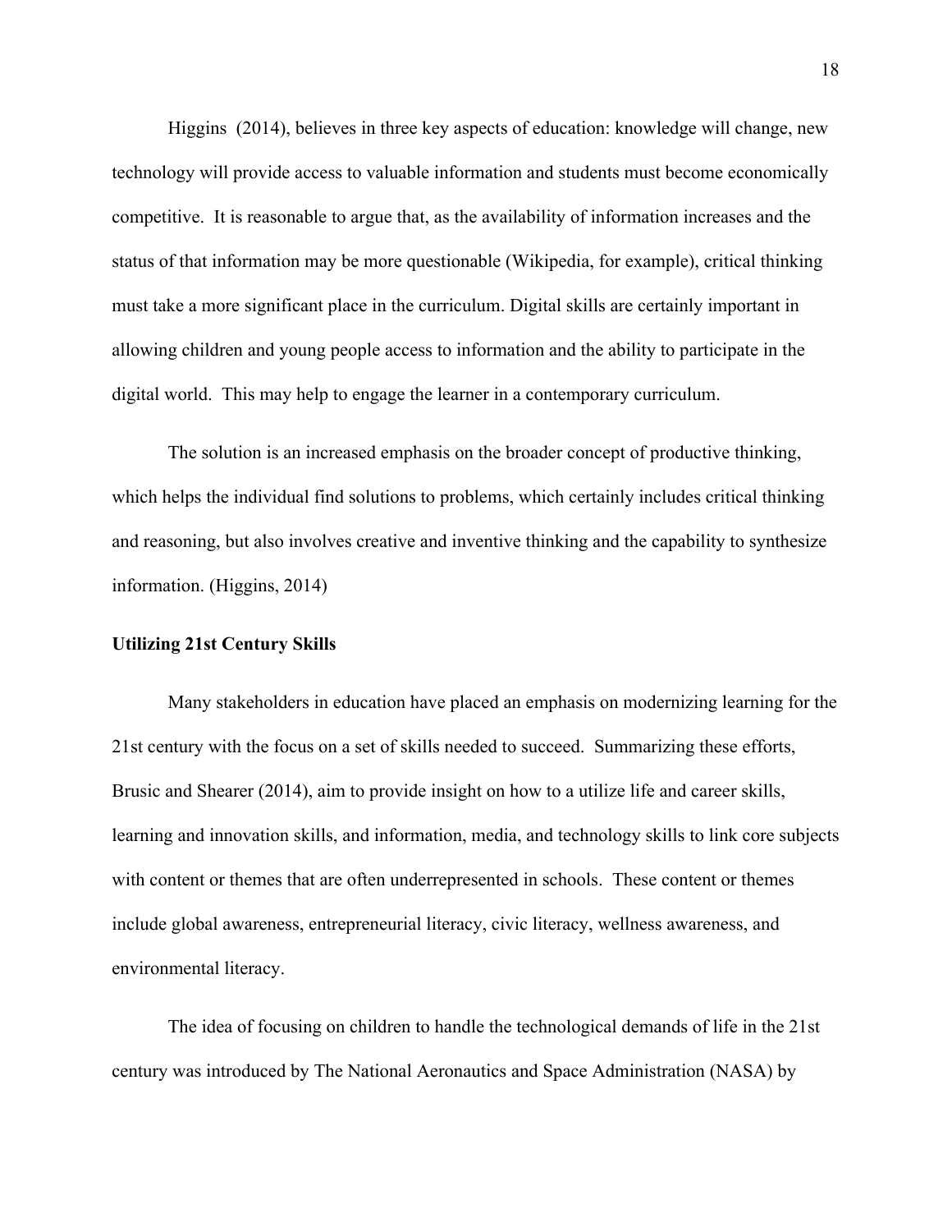Higgins (2014), believes in three key aspects of education: knowledge will change, new technology will provide access to valuable information and students must become economically competitive. It is reasonable to argue that, as the availability of information increases and the status of that information may be more questionable (Wikipedia, for example), critical thinking must take a more significant place in the curriculum. Digital skills are certainly important in allowing children and young people access to information and the ability to participate in the digital world. This may help to engage the learner in a contemporary curriculum.

The solution is an increased emphasis on the broader concept of productive thinking, which helps the individual find solutions to problems, which certainly includes critical thinking and reasoning, but also involves creative and inventive thinking and the capability to synthesize information. (Higgins, 2014)

**Utilizing 21st Century Skills**

Many stakeholders in education have placed an emphasis on modernizing learning for the 21st century with the focus on a set of skills needed to succeed. Summarizing these efforts, Brusic and Shearer (2014), aim to provide insight on how to a utilize life and career skills, learning and innovation skills, and information, media, and technology skills to link core subjects with content or themes that are often underrepresented in schools. These content or themes include global awareness, entrepreneurial literacy, civic literacy, wellness awareness, and environmental literacy.

The idea of focusing on children to handle the technological demands of life in the 21st century was introduced by The National Aeronautics and Space Administration (NASA) by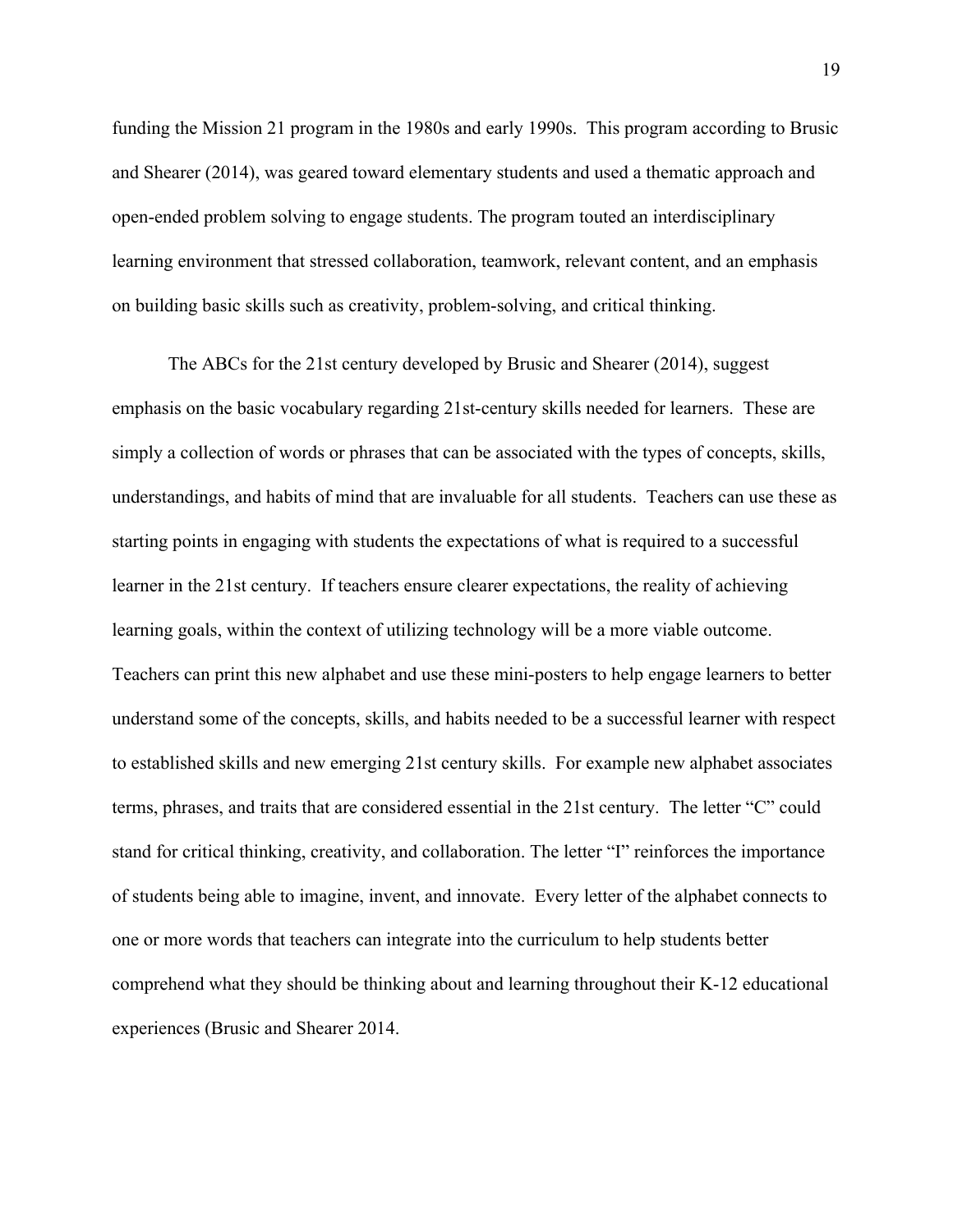funding the Mission 21 program in the 1980s and early 1990s. This program according to Brusic and Shearer (2014), was geared toward elementary students and used a thematic approach and open-ended problem solving to engage students. The program touted an interdisciplinary learning environment that stressed collaboration, teamwork, relevant content, and an emphasis on building basic skills such as creativity, problem-solving, and critical thinking.

The ABCs for the 21st century developed by Brusic and Shearer (2014), suggest emphasis on the basic vocabulary regarding 21st-century skills needed for learners. These are simply a collection of words or phrases that can be associated with the types of concepts, skills, understandings, and habits of mind that are invaluable for all students. Teachers can use these as starting points in engaging with students the expectations of what is required to a successful learner in the 21st century. If teachers ensure clearer expectations, the reality of achieving learning goals, within the context of utilizing technology will be a more viable outcome. Teachers can print this new alphabet and use these mini-posters to help engage learners to better understand some of the concepts, skills, and habits needed to be a successful learner with respect to established skills and new emerging 21st century skills. For example new alphabet associates terms, phrases, and traits that are considered essential in the 21st century. The letter "C" could stand for critical thinking, creativity, and collaboration. The letter "I" reinforces the importance of students being able to imagine, invent, and innovate. Every letter of the alphabet connects to one or more words that teachers can integrate into the curriculum to help students better comprehend what they should be thinking about and learning throughout their K-12 educational experiences (Brusic and Shearer 2014.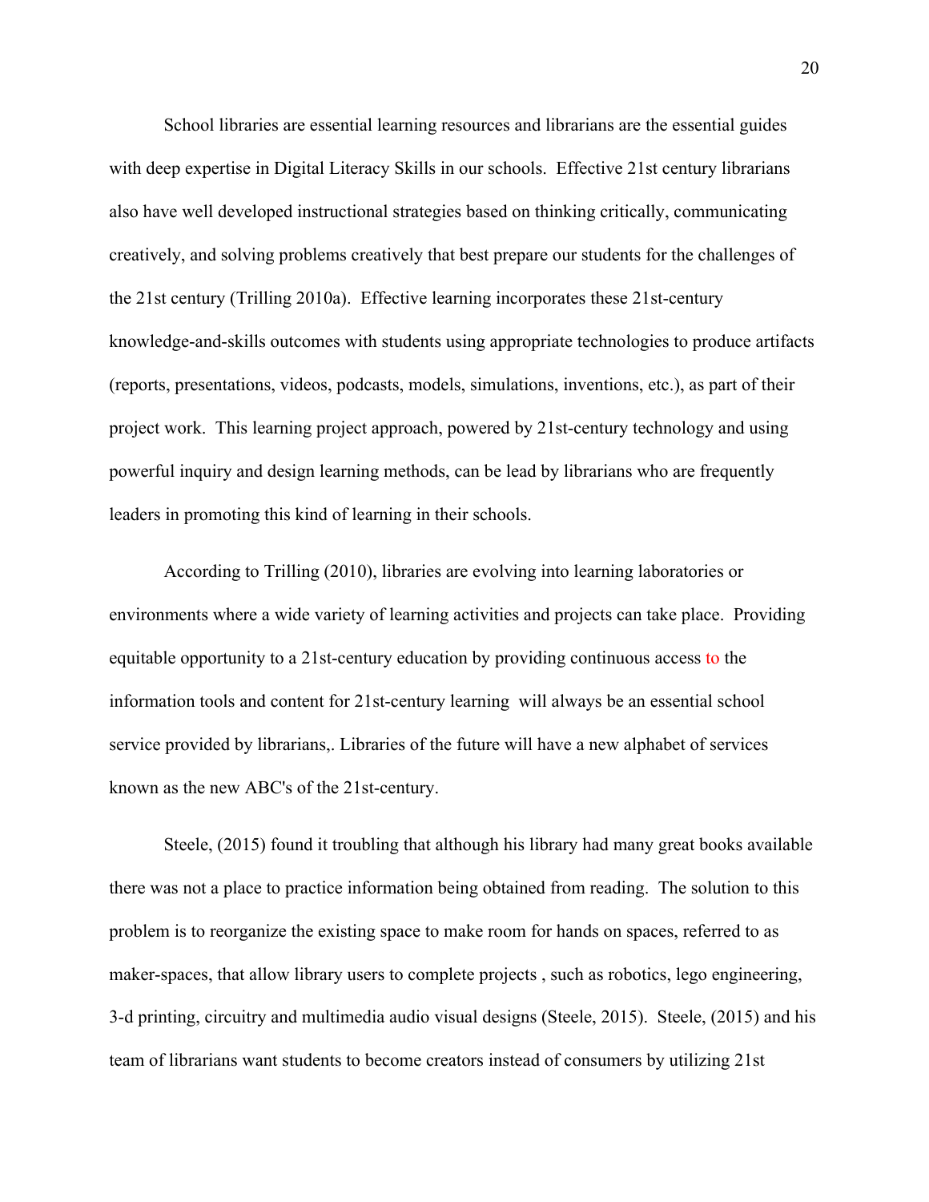School libraries are essential learning resources and librarians are the essential guides with deep expertise in Digital Literacy Skills in our schools. Effective 21st century librarians also have well developed instructional strategies based on thinking critically, communicating creatively, and solving problems creatively that best prepare our students for the challenges of the 21st century (Trilling 2010a). Effective learning incorporates these 21st-century knowledge-and-skills outcomes with students using appropriate technologies to produce artifacts (reports, presentations, videos, podcasts, models, simulations, inventions, etc.), as part of their project work. This learning project approach, powered by 21st-century technology and using powerful inquiry and design learning methods, can be lead by librarians who are frequently leaders in promoting this kind of learning in their schools.

According to Trilling (2010), libraries are evolving into learning laboratories or environments where a wide variety of learning activities and projects can take place. Providing equitable opportunity to a 21st-century education by providing continuous access to the information tools and content for 21st-century learning will always be an essential school service provided by librarians,. Libraries of the future will have a new alphabet of services known as the new ABC's of the 21st-century.

Steele, (2015) found it troubling that although his library had many great books available there was not a place to practice information being obtained from reading. The solution to this problem is to reorganize the existing space to make room for hands on spaces, referred to as maker-spaces, that allow library users to complete projects , such as robotics, lego engineering, 3-d printing, circuitry and multimedia audio visual designs (Steele, 2015). Steele, (2015) and his team of librarians want students to become creators instead of consumers by utilizing 21st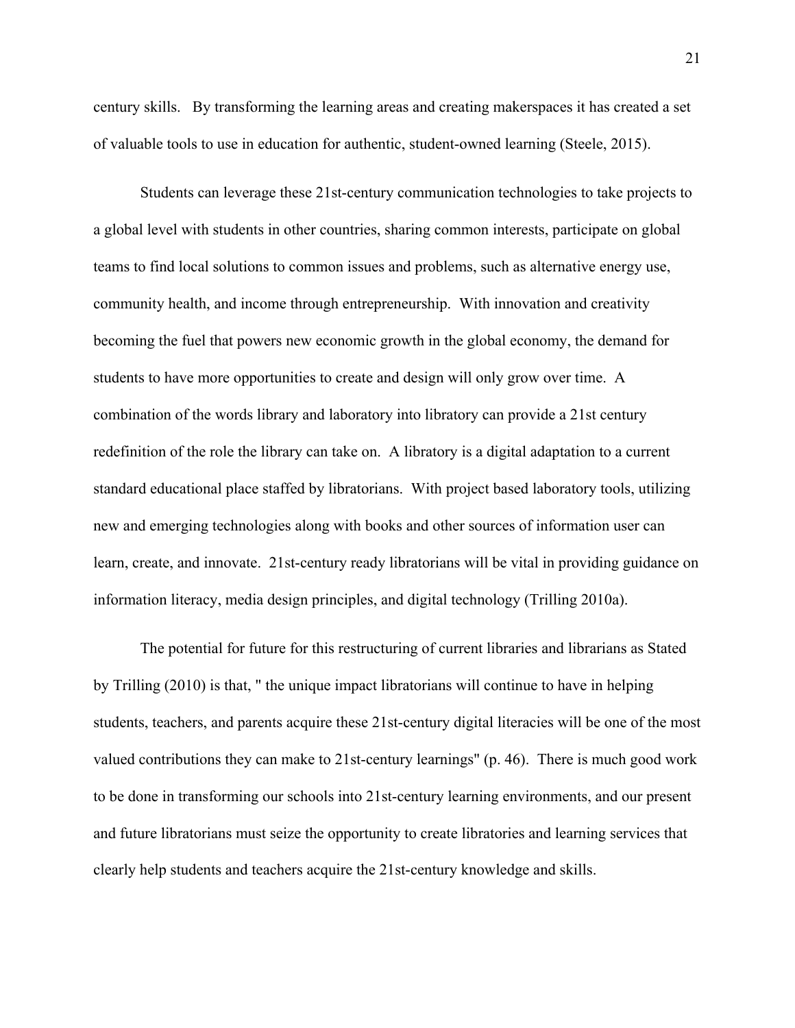century skills. By transforming the learning areas and creating makerspaces it has created a set of valuable tools to use in education for authentic, student-owned learning (Steele, 2015).

Students can leverage these 21st-century communication technologies to take projects to a global level with students in other countries, sharing common interests, participate on global teams to find local solutions to common issues and problems, such as alternative energy use, community health, and income through entrepreneurship. With innovation and creativity becoming the fuel that powers new economic growth in the global economy, the demand for students to have more opportunities to create and design will only grow over time. A combination of the words library and laboratory into libratory can provide a 21st century redefinition of the role the library can take on. A libratory is a digital adaptation to a current standard educational place staffed by libratorians. With project based laboratory tools, utilizing new and emerging technologies along with books and other sources of information user can learn, create, and innovate. 21st-century ready libratorians will be vital in providing guidance on information literacy, media design principles, and digital technology (Trilling 2010a).

The potential for future for this restructuring of current libraries and librarians as Stated by Trilling (2010) is that, " the unique impact libratorians will continue to have in helping students, teachers, and parents acquire these 21st-century digital literacies will be one of the most valued contributions they can make to 21st-century learnings" (p. 46). There is much good work to be done in transforming our schools into 21st-century learning environments, and our present and future libratorians must seize the opportunity to create libratories and learning services that clearly help students and teachers acquire the 21st-century knowledge and skills.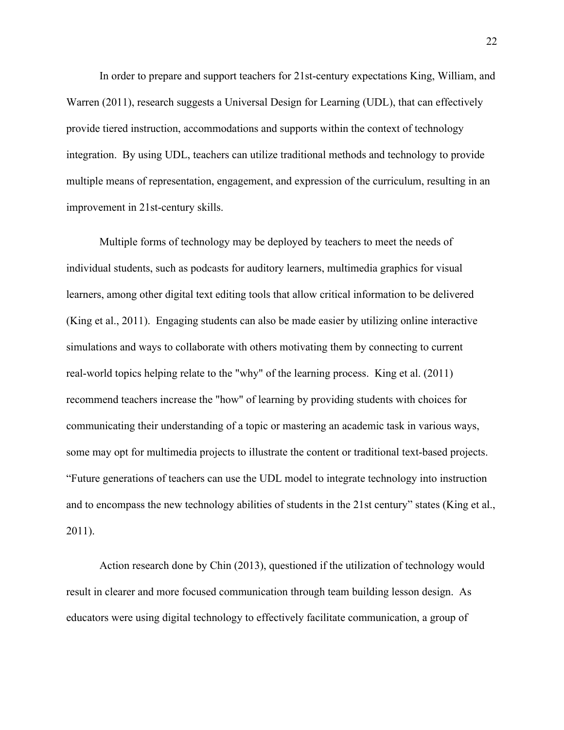In order to prepare and support teachers for 21st-century expectations King, William, and Warren (2011), research suggests a Universal Design for Learning (UDL), that can effectively provide tiered instruction, accommodations and supports within the context of technology integration. By using UDL, teachers can utilize traditional methods and technology to provide multiple means of representation, engagement, and expression of the curriculum, resulting in an improvement in 21st-century skills.

Multiple forms of technology may be deployed by teachers to meet the needs of individual students, such as podcasts for auditory learners, multimedia graphics for visual learners, among other digital text editing tools that allow critical information to be delivered (King et al., 2011). Engaging students can also be made easier by utilizing online interactive simulations and ways to collaborate with others motivating them by connecting to current real-world topics helping relate to the "why" of the learning process. King et al. (2011) recommend teachers increase the "how" of learning by providing students with choices for communicating their understanding of a topic or mastering an academic task in various ways, some may opt for multimedia projects to illustrate the content or traditional text-based projects. “Future generations of teachers can use the UDL model to integrate technology into instruction and to encompass the new technology abilities of students in the 21st century” states (King et al., 2011).

Action research done by Chin (2013), questioned if the utilization of technology would result in clearer and more focused communication through team building lesson design. As educators were using digital technology to effectively facilitate communication, a group of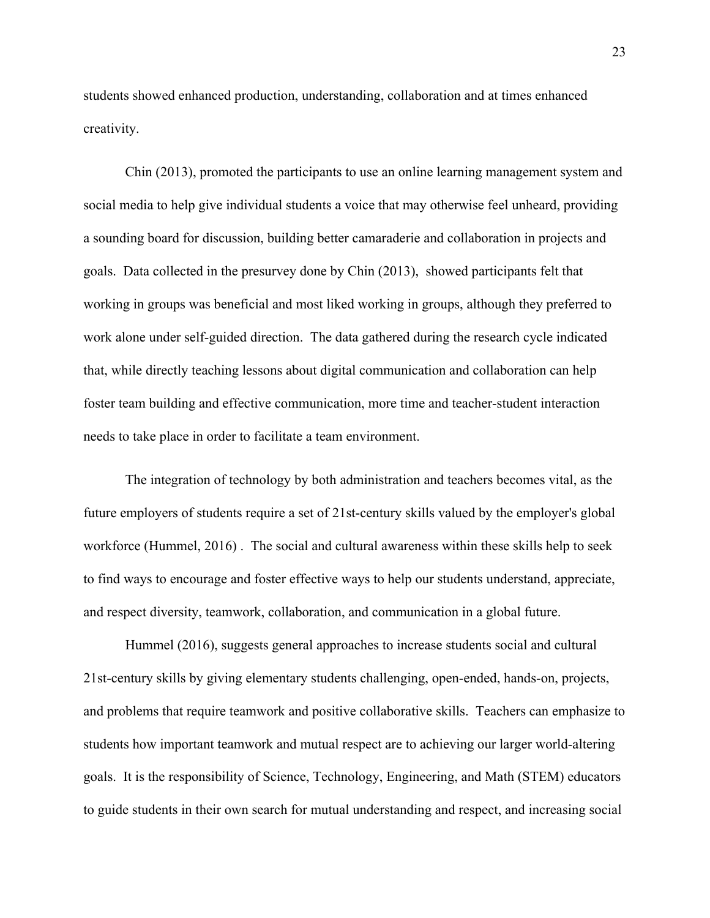students showed enhanced production, understanding, collaboration and at times enhanced creativity.

Chin (2013), promoted the participants to use an online learning management system and social media to help give individual students a voice that may otherwise feel unheard, providing a sounding board for discussion, building better camaraderie and collaboration in projects and goals. Data collected in the presurvey done by Chin (2013), showed participants felt that working in groups was beneficial and most liked working in groups, although they preferred to work alone under self-guided direction. The data gathered during the research cycle indicated that, while directly teaching lessons about digital communication and collaboration can help foster team building and effective communication, more time and teacher-student interaction needs to take place in order to facilitate a team environment.

The integration of technology by both administration and teachers becomes vital, as the future employers of students require a set of 21st-century skills valued by the employer's global workforce (Hummel, 2016) . The social and cultural awareness within these skills help to seek to find ways to encourage and foster effective ways to help our students understand, appreciate, and respect diversity, teamwork, collaboration, and communication in a global future.

Hummel (2016), suggests general approaches to increase students social and cultural 21st-century skills by giving elementary students challenging, open-ended, hands-on, projects, and problems that require teamwork and positive collaborative skills. Teachers can emphasize to students how important teamwork and mutual respect are to achieving our larger world-altering goals. It is the responsibility of Science, Technology, Engineering, and Math (STEM) educators to guide students in their own search for mutual understanding and respect, and increasing social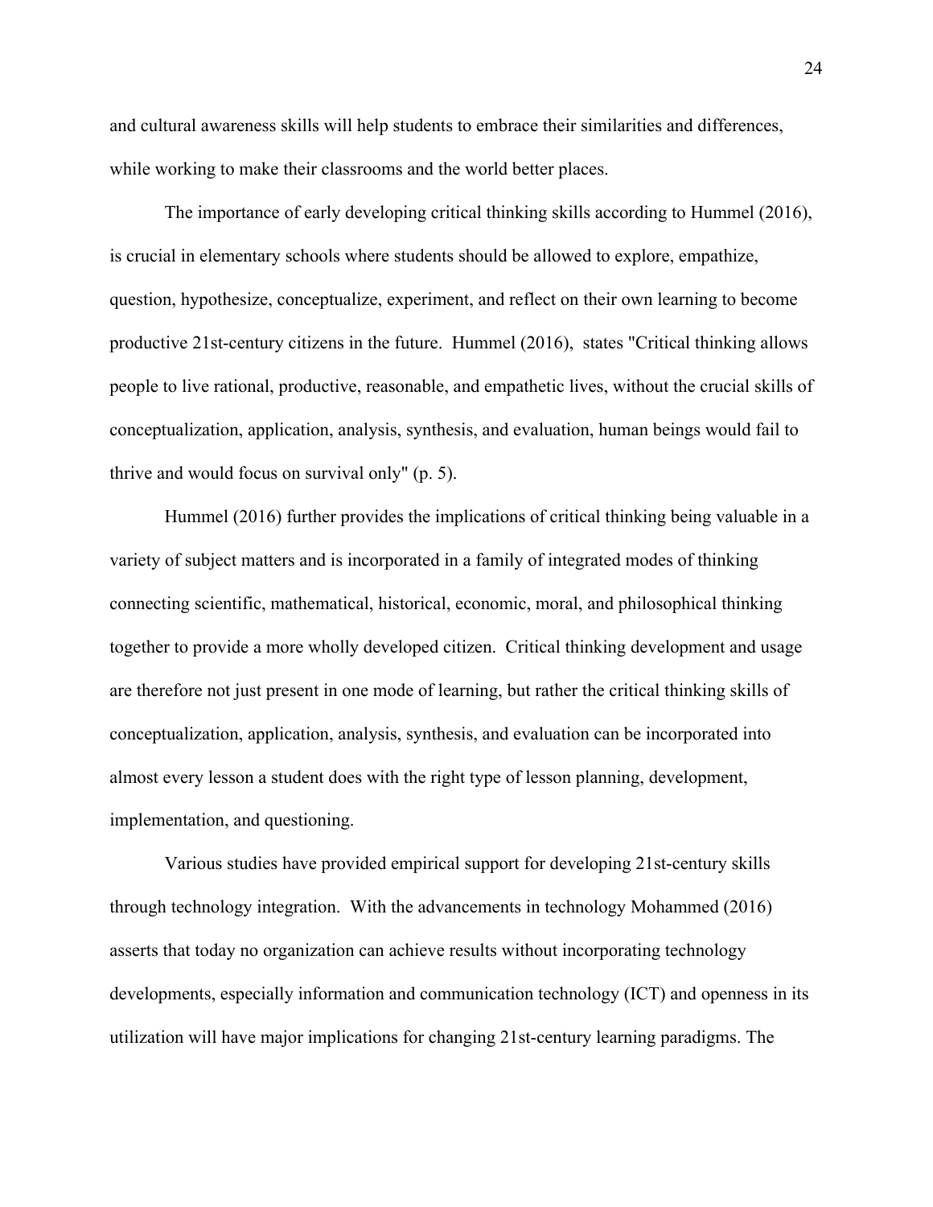and cultural awareness skills will help students to embrace their similarities and differences, while working to make their classrooms and the world better places.

The importance of early developing critical thinking skills according to Hummel (2016), is crucial in elementary schools where students should be allowed to explore, empathize, question, hypothesize, conceptualize, experiment, and reflect on their own learning to become productive 21st-century citizens in the future. Hummel (2016), states "Critical thinking allows people to live rational, productive, reasonable, and empathetic lives, without the crucial skills of conceptualization, application, analysis, synthesis, and evaluation, human beings would fail to thrive and would focus on survival only" (p. 5).

Hummel (2016) further provides the implications of critical thinking being valuable in a variety of subject matters and is incorporated in a family of integrated modes of thinking connecting scientific, mathematical, historical, economic, moral, and philosophical thinking together to provide a more wholly developed citizen. Critical thinking development and usage are therefore not just present in one mode of learning, but rather the critical thinking skills of conceptualization, application, analysis, synthesis, and evaluation can be incorporated into almost every lesson a student does with the right type of lesson planning, development, implementation, and questioning.

Various studies have provided empirical support for developing 21st-century skills through technology integration. With the advancements in technology Mohammed (2016) asserts that today no organization can achieve results without incorporating technology developments, especially information and communication technology (ICT) and openness in its utilization will have major implications for changing 21st-century learning paradigms. The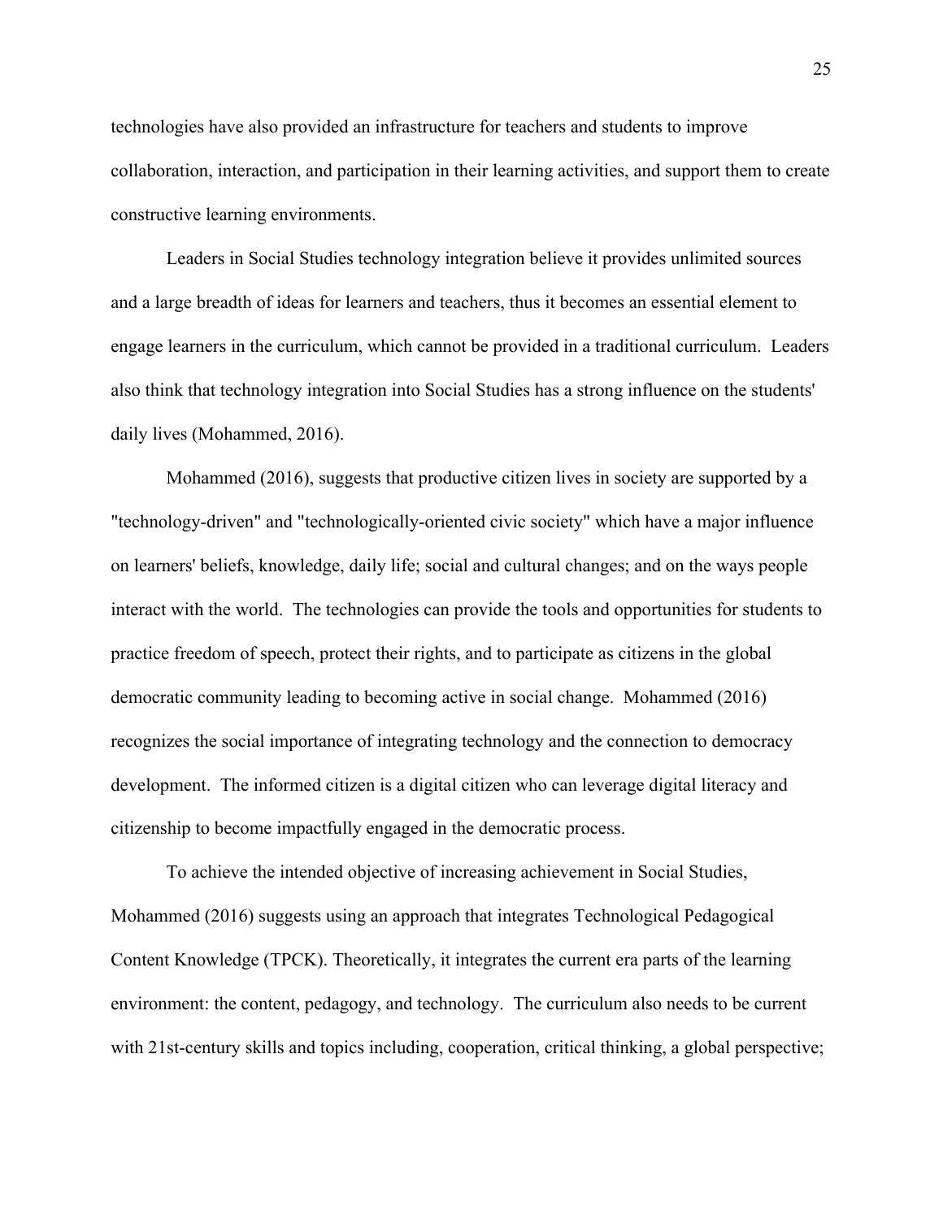technologies have also provided an infrastructure for teachers and students to improve collaboration, interaction, and participation in their learning activities, and support them to create constructive learning environments.

Leaders in Social Studies technology integration believe it provides unlimited sources and a large breadth of ideas for learners and teachers, thus it becomes an essential element to engage learners in the curriculum, which cannot be provided in a traditional curriculum. Leaders also think that technology integration into Social Studies has a strong influence on the students' daily lives (Mohammed, 2016).

Mohammed (2016), suggests that productive citizen lives in society are supported by a "technology-driven" and "technologically-oriented civic society" which have a major influence on learners' beliefs, knowledge, daily life; social and cultural changes; and on the ways people interact with the world. The technologies can provide the tools and opportunities for students to practice freedom of speech, protect their rights, and to participate as citizens in the global democratic community leading to becoming active in social change. Mohammed (2016) recognizes the social importance of integrating technology and the connection to democracy development. The informed citizen is a digital citizen who can leverage digital literacy and citizenship to become impactfully engaged in the democratic process.

To achieve the intended objective of increasing achievement in Social Studies, Mohammed (2016) suggests using an approach that integrates Technological Pedagogical Content Knowledge (TPCK). Theoretically, it integrates the current era parts of the learning environment: the content, pedagogy, and technology. The curriculum also needs to be current with 21st-century skills and topics including, cooperation, critical thinking, a global perspective;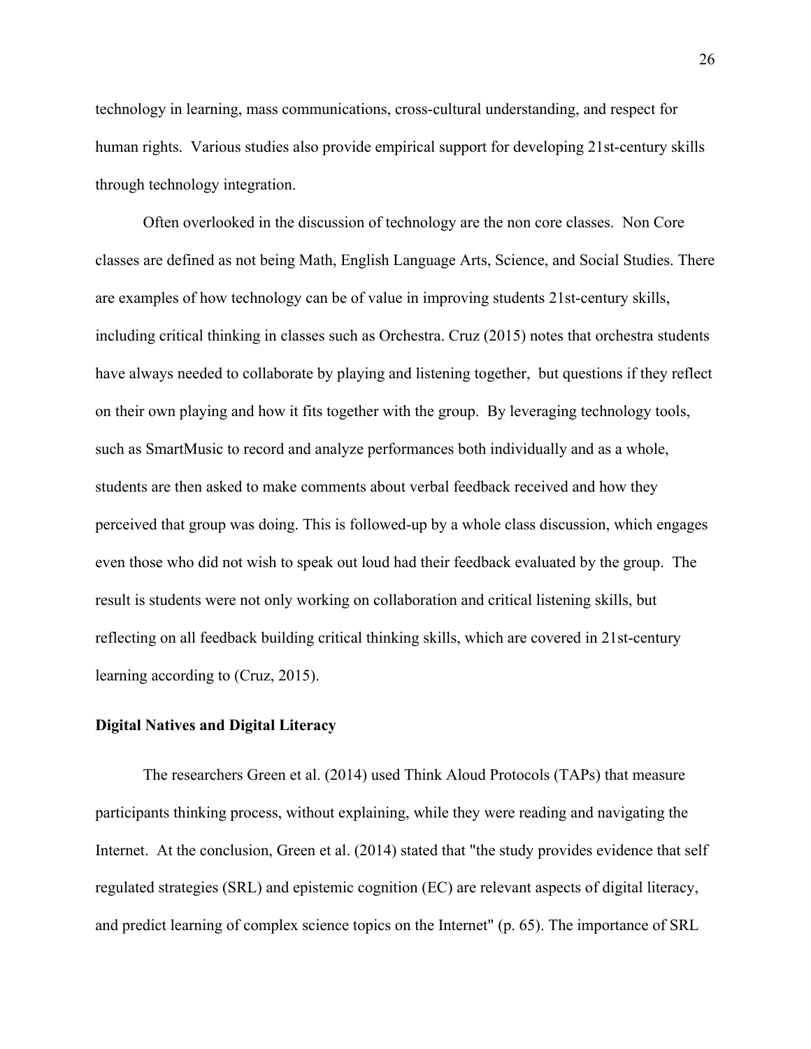technology in learning, mass communications, cross-cultural understanding, and respect for human rights. Various studies also provide empirical support for developing 21st-century skills through technology integration.

Often overlooked in the discussion of technology are the non core classes. Non Core classes are defined as not being Math, English Language Arts, Science, and Social Studies. There are examples of how technology can be of value in improving students 21st-century skills, including critical thinking in classes such as Orchestra. Cruz (2015) notes that orchestra students have always needed to collaborate by playing and listening together, but questions if they reflect on their own playing and how it fits together with the group. By leveraging technology tools, such as SmartMusic to record and analyze performances both individually and as a whole, students are then asked to make comments about verbal feedback received and how they perceived that group was doing. This is followed-up by a whole class discussion, which engages even those who did not wish to speak out loud had their feedback evaluated by the group. The result is students were not only working on collaboration and critical listening skills, but reflecting on all feedback building critical thinking skills, which are covered in 21st-century learning according to (Cruz, 2015).

## Digital Natives and Digital Literacy

The researchers Green et al. (2014) used Think Aloud Protocols (TAPs) that measure participants thinking process, without explaining, while they were reading and navigating the Internet. At the conclusion, Green et al. (2014) stated that "the study provides evidence that self regulated strategies (SRL) and epistemic cognition (EC) are relevant aspects of digital literacy, and predict learning of complex science topics on the Internet" (p. 65). The importance of SRL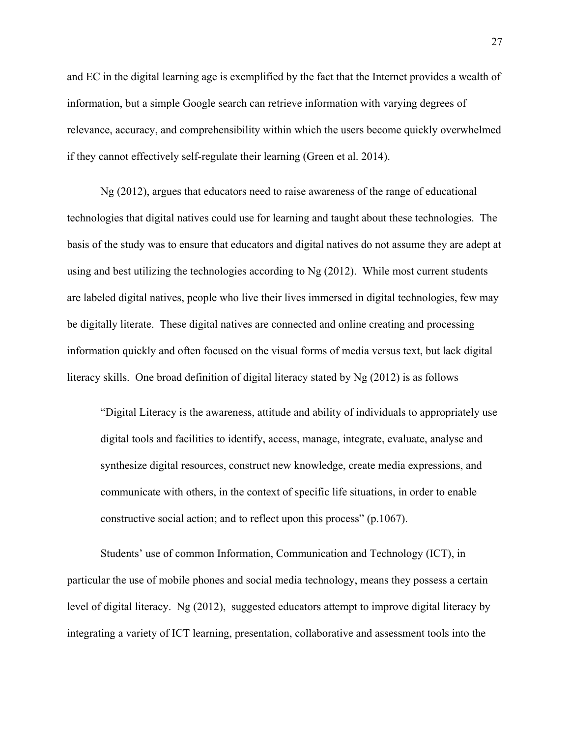and EC in the digital learning age is exemplified by the fact that the Internet provides a wealth of information, but a simple Google search can retrieve information with varying degrees of relevance, accuracy, and comprehensibility within which the users become quickly overwhelmed if they cannot effectively self-regulate their learning (Green et al. 2014).

Ng (2012), argues that educators need to raise awareness of the range of educational technologies that digital natives could use for learning and taught about these technologies. The basis of the study was to ensure that educators and digital natives do not assume they are adept at using and best utilizing the technologies according to Ng (2012). While most current students are labeled digital natives, people who live their lives immersed in digital technologies, few may be digitally literate. These digital natives are connected and online creating and processing information quickly and often focused on the visual forms of media versus text, but lack digital literacy skills. One broad definition of digital literacy stated by Ng (2012) is as follows

> "Digital Literacy is the awareness, attitude and ability of individuals to appropriately use digital tools and facilities to identify, access, manage, integrate, evaluate, analyse and synthesize digital resources, construct new knowledge, create media expressions, and communicate with others, in the context of specific life situations, in order to enable constructive social action; and to reflect upon this process" (p.1067).

Students' use of common Information, Communication and Technology (ICT), in particular the use of mobile phones and social media technology, means they possess a certain level of digital literacy. Ng (2012), suggested educators attempt to improve digital literacy by integrating a variety of ICT learning, presentation, collaborative and assessment tools into the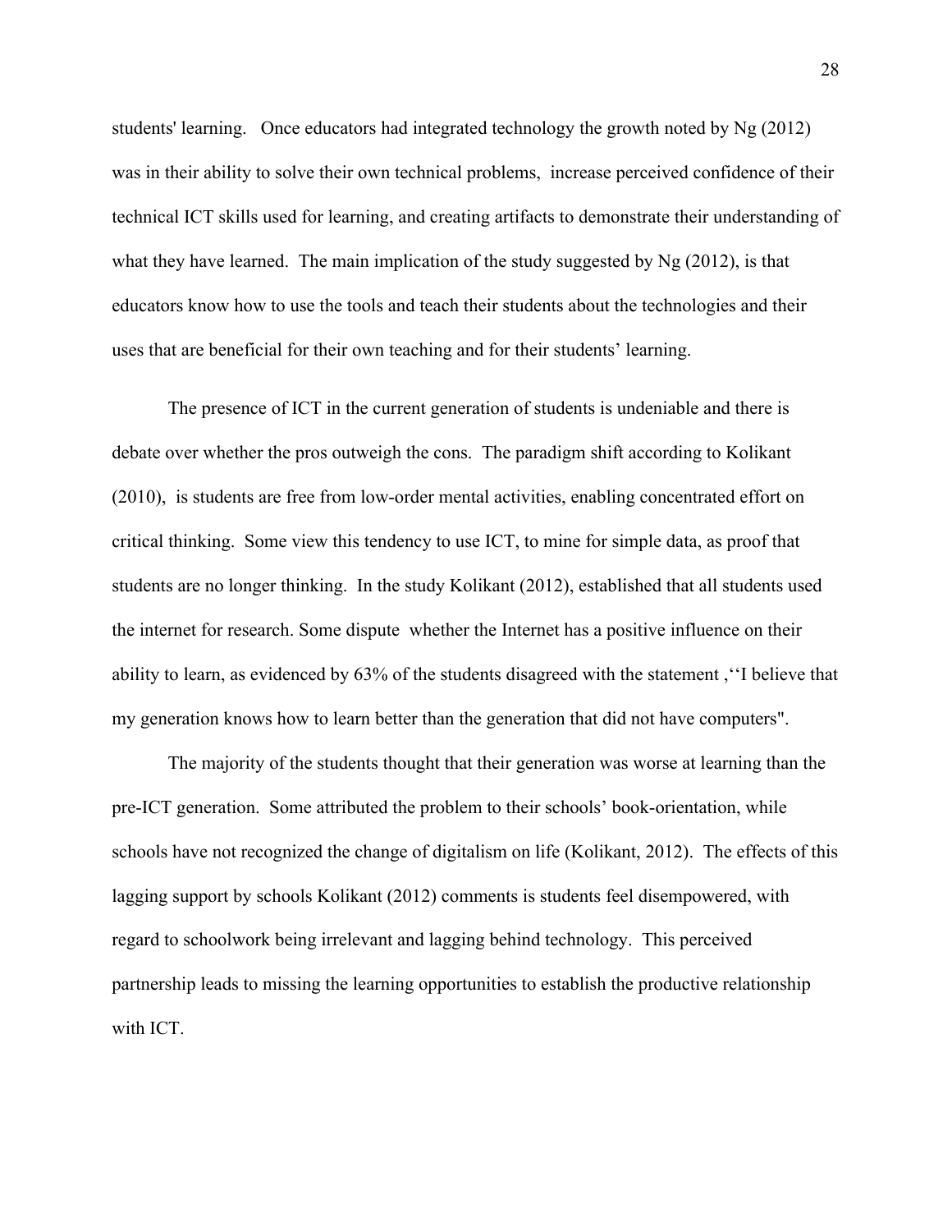students' learning. Once educators had integrated technology the growth noted by Ng (2012) was in their ability to solve their own technical problems, increase perceived confidence of their technical ICT skills used for learning, and creating artifacts to demonstrate their understanding of what they have learned. The main implication of the study suggested by Ng (2012), is that educators know how to use the tools and teach their students about the technologies and their uses that are beneficial for their own teaching and for their students' learning.

The presence of ICT in the current generation of students is undeniable and there is debate over whether the pros outweigh the cons. The paradigm shift according to Kolikant (2010), is students are free from low-order mental activities, enabling concentrated effort on critical thinking. Some view this tendency to use ICT, to mine for simple data, as proof that students are no longer thinking. In the study Kolikant (2012), established that all students used the internet for research. Some dispute whether the Internet has a positive influence on their ability to learn, as evidenced by 63% of the students disagreed with the statement ,''I believe that my generation knows how to learn better than the generation that did not have computers".

The majority of the students thought that their generation was worse at learning than the pre-ICT generation. Some attributed the problem to their schools' book-orientation, while schools have not recognized the change of digitalism on life (Kolikant, 2012). The effects of this lagging support by schools Kolikant (2012) comments is students feel disempowered, with regard to schoolwork being irrelevant and lagging behind technology. This perceived partnership leads to missing the learning opportunities to establish the productive relationship with ICT.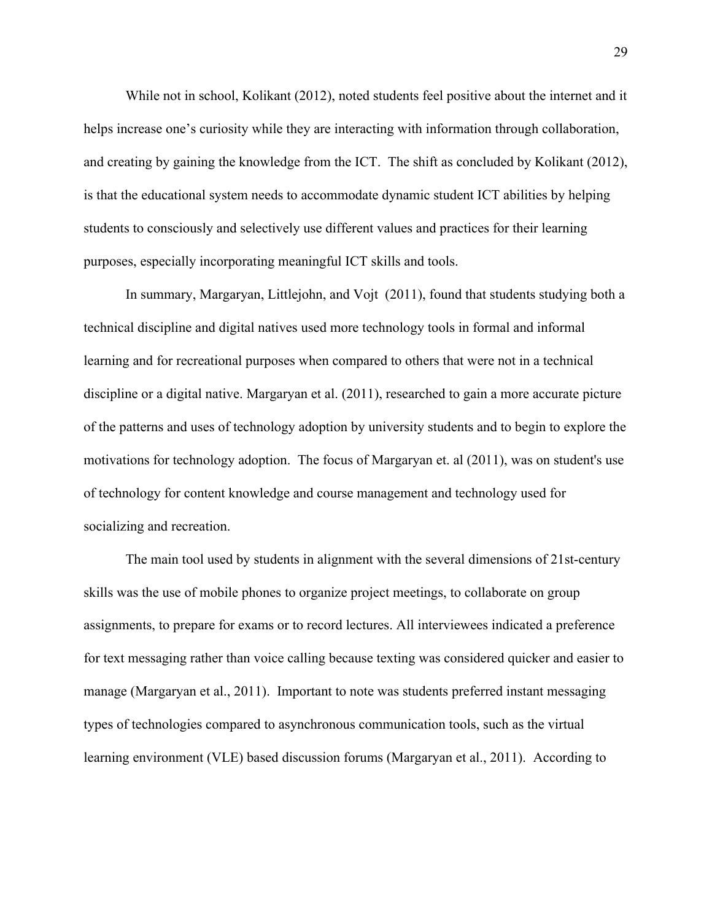While not in school, Kolikant (2012), noted students feel positive about the internet and it helps increase one's curiosity while they are interacting with information through collaboration, and creating by gaining the knowledge from the ICT. The shift as concluded by Kolikant (2012), is that the educational system needs to accommodate dynamic student ICT abilities by helping students to consciously and selectively use different values and practices for their learning purposes, especially incorporating meaningful ICT skills and tools.

In summary, Margaryan, Littlejohn, and Vojt (2011), found that students studying both a technical discipline and digital natives used more technology tools in formal and informal learning and for recreational purposes when compared to others that were not in a technical discipline or a digital native. Margaryan et al. (2011), researched to gain a more accurate picture of the patterns and uses of technology adoption by university students and to begin to explore the motivations for technology adoption. The focus of Margaryan et. al (2011), was on student's use of technology for content knowledge and course management and technology used for socializing and recreation.

The main tool used by students in alignment with the several dimensions of 21st-century skills was the use of mobile phones to organize project meetings, to collaborate on group assignments, to prepare for exams or to record lectures. All interviewees indicated a preference for text messaging rather than voice calling because texting was considered quicker and easier to manage (Margaryan et al., 2011). Important to note was students preferred instant messaging types of technologies compared to asynchronous communication tools, such as the virtual learning environment (VLE) based discussion forums (Margaryan et al., 2011). According to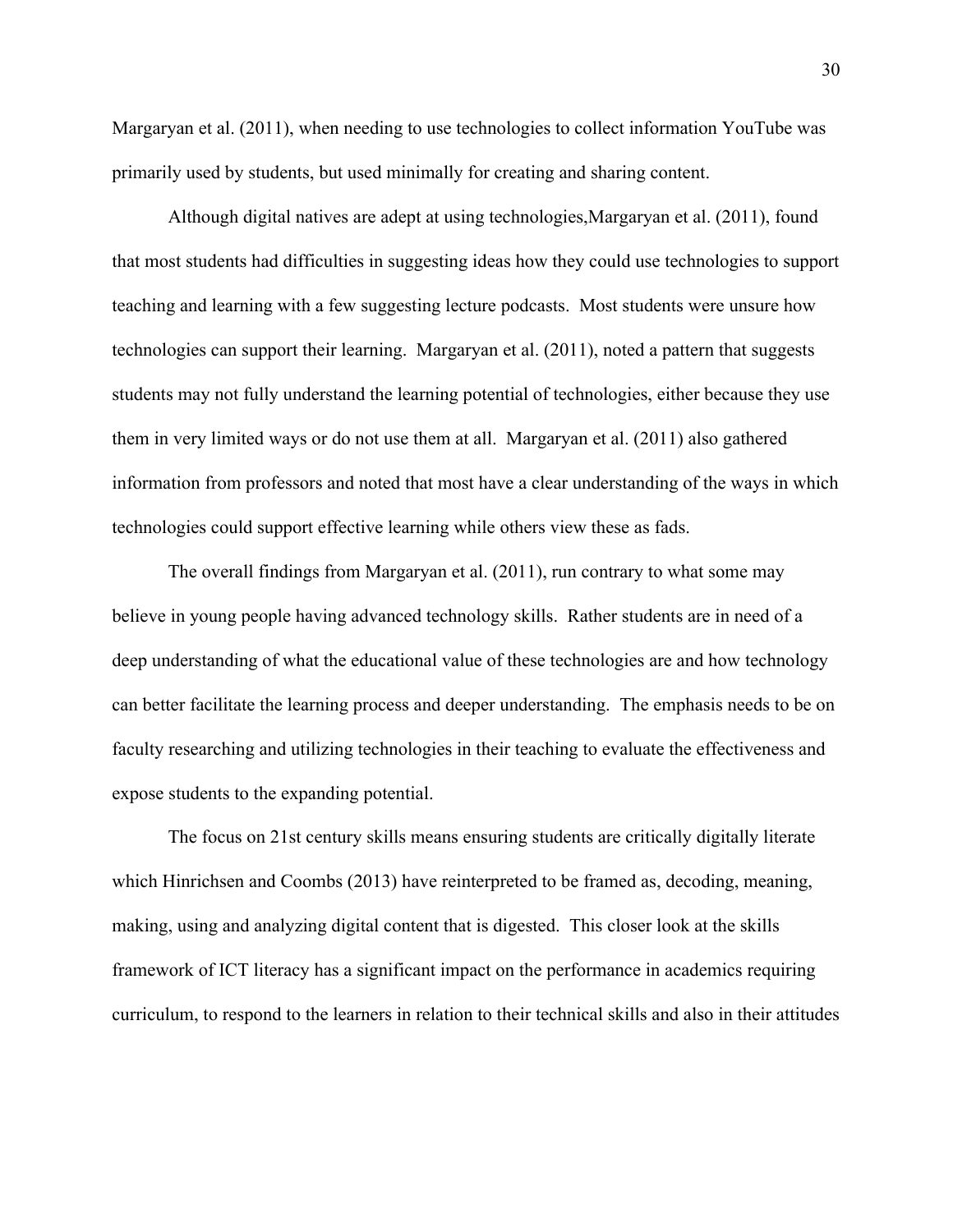Margaryan et al. (2011), when needing to use technologies to collect information YouTube was primarily used by students, but used minimally for creating and sharing content.

Although digital natives are adept at using technologies,Margaryan et al. (2011), found that most students had difficulties in suggesting ideas how they could use technologies to support teaching and learning with a few suggesting lecture podcasts. Most students were unsure how technologies can support their learning. Margaryan et al. (2011), noted a pattern that suggests students may not fully understand the learning potential of technologies, either because they use them in very limited ways or do not use them at all. Margaryan et al. (2011) also gathered information from professors and noted that most have a clear understanding of the ways in which technologies could support effective learning while others view these as fads.

The overall findings from Margaryan et al. (2011), run contrary to what some may believe in young people having advanced technology skills. Rather students are in need of a deep understanding of what the educational value of these technologies are and how technology can better facilitate the learning process and deeper understanding. The emphasis needs to be on faculty researching and utilizing technologies in their teaching to evaluate the effectiveness and expose students to the expanding potential.

The focus on 21st century skills means ensuring students are critically digitally literate which Hinrichsen and Coombs (2013) have reinterpreted to be framed as, decoding, meaning, making, using and analyzing digital content that is digested. This closer look at the skills framework of ICT literacy has a significant impact on the performance in academics requiring curriculum, to respond to the learners in relation to their technical skills and also in their attitudes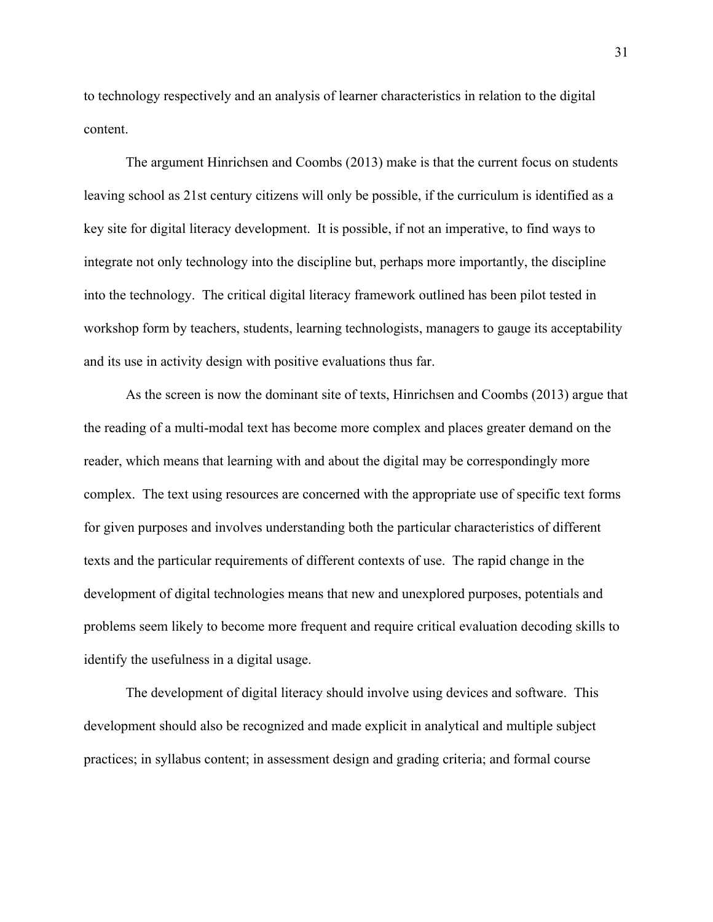to technology respectively and an analysis of learner characteristics in relation to the digital content.

The argument Hinrichsen and Coombs (2013) make is that the current focus on students leaving school as 21st century citizens will only be possible, if the curriculum is identified as a key site for digital literacy development. It is possible, if not an imperative, to find ways to integrate not only technology into the discipline but, perhaps more importantly, the discipline into the technology. The critical digital literacy framework outlined has been pilot tested in workshop form by teachers, students, learning technologists, managers to gauge its acceptability and its use in activity design with positive evaluations thus far.

As the screen is now the dominant site of texts, Hinrichsen and Coombs (2013) argue that the reading of a multi-modal text has become more complex and places greater demand on the reader, which means that learning with and about the digital may be correspondingly more complex. The text using resources are concerned with the appropriate use of specific text forms for given purposes and involves understanding both the particular characteristics of different texts and the particular requirements of different contexts of use. The rapid change in the development of digital technologies means that new and unexplored purposes, potentials and problems seem likely to become more frequent and require critical evaluation decoding skills to identify the usefulness in a digital usage.

The development of digital literacy should involve using devices and software. This development should also be recognized and made explicit in analytical and multiple subject practices; in syllabus content; in assessment design and grading criteria; and formal course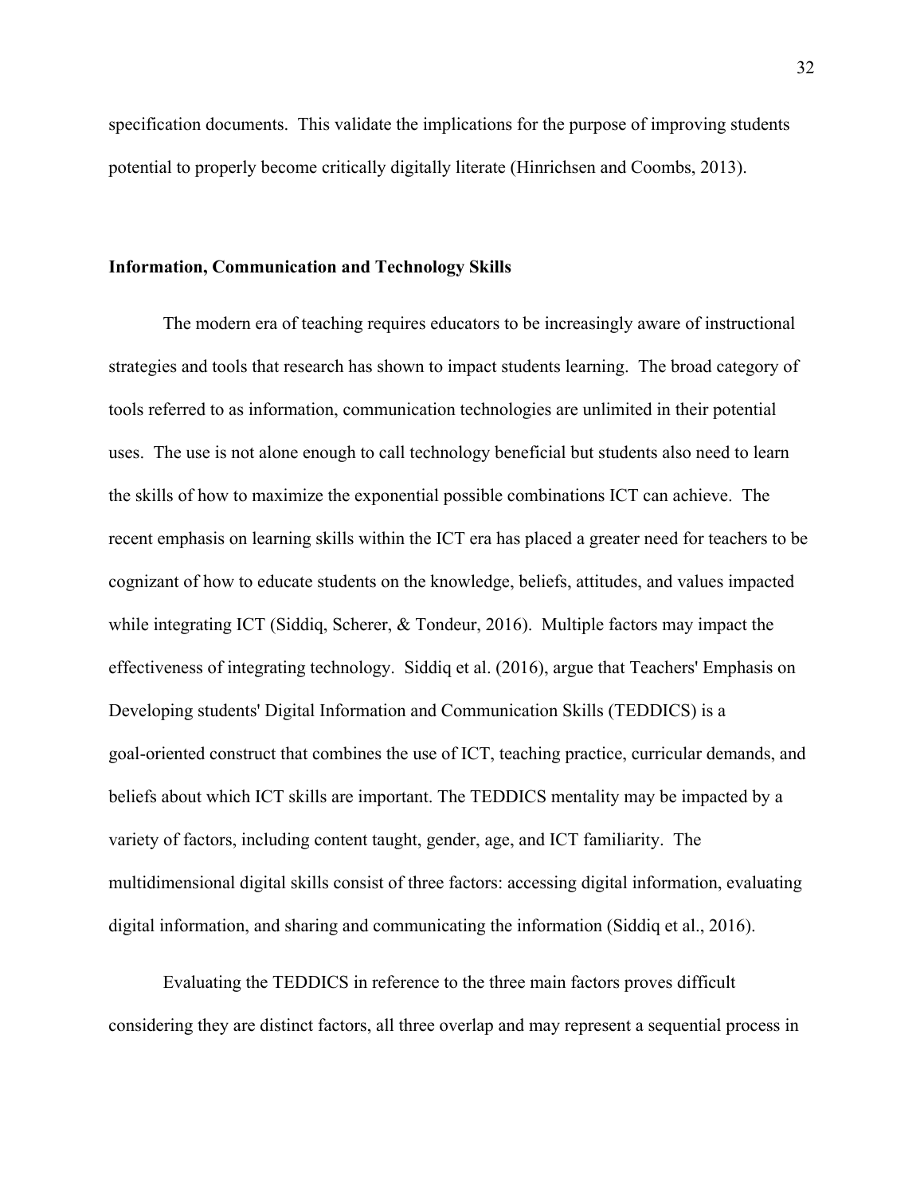specification documents. This validate the implications for the purpose of improving students potential to properly become critically digitally literate (Hinrichsen and Coombs, 2013).

## Information, Communication and Technology Skills

The modern era of teaching requires educators to be increasingly aware of instructional strategies and tools that research has shown to impact students learning. The broad category of tools referred to as information, communication technologies are unlimited in their potential uses. The use is not alone enough to call technology beneficial but students also need to learn the skills of how to maximize the exponential possible combinations ICT can achieve. The recent emphasis on learning skills within the ICT era has placed a greater need for teachers to be cognizant of how to educate students on the knowledge, beliefs, attitudes, and values impacted while integrating ICT (Siddiq, Scherer, & Tondeur, 2016). Multiple factors may impact the effectiveness of integrating technology. Siddiq et al. (2016), argue that Teachers' Emphasis on Developing students' Digital Information and Communication Skills (TEDDICS) is a goal-oriented construct that combines the use of ICT, teaching practice, curricular demands, and beliefs about which ICT skills are important. The TEDDICS mentality may be impacted by a variety of factors, including content taught, gender, age, and ICT familiarity. The multidimensional digital skills consist of three factors: accessing digital information, evaluating digital information, and sharing and communicating the information (Siddiq et al., 2016).

Evaluating the TEDDICS in reference to the three main factors proves difficult considering they are distinct factors, all three overlap and may represent a sequential process in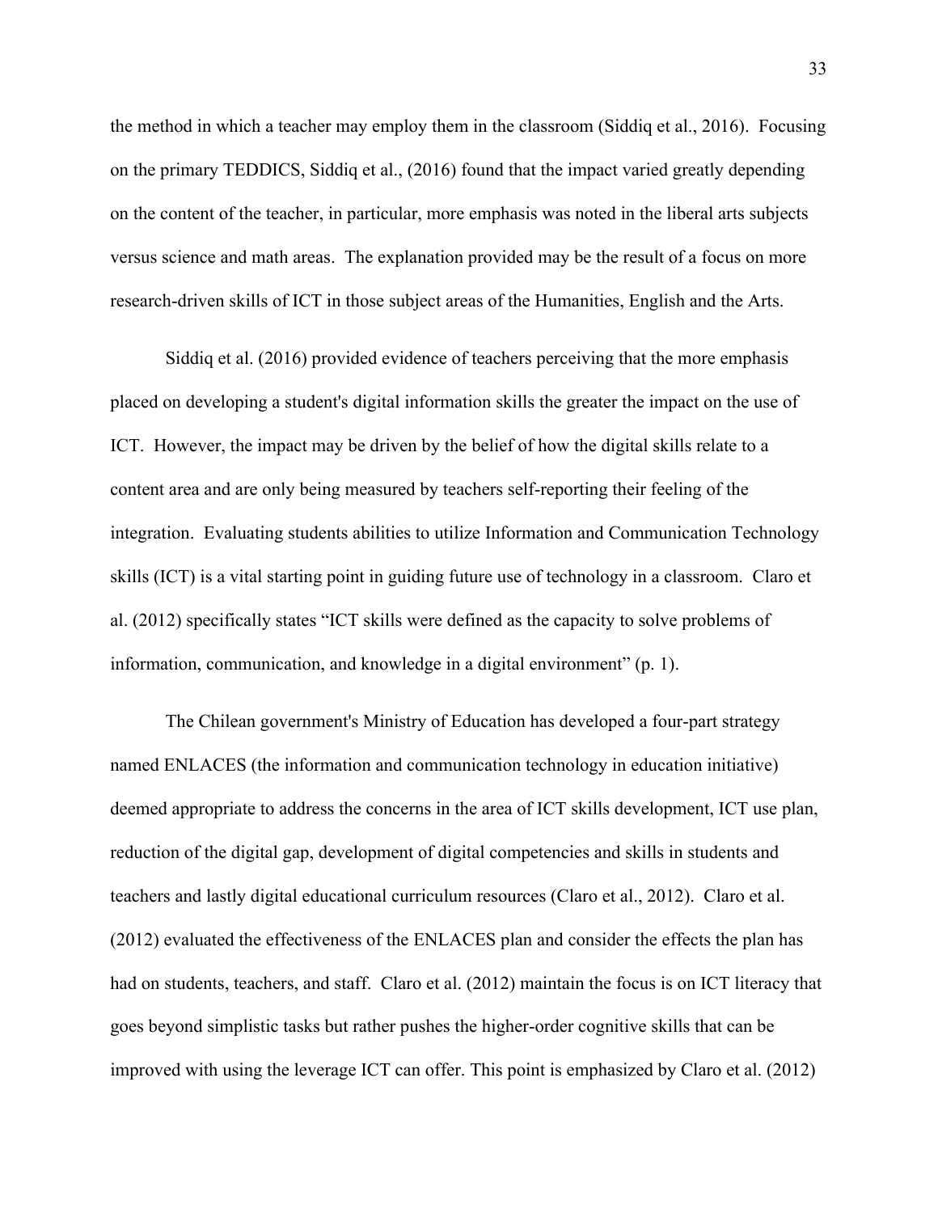the method in which a teacher may employ them in the classroom (Siddiq et al., 2016). Focusing on the primary TEDDICS, Siddiq et al., (2016) found that the impact varied greatly depending on the content of the teacher, in particular, more emphasis was noted in the liberal arts subjects versus science and math areas. The explanation provided may be the result of a focus on more research-driven skills of ICT in those subject areas of the Humanities, English and the Arts.

Siddiq et al. (2016) provided evidence of teachers perceiving that the more emphasis placed on developing a student's digital information skills the greater the impact on the use of ICT. However, the impact may be driven by the belief of how the digital skills relate to a content area and are only being measured by teachers self-reporting their feeling of the integration. Evaluating students abilities to utilize Information and Communication Technology skills (ICT) is a vital starting point in guiding future use of technology in a classroom. Claro et al. (2012) specifically states "ICT skills were defined as the capacity to solve problems of information, communication, and knowledge in a digital environment" (p. 1).

The Chilean government's Ministry of Education has developed a four-part strategy named ENLACES (the information and communication technology in education initiative) deemed appropriate to address the concerns in the area of ICT skills development, ICT use plan, reduction of the digital gap, development of digital competencies and skills in students and teachers and lastly digital educational curriculum resources (Claro et al., 2012). Claro et al. (2012) evaluated the effectiveness of the ENLACES plan and consider the effects the plan has had on students, teachers, and staff. Claro et al. (2012) maintain the focus is on ICT literacy that goes beyond simplistic tasks but rather pushes the higher-order cognitive skills that can be improved with using the leverage ICT can offer. This point is emphasized by Claro et al. (2012)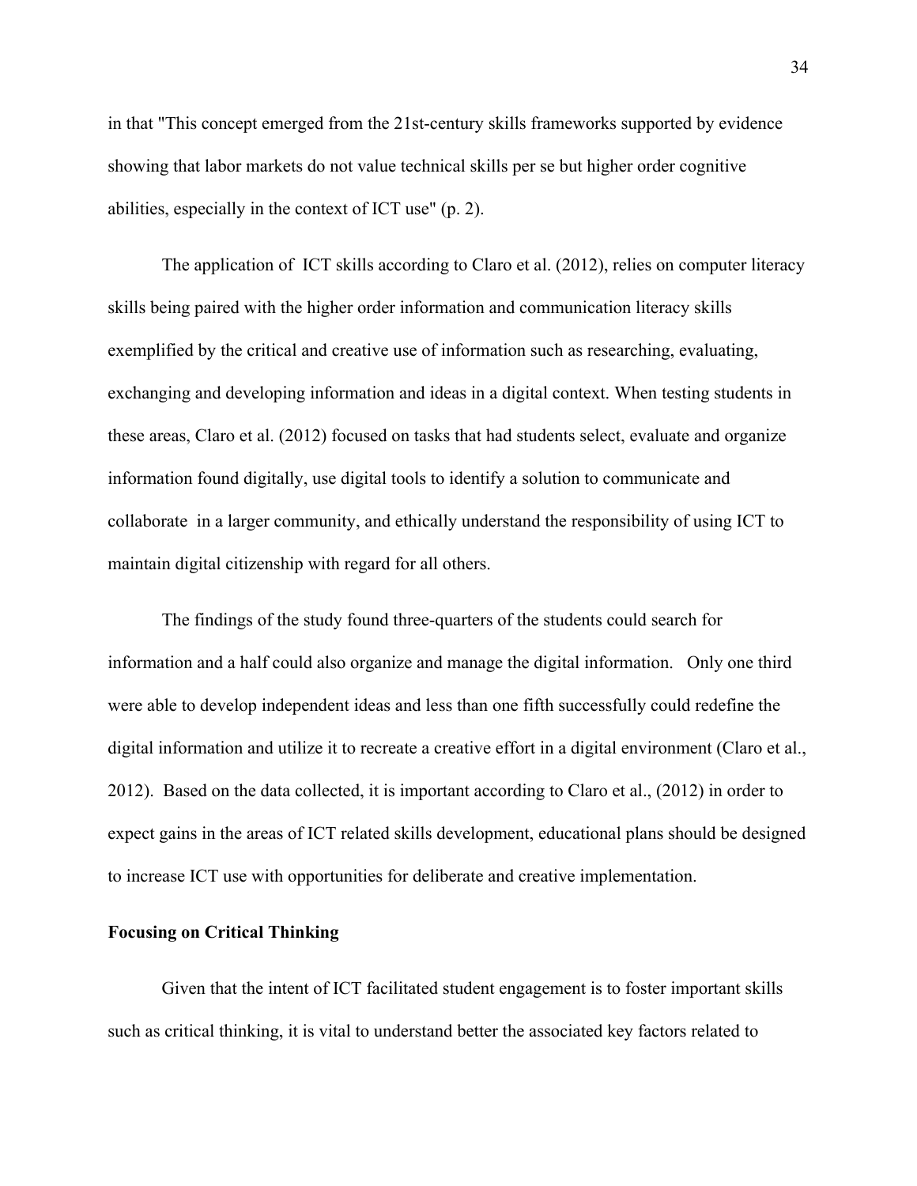in that "This concept emerged from the 21st-century skills frameworks supported by evidence showing that labor markets do not value technical skills per se but higher order cognitive abilities, especially in the context of ICT use" (p. 2).

The application of ICT skills according to Claro et al. (2012), relies on computer literacy skills being paired with the higher order information and communication literacy skills exemplified by the critical and creative use of information such as researching, evaluating, exchanging and developing information and ideas in a digital context. When testing students in these areas, Claro et al. (2012) focused on tasks that had students select, evaluate and organize information found digitally, use digital tools to identify a solution to communicate and collaborate in a larger community, and ethically understand the responsibility of using ICT to maintain digital citizenship with regard for all others.

The findings of the study found three-quarters of the students could search for information and a half could also organize and manage the digital information. Only one third were able to develop independent ideas and less than one fifth successfully could redefine the digital information and utilize it to recreate a creative effort in a digital environment (Claro et al., 2012). Based on the data collected, it is important according to Claro et al., (2012) in order to expect gains in the areas of ICT related skills development, educational plans should be designed to increase ICT use with opportunities for deliberate and creative implementation.

**Focusing on Critical Thinking**

Given that the intent of ICT facilitated student engagement is to foster important skills such as critical thinking, it is vital to understand better the associated key factors related to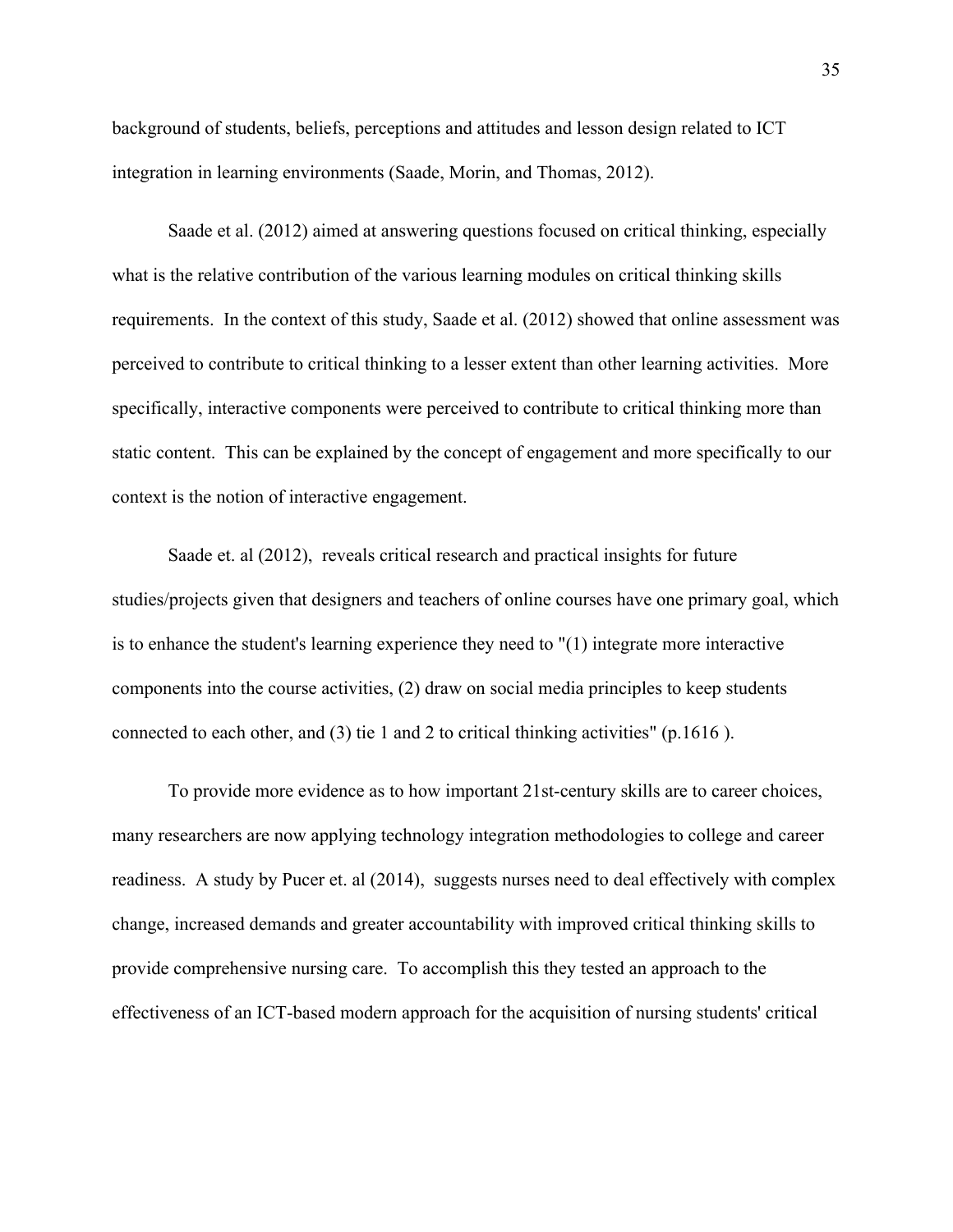background of students, beliefs, perceptions and attitudes and lesson design related to ICT integration in learning environments (Saade, Morin, and Thomas, 2012).

Saade et al. (2012) aimed at answering questions focused on critical thinking, especially what is the relative contribution of the various learning modules on critical thinking skills requirements. In the context of this study, Saade et al. (2012) showed that online assessment was perceived to contribute to critical thinking to a lesser extent than other learning activities. More specifically, interactive components were perceived to contribute to critical thinking more than static content. This can be explained by the concept of engagement and more specifically to our context is the notion of interactive engagement.

Saade et. al (2012), reveals critical research and practical insights for future studies/projects given that designers and teachers of online courses have one primary goal, which is to enhance the student's learning experience they need to "(1) integrate more interactive components into the course activities, (2) draw on social media principles to keep students connected to each other, and (3) tie 1 and 2 to critical thinking activities" (p.1616 ).

To provide more evidence as to how important 21st-century skills are to career choices, many researchers are now applying technology integration methodologies to college and career readiness. A study by Pucer et. al (2014), suggests nurses need to deal effectively with complex change, increased demands and greater accountability with improved critical thinking skills to provide comprehensive nursing care. To accomplish this they tested an approach to the effectiveness of an ICT-based modern approach for the acquisition of nursing students' critical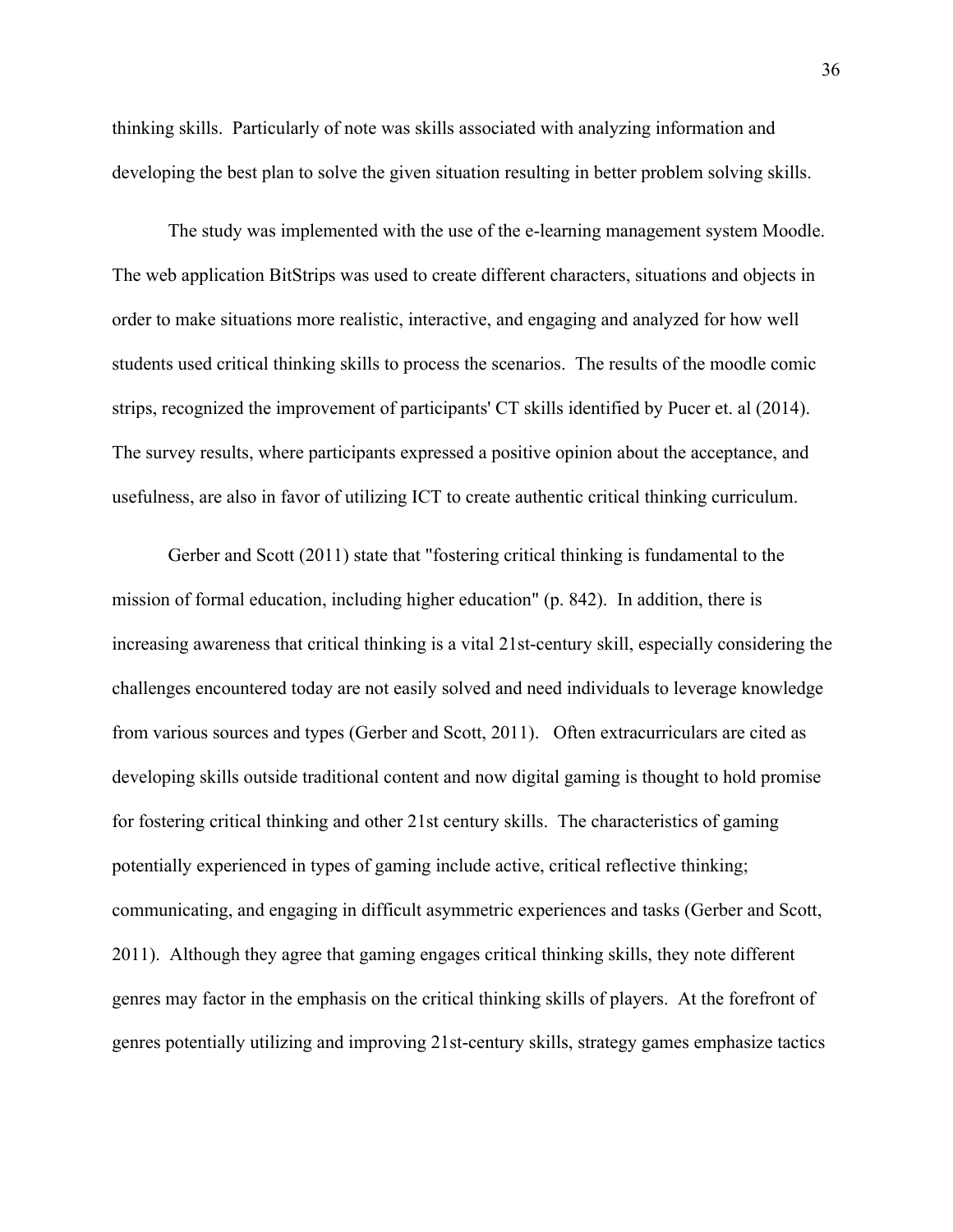thinking skills. Particularly of note was skills associated with analyzing information and developing the best plan to solve the given situation resulting in better problem solving skills.

The study was implemented with the use of the e-learning management system Moodle. The web application BitStrips was used to create different characters, situations and objects in order to make situations more realistic, interactive, and engaging and analyzed for how well students used critical thinking skills to process the scenarios. The results of the moodle comic strips, recognized the improvement of participants' CT skills identified by Pucer et. al (2014). The survey results, where participants expressed a positive opinion about the acceptance, and usefulness, are also in favor of utilizing ICT to create authentic critical thinking curriculum.

Gerber and Scott (2011) state that "fostering critical thinking is fundamental to the mission of formal education, including higher education" (p. 842). In addition, there is increasing awareness that critical thinking is a vital 21st-century skill, especially considering the challenges encountered today are not easily solved and need individuals to leverage knowledge from various sources and types (Gerber and Scott, 2011). Often extracurriculars are cited as developing skills outside traditional content and now digital gaming is thought to hold promise for fostering critical thinking and other 21st century skills. The characteristics of gaming potentially experienced in types of gaming include active, critical reflective thinking; communicating, and engaging in difficult asymmetric experiences and tasks (Gerber and Scott, 2011). Although they agree that gaming engages critical thinking skills, they note different genres may factor in the emphasis on the critical thinking skills of players. At the forefront of genres potentially utilizing and improving 21st-century skills, strategy games emphasize tactics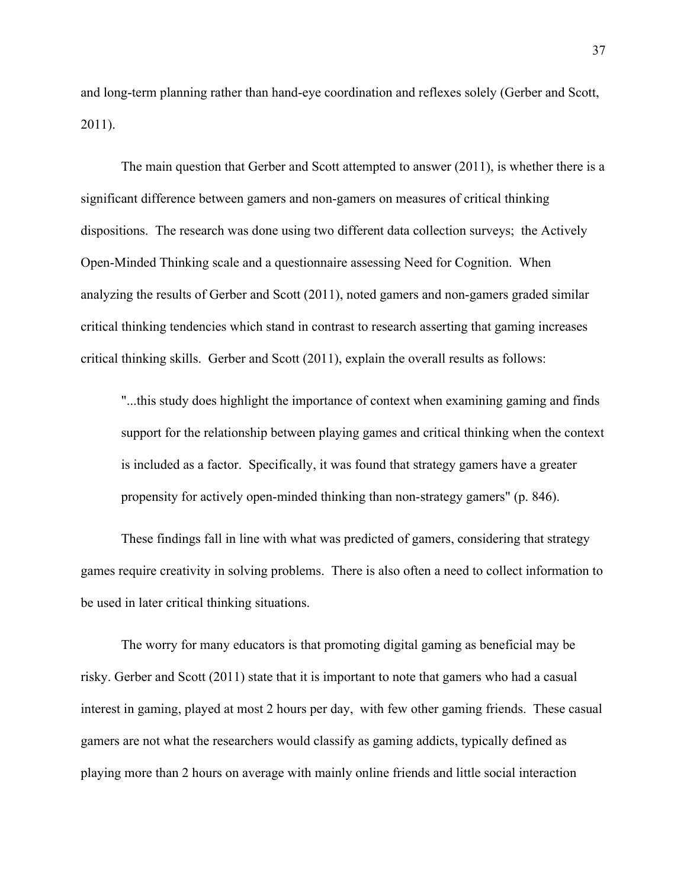and long-term planning rather than hand-eye coordination and reflexes solely (Gerber and Scott, 2011).

The main question that Gerber and Scott attempted to answer (2011), is whether there is a significant difference between gamers and non-gamers on measures of critical thinking dispositions. The research was done using two different data collection surveys; the Actively Open-Minded Thinking scale and a questionnaire assessing Need for Cognition. When analyzing the results of Gerber and Scott (2011), noted gamers and non-gamers graded similar critical thinking tendencies which stand in contrast to research asserting that gaming increases critical thinking skills. Gerber and Scott (2011), explain the overall results as follows:

> "...this study does highlight the importance of context when examining gaming and finds support for the relationship between playing games and critical thinking when the context is included as a factor. Specifically, it was found that strategy gamers have a greater propensity for actively open-minded thinking than non-strategy gamers" (p. 846).

These findings fall in line with what was predicted of gamers, considering that strategy games require creativity in solving problems. There is also often a need to collect information to be used in later critical thinking situations.

The worry for many educators is that promoting digital gaming as beneficial may be risky. Gerber and Scott (2011) state that it is important to note that gamers who had a casual interest in gaming, played at most 2 hours per day, with few other gaming friends. These casual gamers are not what the researchers would classify as gaming addicts, typically defined as playing more than 2 hours on average with mainly online friends and little social interaction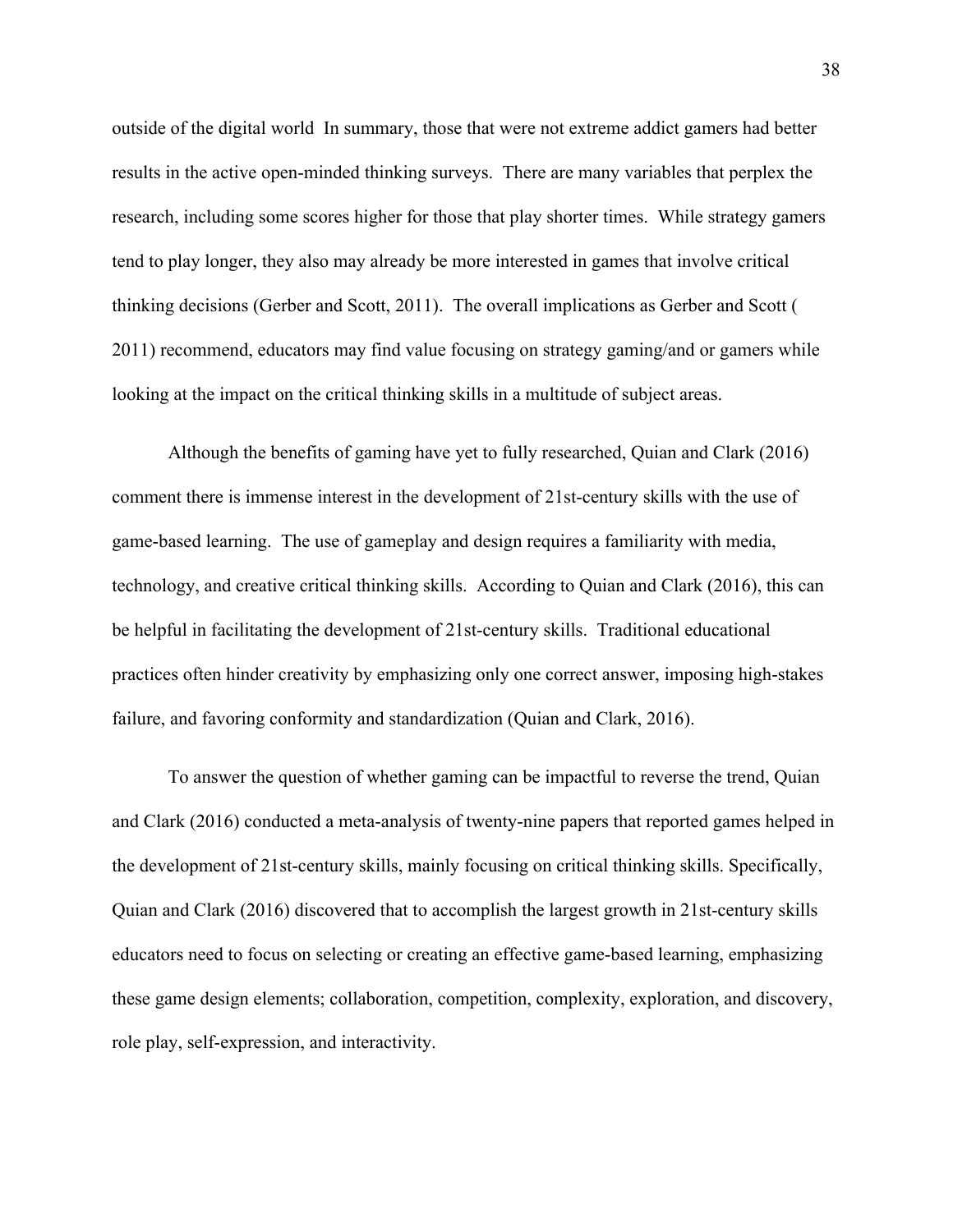outside of the digital world  In summary, those that were not extreme addict gamers had better results in the active open-minded thinking surveys.  There are many variables that perplex the research, including some scores higher for those that play shorter times.  While strategy gamers tend to play longer, they also may already be more interested in games that involve critical thinking decisions (Gerber and Scott, 2011).  The overall implications as Gerber and Scott ( 2011) recommend, educators may find value focusing on strategy gaming/and or gamers while looking at the impact on the critical thinking skills in a multitude of subject areas.

Although the benefits of gaming have yet to fully researched, Quian and Clark (2016) comment there is immense interest in the development of 21st-century skills with the use of game-based learning.  The use of gameplay and design requires a familiarity with media, technology, and creative critical thinking skills.  According to Quian and Clark (2016), this can be helpful in facilitating the development of 21st-century skills.  Traditional educational practices often hinder creativity by emphasizing only one correct answer, imposing high-stakes failure, and favoring conformity and standardization (Quian and Clark, 2016).

To answer the question of whether gaming can be impactful to reverse the trend, Quian and Clark (2016) conducted a meta-analysis of twenty-nine papers that reported games helped in the development of 21st-century skills, mainly focusing on critical thinking skills. Specifically, Quian and Clark (2016) discovered that to accomplish the largest growth in 21st-century skills educators need to focus on selecting or creating an effective game-based learning, emphasizing these game design elements; collaboration, competition, complexity, exploration, and discovery, role play, self-expression, and interactivity.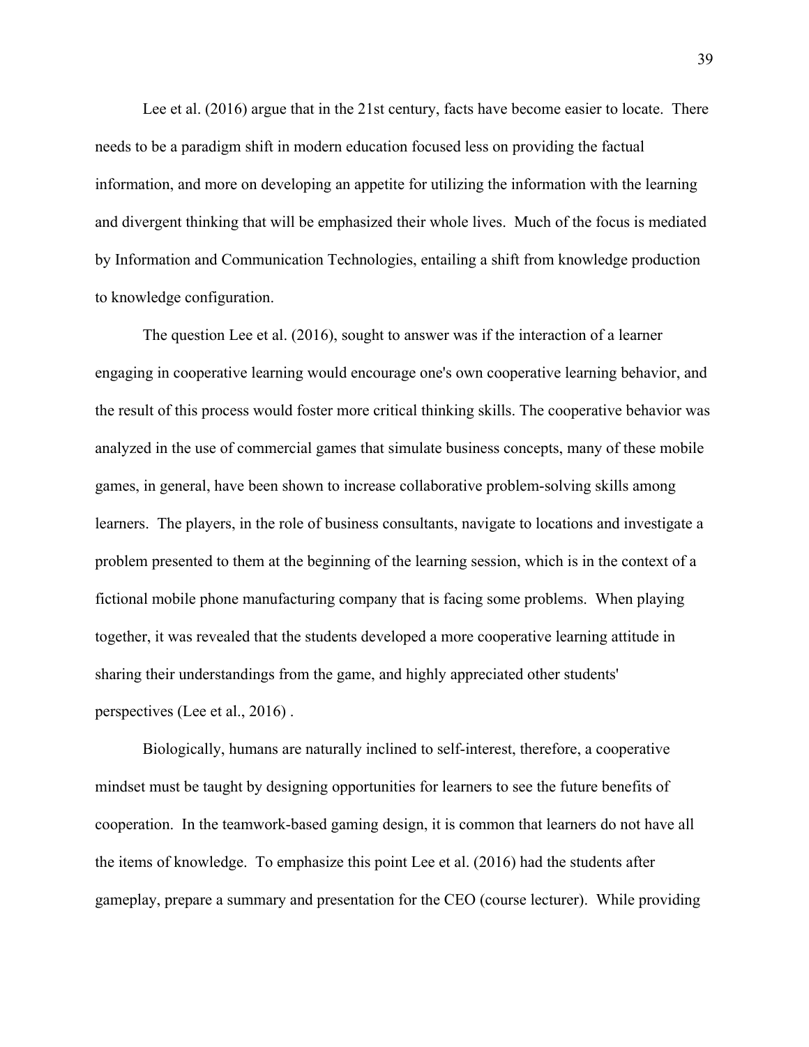Lee et al. (2016) argue that in the 21st century, facts have become easier to locate. There needs to be a paradigm shift in modern education focused less on providing the factual information, and more on developing an appetite for utilizing the information with the learning and divergent thinking that will be emphasized their whole lives. Much of the focus is mediated by Information and Communication Technologies, entailing a shift from knowledge production to knowledge configuration.

The question Lee et al. (2016), sought to answer was if the interaction of a learner engaging in cooperative learning would encourage one's own cooperative learning behavior, and the result of this process would foster more critical thinking skills. The cooperative behavior was analyzed in the use of commercial games that simulate business concepts, many of these mobile games, in general, have been shown to increase collaborative problem-solving skills among learners. The players, in the role of business consultants, navigate to locations and investigate a problem presented to them at the beginning of the learning session, which is in the context of a fictional mobile phone manufacturing company that is facing some problems. When playing together, it was revealed that the students developed a more cooperative learning attitude in sharing their understandings from the game, and highly appreciated other students' perspectives (Lee et al., 2016) .

Biologically, humans are naturally inclined to self-interest, therefore, a cooperative mindset must be taught by designing opportunities for learners to see the future benefits of cooperation. In the teamwork-based gaming design, it is common that learners do not have all the items of knowledge. To emphasize this point Lee et al. (2016) had the students after gameplay, prepare a summary and presentation for the CEO (course lecturer). While providing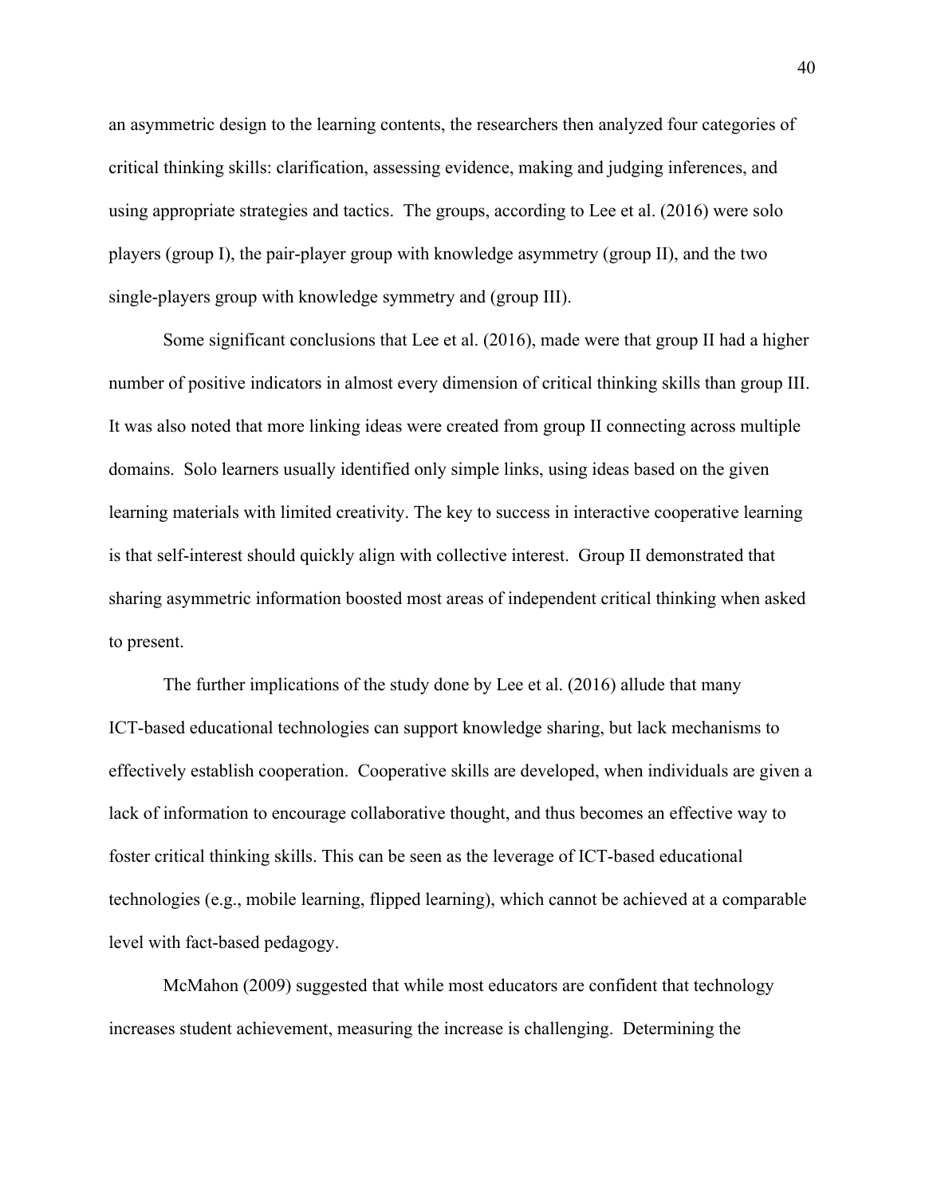an asymmetric design to the learning contents, the researchers then analyzed four categories of critical thinking skills: clarification, assessing evidence, making and judging inferences, and using appropriate strategies and tactics.  The groups, according to Lee et al. (2016) were solo players (group I), the pair-player group with knowledge asymmetry (group II), and the two single-players group with knowledge symmetry and (group III).

Some significant conclusions that Lee et al. (2016), made were that group II had a higher number of positive indicators in almost every dimension of critical thinking skills than group III. It was also noted that more linking ideas were created from group II connecting across multiple domains.  Solo learners usually identified only simple links, using ideas based on the given learning materials with limited creativity. The key to success in interactive cooperative learning is that self-interest should quickly align with collective interest.  Group II demonstrated that sharing asymmetric information boosted most areas of independent critical thinking when asked to present.

The further implications of the study done by Lee et al. (2016) allude that many ICT-based educational technologies can support knowledge sharing, but lack mechanisms to effectively establish cooperation.  Cooperative skills are developed, when individuals are given a lack of information to encourage collaborative thought, and thus becomes an effective way to foster critical thinking skills. This can be seen as the leverage of ICT-based educational technologies (e.g., mobile learning, flipped learning), which cannot be achieved at a comparable level with fact-based pedagogy.

McMahon (2009) suggested that while most educators are confident that technology increases student achievement, measuring the increase is challenging.  Determining the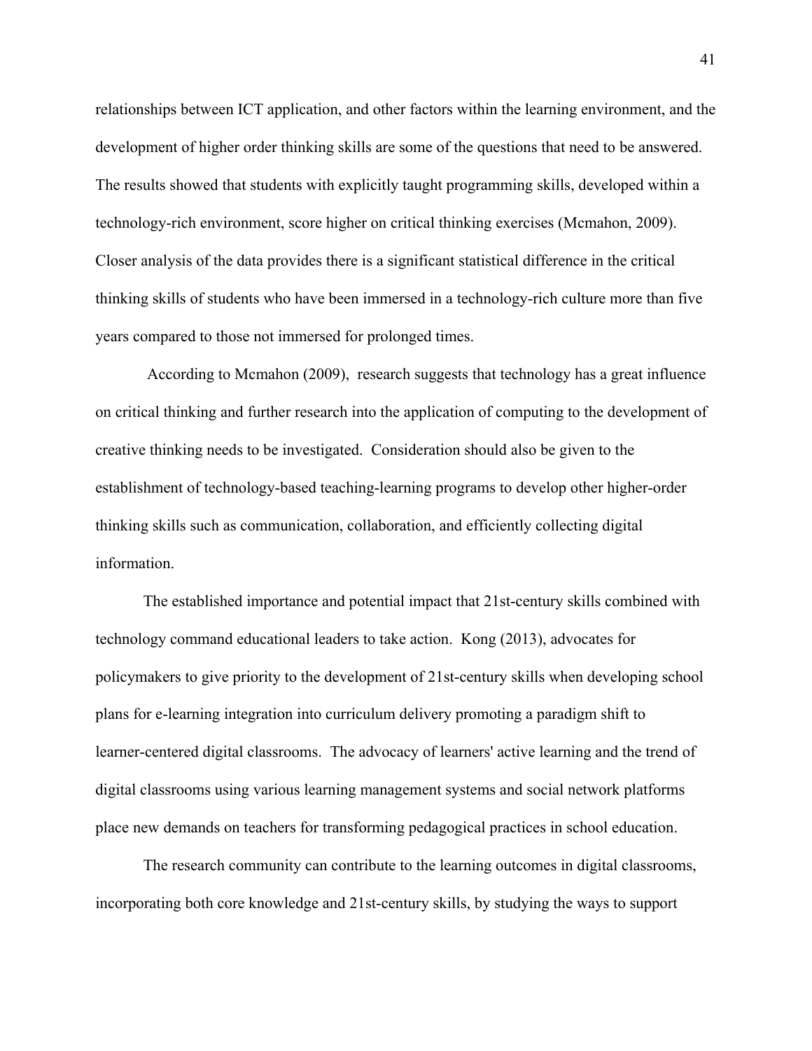relationships between ICT application, and other factors within the learning environment, and the development of higher order thinking skills are some of the questions that need to be answered. The results showed that students with explicitly taught programming skills, developed within a technology-rich environment, score higher on critical thinking exercises (Mcmahon, 2009). Closer analysis of the data provides there is a significant statistical difference in the critical thinking skills of students who have been immersed in a technology-rich culture more than five years compared to those not immersed for prolonged times.

According to Mcmahon (2009), research suggests that technology has a great influence on critical thinking and further research into the application of computing to the development of creative thinking needs to be investigated. Consideration should also be given to the establishment of technology-based teaching-learning programs to develop other higher-order thinking skills such as communication, collaboration, and efficiently collecting digital information.

The established importance and potential impact that 21st-century skills combined with technology command educational leaders to take action. Kong (2013), advocates for policymakers to give priority to the development of 21st-century skills when developing school plans for e-learning integration into curriculum delivery promoting a paradigm shift to learner-centered digital classrooms. The advocacy of learners' active learning and the trend of digital classrooms using various learning management systems and social network platforms place new demands on teachers for transforming pedagogical practices in school education.

The research community can contribute to the learning outcomes in digital classrooms, incorporating both core knowledge and 21st-century skills, by studying the ways to support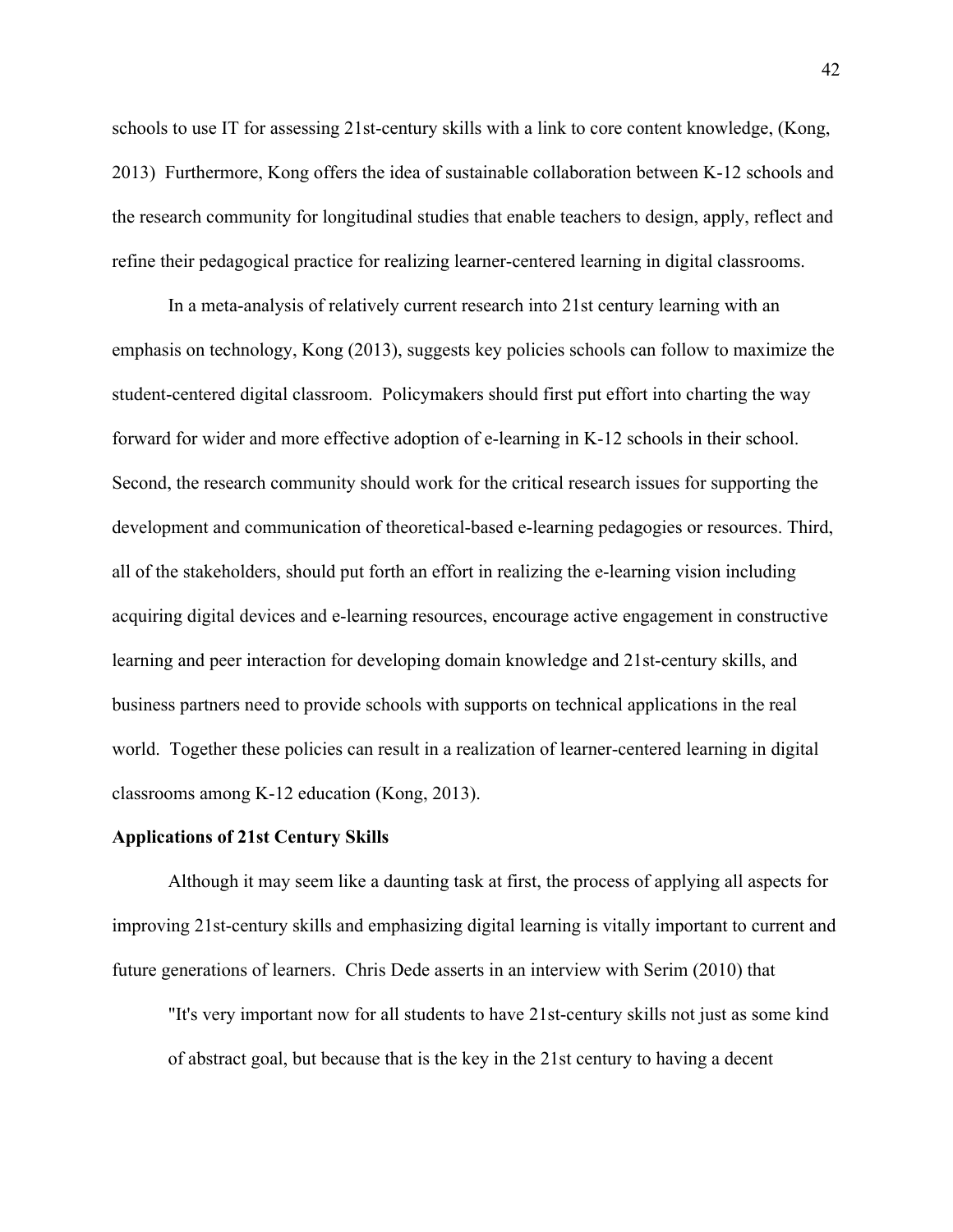schools to use IT for assessing 21st-century skills with a link to core content knowledge, (Kong, 2013) Furthermore, Kong offers the idea of sustainable collaboration between K-12 schools and the research community for longitudinal studies that enable teachers to design, apply, reflect and refine their pedagogical practice for realizing learner-centered learning in digital classrooms.

In a meta-analysis of relatively current research into 21st century learning with an emphasis on technology, Kong (2013), suggests key policies schools can follow to maximize the student-centered digital classroom. Policymakers should first put effort into charting the way forward for wider and more effective adoption of e-learning in K-12 schools in their school. Second, the research community should work for the critical research issues for supporting the development and communication of theoretical-based e-learning pedagogies or resources. Third, all of the stakeholders, should put forth an effort in realizing the e-learning vision including acquiring digital devices and e-learning resources, encourage active engagement in constructive learning and peer interaction for developing domain knowledge and 21st-century skills, and business partners need to provide schools with supports on technical applications in the real world. Together these policies can result in a realization of learner-centered learning in digital classrooms among K-12 education (Kong, 2013).

**Applications of 21st Century Skills**

Although it may seem like a daunting task at first, the process of applying all aspects for improving 21st-century skills and emphasizing digital learning is vitally important to current and future generations of learners. Chris Dede asserts in an interview with Serim (2010) that

> "It's very important now for all students to have 21st-century skills not just as some kind of abstract goal, but because that is the key in the 21st century to having a decent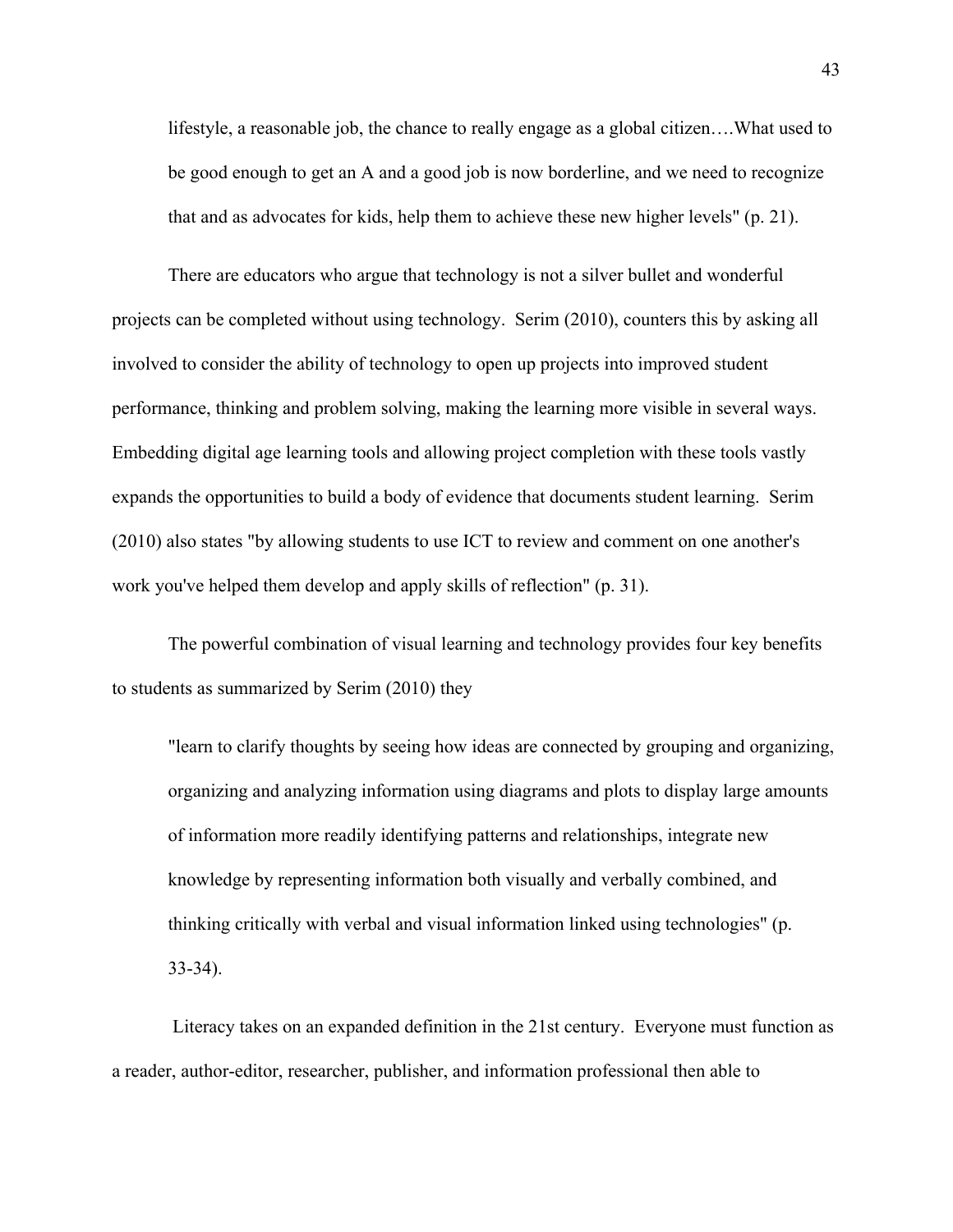> lifestyle, a reasonable job, the chance to really engage as a global citizen….What used to be good enough to get an A and a good job is now borderline, and we need to recognize that and as advocates for kids, help them to achieve these new higher levels" (p. 21).

There are educators who argue that technology is not a silver bullet and wonderful projects can be completed without using technology. Serim (2010), counters this by asking all involved to consider the ability of technology to open up projects into improved student performance, thinking and problem solving, making the learning more visible in several ways. Embedding digital age learning tools and allowing project completion with these tools vastly expands the opportunities to build a body of evidence that documents student learning. Serim (2010) also states "by allowing students to use ICT to review and comment on one another's work you've helped them develop and apply skills of reflection" (p. 31).

The powerful combination of visual learning and technology provides four key benefits to students as summarized by Serim (2010) they

> "learn to clarify thoughts by seeing how ideas are connected by grouping and organizing, organizing and analyzing information using diagrams and plots to display large amounts of information more readily identifying patterns and relationships, integrate new knowledge by representing information both visually and verbally combined, and thinking critically with verbal and visual information linked using technologies" (p. 33-34).

Literacy takes on an expanded definition in the 21st century. Everyone must function as a reader, author-editor, researcher, publisher, and information professional then able to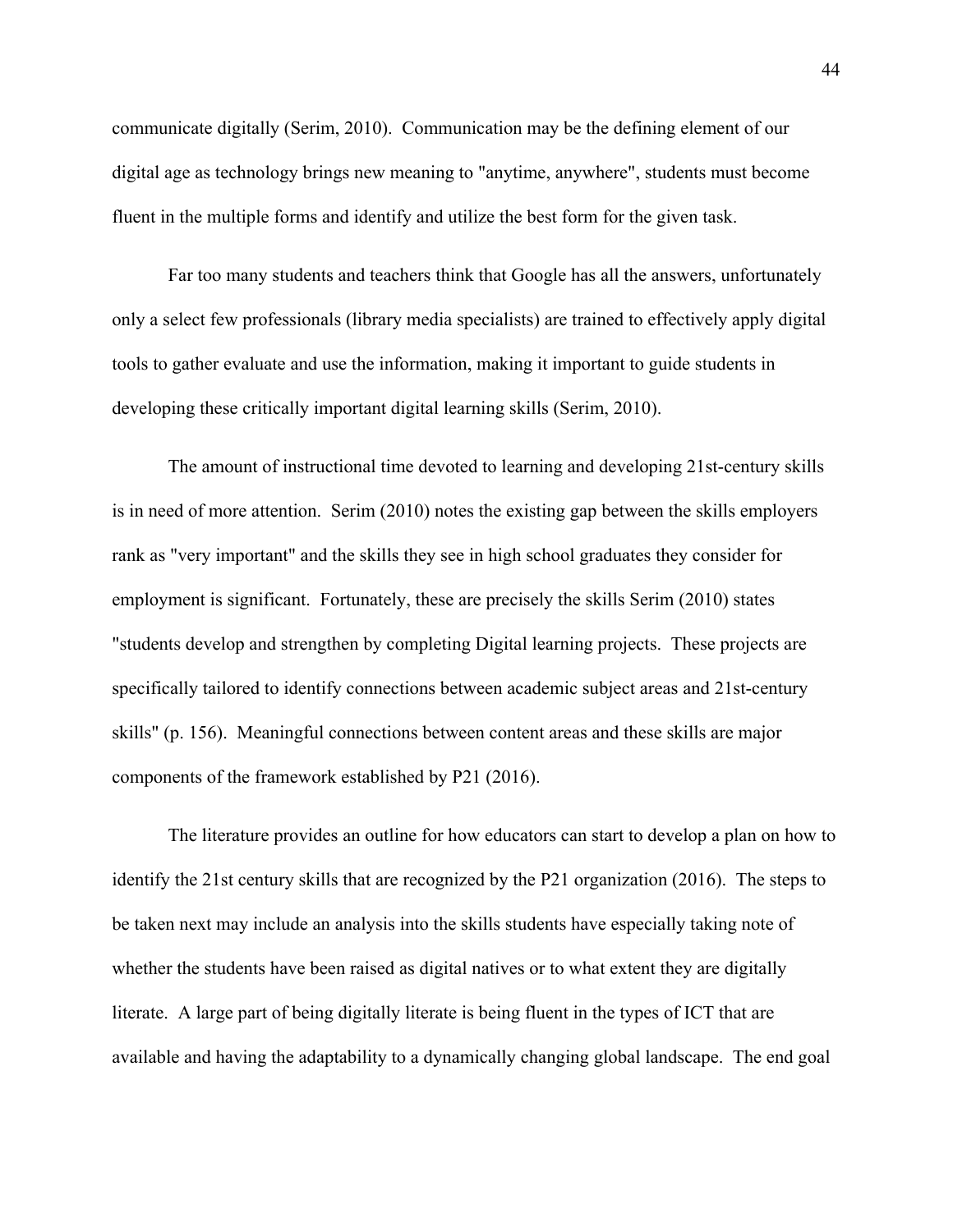communicate digitally (Serim, 2010). Communication may be the defining element of our digital age as technology brings new meaning to "anytime, anywhere", students must become fluent in the multiple forms and identify and utilize the best form for the given task.

Far too many students and teachers think that Google has all the answers, unfortunately only a select few professionals (library media specialists) are trained to effectively apply digital tools to gather evaluate and use the information, making it important to guide students in developing these critically important digital learning skills (Serim, 2010).

The amount of instructional time devoted to learning and developing 21st-century skills is in need of more attention. Serim (2010) notes the existing gap between the skills employers rank as "very important" and the skills they see in high school graduates they consider for employment is significant. Fortunately, these are precisely the skills Serim (2010) states "students develop and strengthen by completing Digital learning projects. These projects are specifically tailored to identify connections between academic subject areas and 21st-century skills" (p. 156). Meaningful connections between content areas and these skills are major components of the framework established by P21 (2016).

The literature provides an outline for how educators can start to develop a plan on how to identify the 21st century skills that are recognized by the P21 organization (2016). The steps to be taken next may include an analysis into the skills students have especially taking note of whether the students have been raised as digital natives or to what extent they are digitally literate. A large part of being digitally literate is being fluent in the types of ICT that are available and having the adaptability to a dynamically changing global landscape. The end goal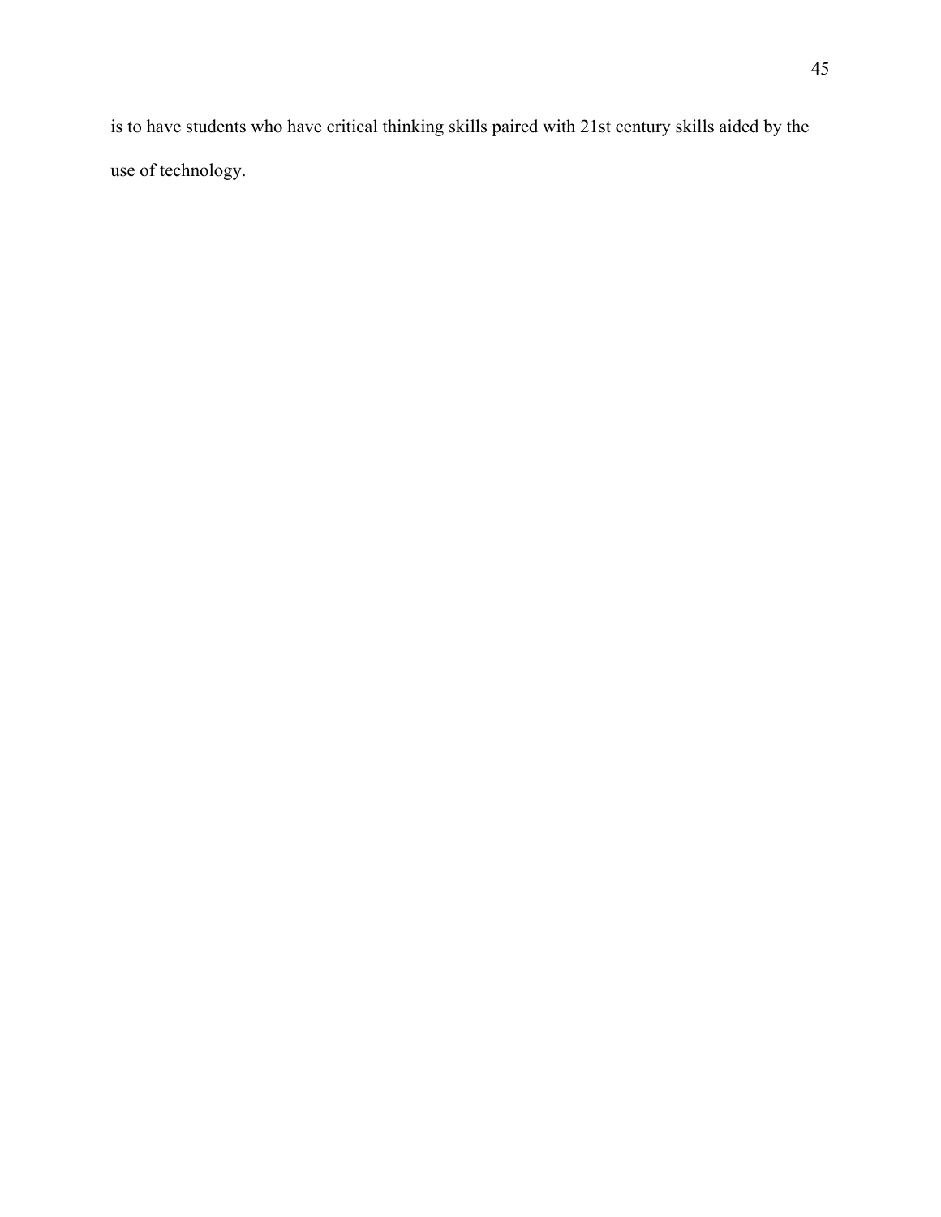is to have students who have critical thinking skills paired with 21st century skills aided by the use of technology.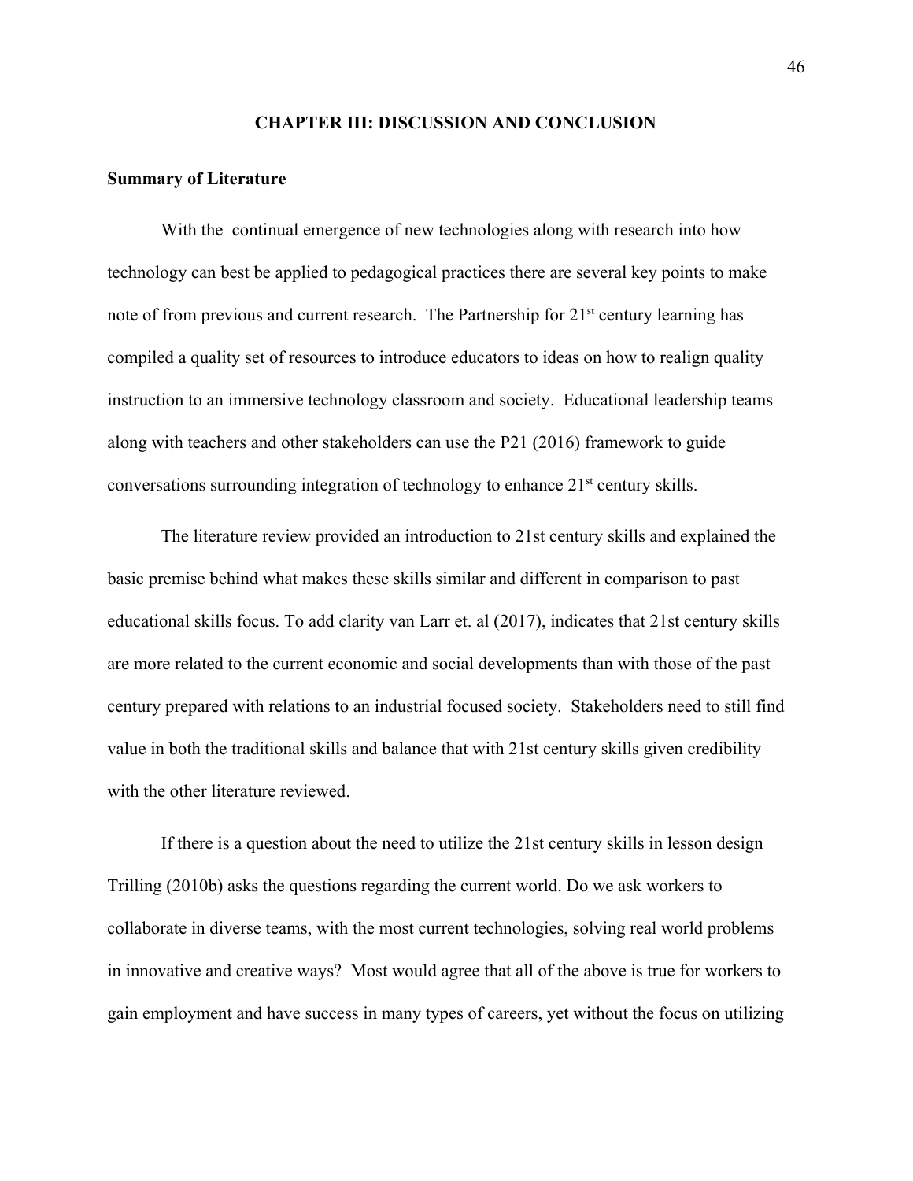## CHAPTER III: DISCUSSION AND CONCLUSION

### Summary of Literature

With the continual emergence of new technologies along with research into how technology can best be applied to pedagogical practices there are several key points to make note of from previous and current research. The Partnership for 21st century learning has compiled a quality set of resources to introduce educators to ideas on how to realign quality instruction to an immersive technology classroom and society. Educational leadership teams along with teachers and other stakeholders can use the P21 (2016) framework to guide conversations surrounding integration of technology to enhance 21st century skills.

The literature review provided an introduction to 21st century skills and explained the basic premise behind what makes these skills similar and different in comparison to past educational skills focus. To add clarity van Larr et. al (2017), indicates that 21st century skills are more related to the current economic and social developments than with those of the past century prepared with relations to an industrial focused society. Stakeholders need to still find value in both the traditional skills and balance that with 21st century skills given credibility with the other literature reviewed.

If there is a question about the need to utilize the 21st century skills in lesson design Trilling (2010b) asks the questions regarding the current world. Do we ask workers to collaborate in diverse teams, with the most current technologies, solving real world problems in innovative and creative ways? Most would agree that all of the above is true for workers to gain employment and have success in many types of careers, yet without the focus on utilizing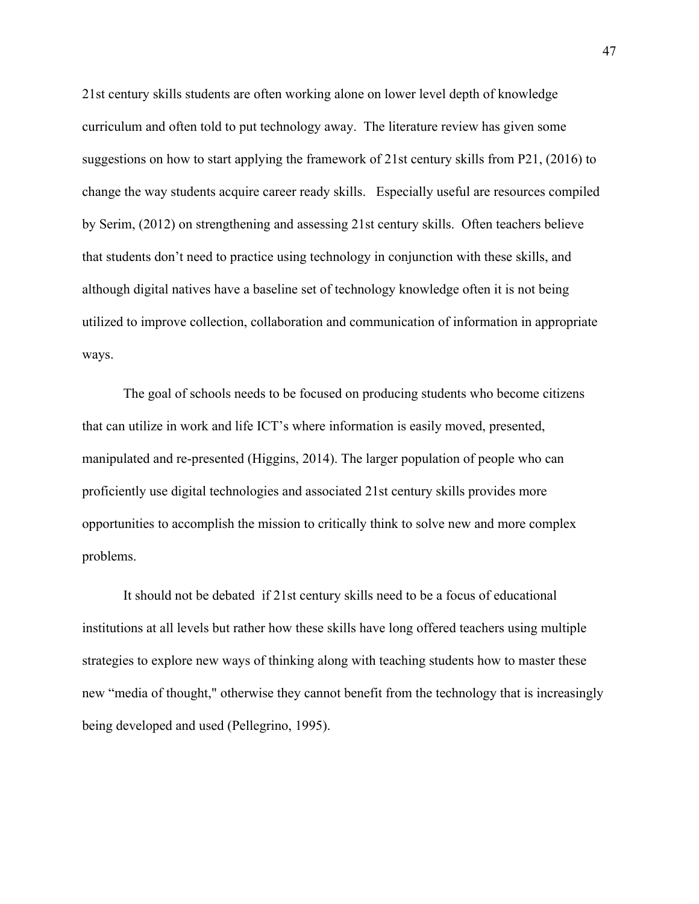21st century skills students are often working alone on lower level depth of knowledge curriculum and often told to put technology away. The literature review has given some suggestions on how to start applying the framework of 21st century skills from P21, (2016) to change the way students acquire career ready skills. Especially useful are resources compiled by Serim, (2012) on strengthening and assessing 21st century skills. Often teachers believe that students don't need to practice using technology in conjunction with these skills, and although digital natives have a baseline set of technology knowledge often it is not being utilized to improve collection, collaboration and communication of information in appropriate ways.

The goal of schools needs to be focused on producing students who become citizens that can utilize in work and life ICT's where information is easily moved, presented, manipulated and re-presented (Higgins, 2014). The larger population of people who can proficiently use digital technologies and associated 21st century skills provides more opportunities to accomplish the mission to critically think to solve new and more complex problems.

It should not be debated if 21st century skills need to be a focus of educational institutions at all levels but rather how these skills have long offered teachers using multiple strategies to explore new ways of thinking along with teaching students how to master these new "media of thought," otherwise they cannot benefit from the technology that is increasingly being developed and used (Pellegrino, 1995).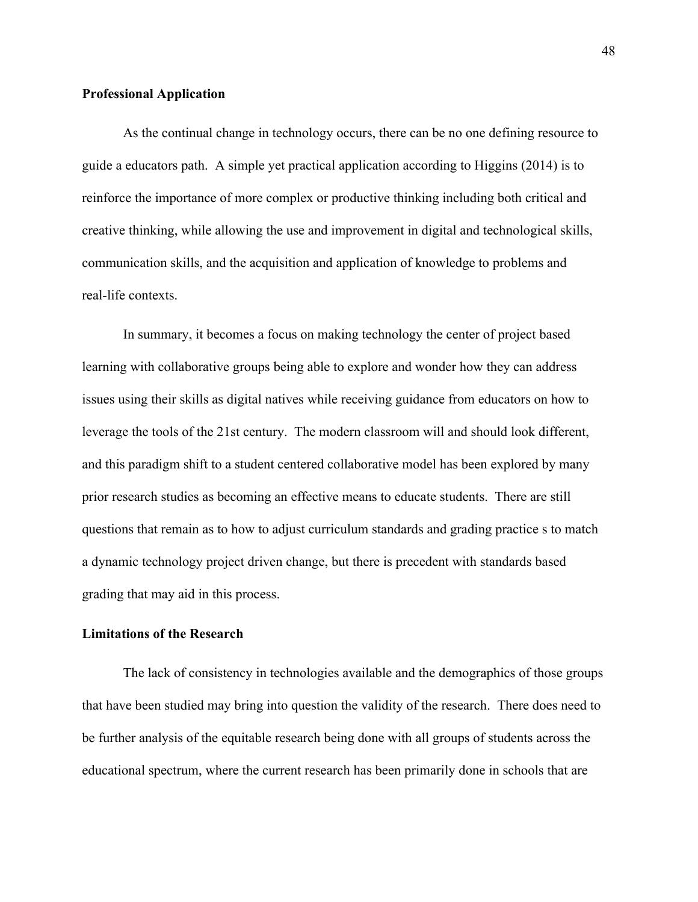**Professional Application**

As the continual change in technology occurs, there can be no one defining resource to guide a educators path. A simple yet practical application according to Higgins (2014) is to reinforce the importance of more complex or productive thinking including both critical and creative thinking, while allowing the use and improvement in digital and technological skills, communication skills, and the acquisition and application of knowledge to problems and real-life contexts.

In summary, it becomes a focus on making technology the center of project based learning with collaborative groups being able to explore and wonder how they can address issues using their skills as digital natives while receiving guidance from educators on how to leverage the tools of the 21st century. The modern classroom will and should look different, and this paradigm shift to a student centered collaborative model has been explored by many prior research studies as becoming an effective means to educate students. There are still questions that remain as to how to adjust curriculum standards and grading practice s to match a dynamic technology project driven change, but there is precedent with standards based grading that may aid in this process.

**Limitations of the Research**

The lack of consistency in technologies available and the demographics of those groups that have been studied may bring into question the validity of the research. There does need to be further analysis of the equitable research being done with all groups of students across the educational spectrum, where the current research has been primarily done in schools that are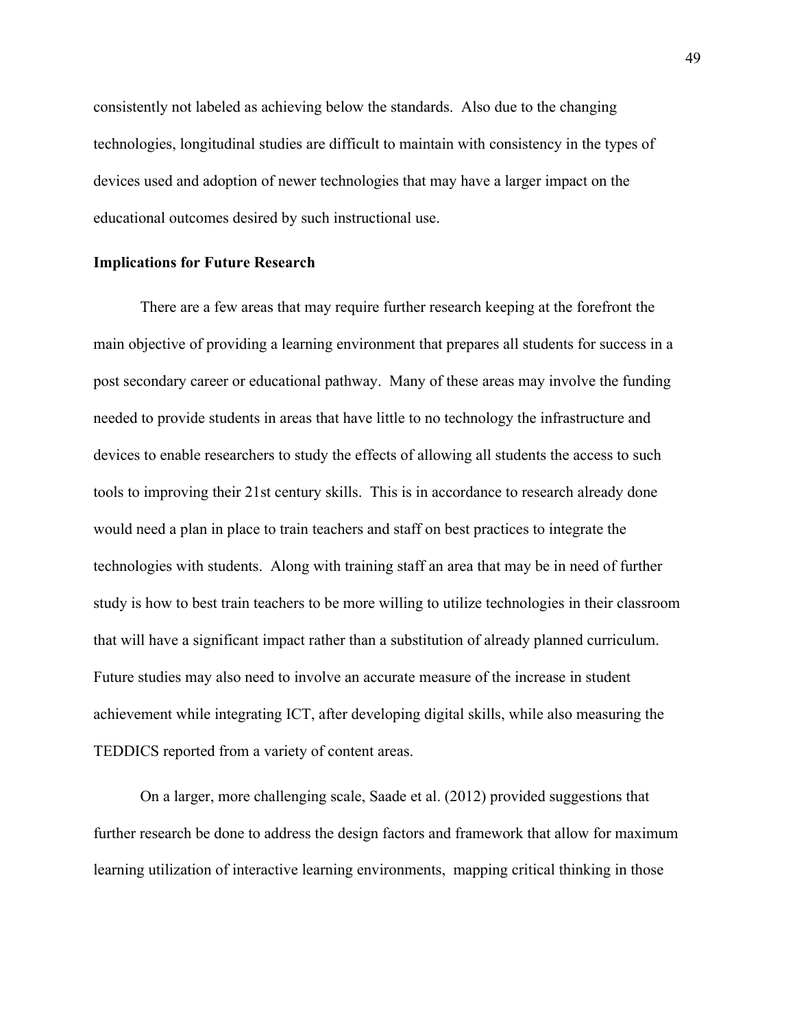consistently not labeled as achieving below the standards. Also due to the changing technologies, longitudinal studies are difficult to maintain with consistency in the types of devices used and adoption of newer technologies that may have a larger impact on the educational outcomes desired by such instructional use.

**Implications for Future Research**

There are a few areas that may require further research keeping at the forefront the main objective of providing a learning environment that prepares all students for success in a post secondary career or educational pathway. Many of these areas may involve the funding needed to provide students in areas that have little to no technology the infrastructure and devices to enable researchers to study the effects of allowing all students the access to such tools to improving their 21st century skills. This is in accordance to research already done would need a plan in place to train teachers and staff on best practices to integrate the technologies with students. Along with training staff an area that may be in need of further study is how to best train teachers to be more willing to utilize technologies in their classroom that will have a significant impact rather than a substitution of already planned curriculum. Future studies may also need to involve an accurate measure of the increase in student achievement while integrating ICT, after developing digital skills, while also measuring the TEDDICS reported from a variety of content areas.

On a larger, more challenging scale, Saade et al. (2012) provided suggestions that further research be done to address the design factors and framework that allow for maximum learning utilization of interactive learning environments, mapping critical thinking in those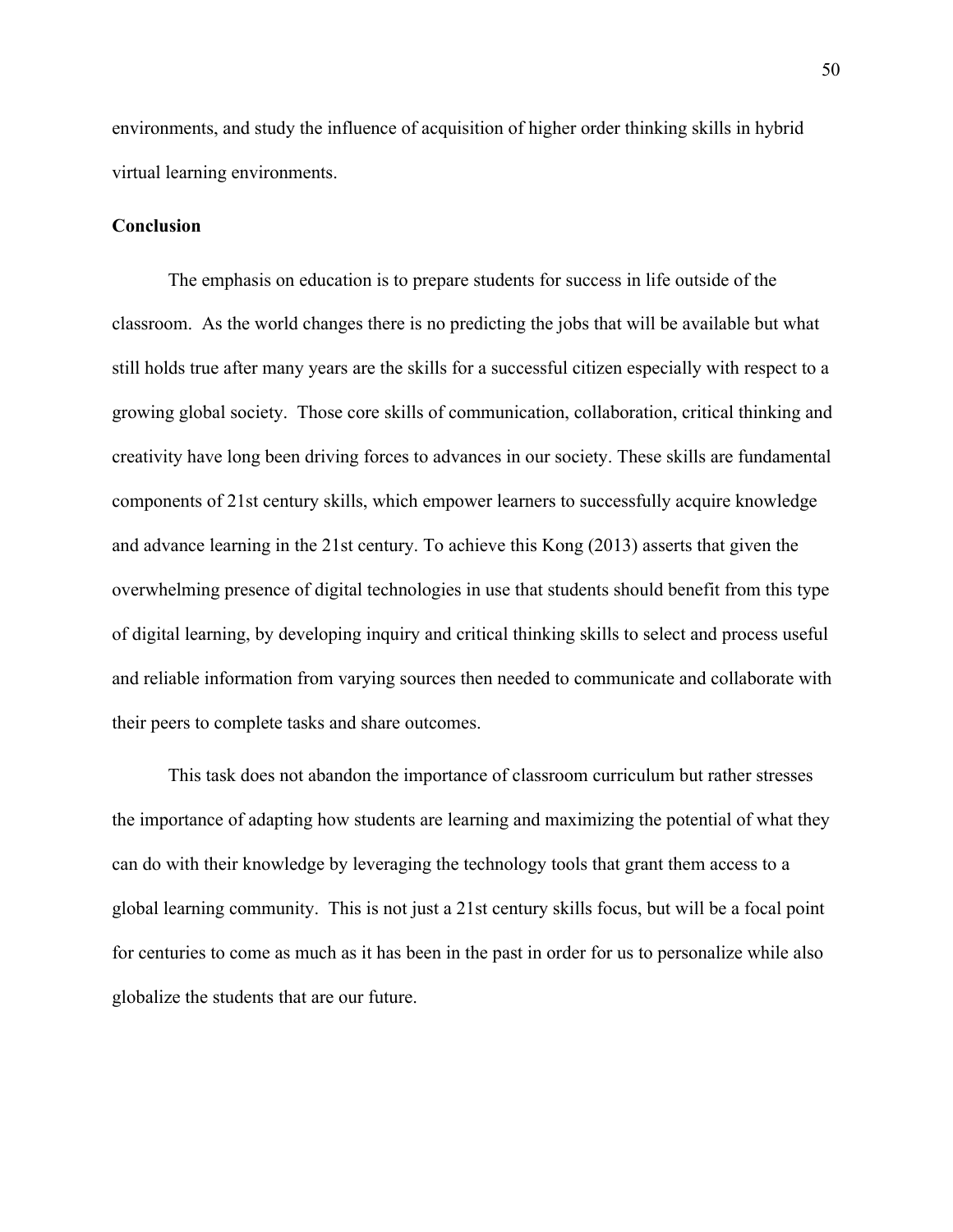environments, and study the influence of acquisition of higher order thinking skills in hybrid virtual learning environments.

## Conclusion

The emphasis on education is to prepare students for success in life outside of the classroom. As the world changes there is no predicting the jobs that will be available but what still holds true after many years are the skills for a successful citizen especially with respect to a growing global society. Those core skills of communication, collaboration, critical thinking and creativity have long been driving forces to advances in our society. These skills are fundamental components of 21st century skills, which empower learners to successfully acquire knowledge and advance learning in the 21st century. To achieve this Kong (2013) asserts that given the overwhelming presence of digital technologies in use that students should benefit from this type of digital learning, by developing inquiry and critical thinking skills to select and process useful and reliable information from varying sources then needed to communicate and collaborate with their peers to complete tasks and share outcomes.

This task does not abandon the importance of classroom curriculum but rather stresses the importance of adapting how students are learning and maximizing the potential of what they can do with their knowledge by leveraging the technology tools that grant them access to a global learning community. This is not just a 21st century skills focus, but will be a focal point for centuries to come as much as it has been in the past in order for us to personalize while also globalize the students that are our future.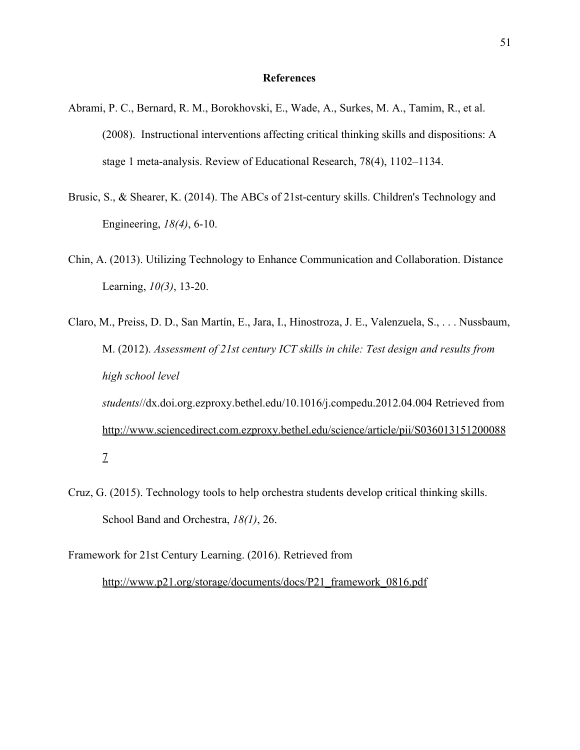# References

Abrami, P. C., Bernard, R. M., Borokhovski, E., Wade, A., Surkes, M. A., Tamim, R., et al. (2008). Instructional interventions affecting critical thinking skills and dispositions: A stage 1 meta-analysis. Review of Educational Research, 78(4), 1102–1134.

Brusic, S., & Shearer, K. (2014). The ABCs of 21st-century skills. Children's Technology and Engineering, *18(4)*, 6-10.

Chin, A. (2013). Utilizing Technology to Enhance Communication and Collaboration. Distance Learning, *10(3)*, 13-20.

Claro, M., Preiss, D. D., San Martín, E., Jara, I., Hinostroza, J. E., Valenzuela, S., . . . Nussbaum, M. (2012). *Assessment of 21st century ICT skills in chile: Test design and results from high school level students*//dx.doi.org.ezproxy.bethel.edu/10.1016/j.compedu.2012.04.004 Retrieved from http://www.sciencedirect.com.ezproxy.bethel.edu/science/article/pii/S0360131512000887

Cruz, G. (2015). Technology tools to help orchestra students develop critical thinking skills. School Band and Orchestra, *18(1)*, 26.

Framework for 21st Century Learning. (2016). Retrieved from http://www.p21.org/storage/documents/docs/P21_framework_0816.pdf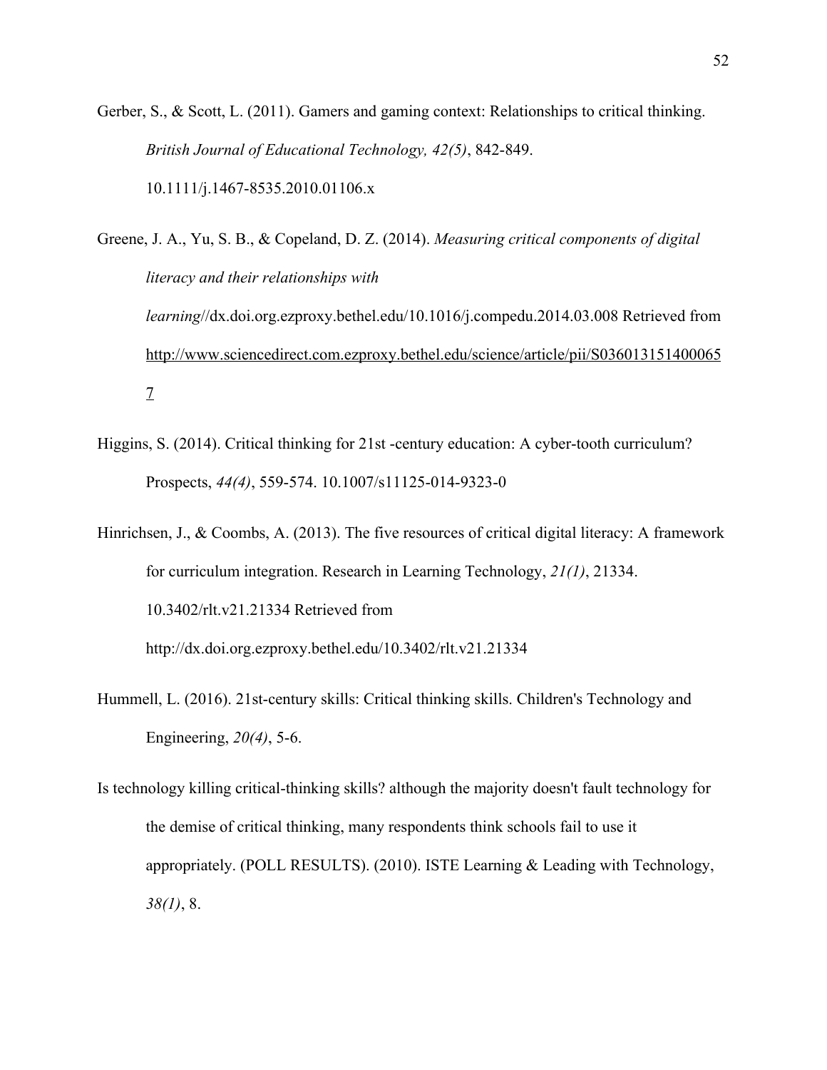Gerber, S., & Scott, L. (2011). Gamers and gaming context: Relationships to critical thinking. *British Journal of Educational Technology, 42(5)*, 842-849. 10.1111/j.1467-8535.2010.01106.x

Greene, J. A., Yu, S. B., & Copeland, D. Z. (2014). *Measuring critical components of digital literacy and their relationships with learning*//dx.doi.org.ezproxy.bethel.edu/10.1016/j.compedu.2014.03.008 Retrieved from http://www.sciencedirect.com.ezproxy.bethel.edu/science/article/pii/S0360131514000657

Higgins, S. (2014). Critical thinking for 21st -century education: A cyber-tooth curriculum? Prospects, *44(4)*, 559-574. 10.1007/s11125-014-9323-0

Hinrichsen, J., & Coombs, A. (2013). The five resources of critical digital literacy: A framework for curriculum integration. Research in Learning Technology, *21(1)*, 21334. 10.3402/rlt.v21.21334 Retrieved from http://dx.doi.org.ezproxy.bethel.edu/10.3402/rlt.v21.21334

Hummell, L. (2016). 21st-century skills: Critical thinking skills. Children's Technology and Engineering, *20(4)*, 5-6.

Is technology killing critical-thinking skills? although the majority doesn't fault technology for the demise of critical thinking, many respondents think schools fail to use it appropriately. (POLL RESULTS). (2010). ISTE Learning & Leading with Technology, *38(1)*, 8.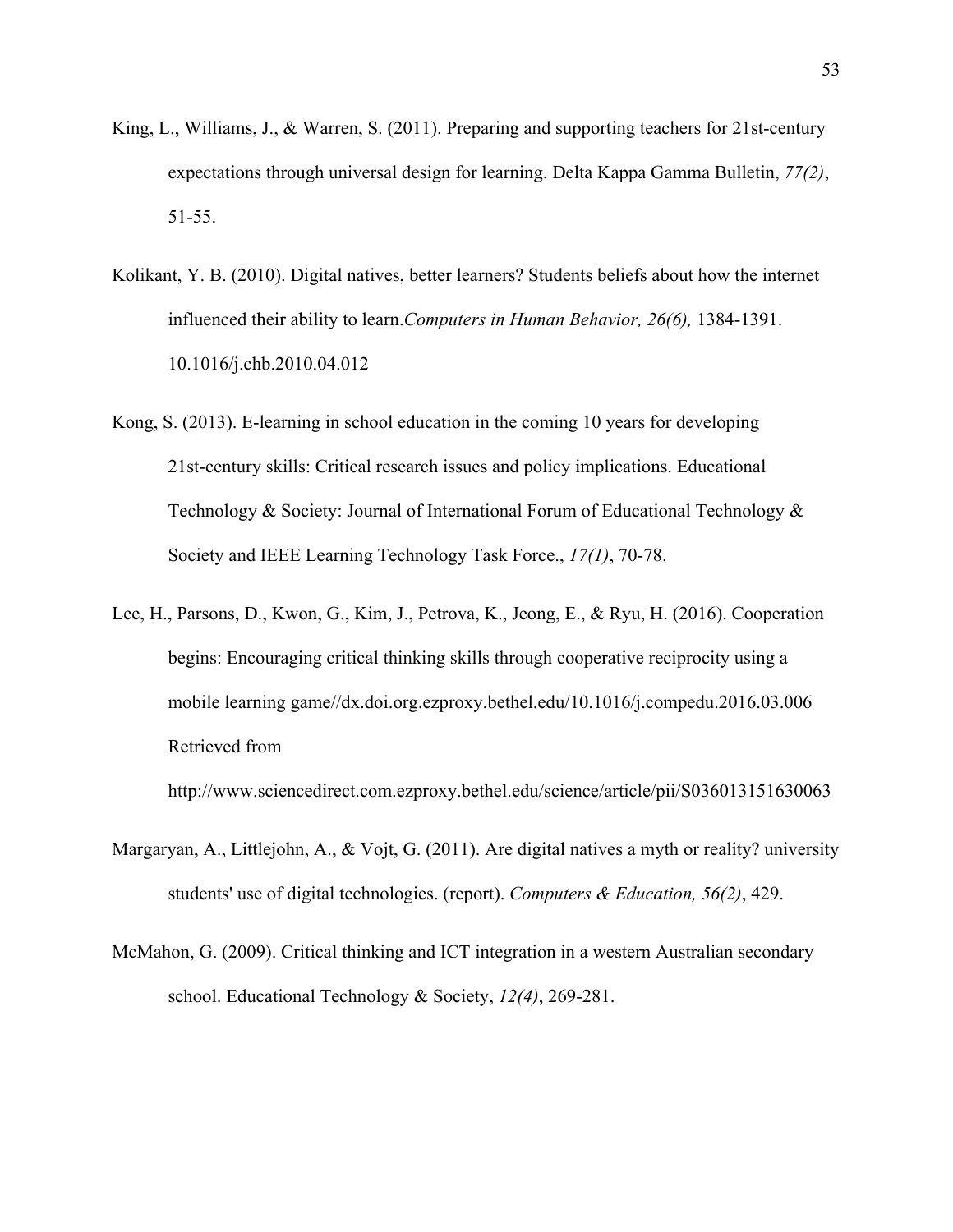King, L., Williams, J., & Warren, S. (2011). Preparing and supporting teachers for 21st-century expectations through universal design for learning. Delta Kappa Gamma Bulletin, *77(2)*, 51-55.

Kolikant, Y. B. (2010). Digital natives, better learners? Students beliefs about how the internet influenced their ability to learn.*Computers in Human Behavior, 26(6),* 1384-1391. 10.1016/j.chb.2010.04.012

Kong, S. (2013). E-learning in school education in the coming 10 years for developing 21st-century skills: Critical research issues and policy implications. Educational Technology & Society: Journal of International Forum of Educational Technology & Society and IEEE Learning Technology Task Force., *17(1)*, 70-78.

Lee, H., Parsons, D., Kwon, G., Kim, J., Petrova, K., Jeong, E., & Ryu, H. (2016). Cooperation begins: Encouraging critical thinking skills through cooperative reciprocity using a mobile learning game//dx.doi.org.ezproxy.bethel.edu/10.1016/j.compedu.2016.03.006 Retrieved from http://www.sciencedirect.com.ezproxy.bethel.edu/science/article/pii/S036013151630063

Margaryan, A., Littlejohn, A., & Vojt, G. (2011). Are digital natives a myth or reality? university students' use of digital technologies. (report). *Computers & Education, 56(2)*, 429.

McMahon, G. (2009). Critical thinking and ICT integration in a western Australian secondary school. Educational Technology & Society, *12(4)*, 269-281.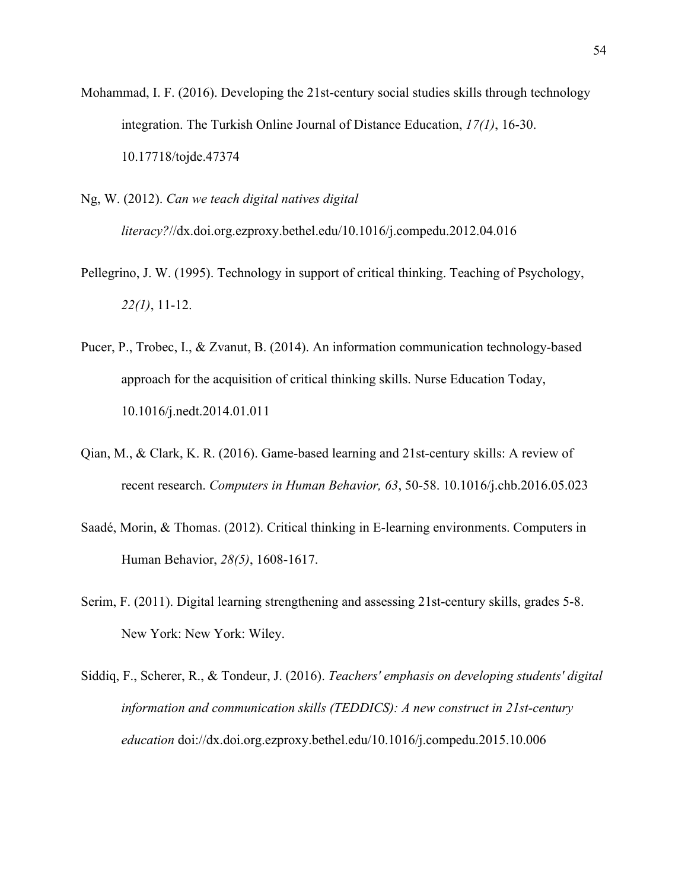Mohammad, I. F. (2016). Developing the 21st-century social studies skills through technology integration. The Turkish Online Journal of Distance Education, *17(1)*, 16-30. 10.17718/tojde.47374

Ng, W. (2012). *Can we teach digital natives digital literacy?*//dx.doi.org.ezproxy.bethel.edu/10.1016/j.compedu.2012.04.016

Pellegrino, J. W. (1995). Technology in support of critical thinking. Teaching of Psychology, *22(1)*, 11-12.

Pucer, P., Trobec, I., & Zvanut, B. (2014). An information communication technology-based approach for the acquisition of critical thinking skills. Nurse Education Today, 10.1016/j.nedt.2014.01.011

Qian, M., & Clark, K. R. (2016). Game-based learning and 21st-century skills: A review of recent research. *Computers in Human Behavior, 63*, 50-58. 10.1016/j.chb.2016.05.023

Saadé, Morin, & Thomas. (2012). Critical thinking in E-learning environments. Computers in Human Behavior, *28(5)*, 1608-1617.

Serim, F. (2011). Digital learning strengthening and assessing 21st-century skills, grades 5-8. New York: New York: Wiley.

Siddiq, F., Scherer, R., & Tondeur, J. (2016). *Teachers' emphasis on developing students' digital information and communication skills (TEDDICS): A new construct in 21st-century education* doi://dx.doi.org.ezproxy.bethel.edu/10.1016/j.compedu.2015.10.006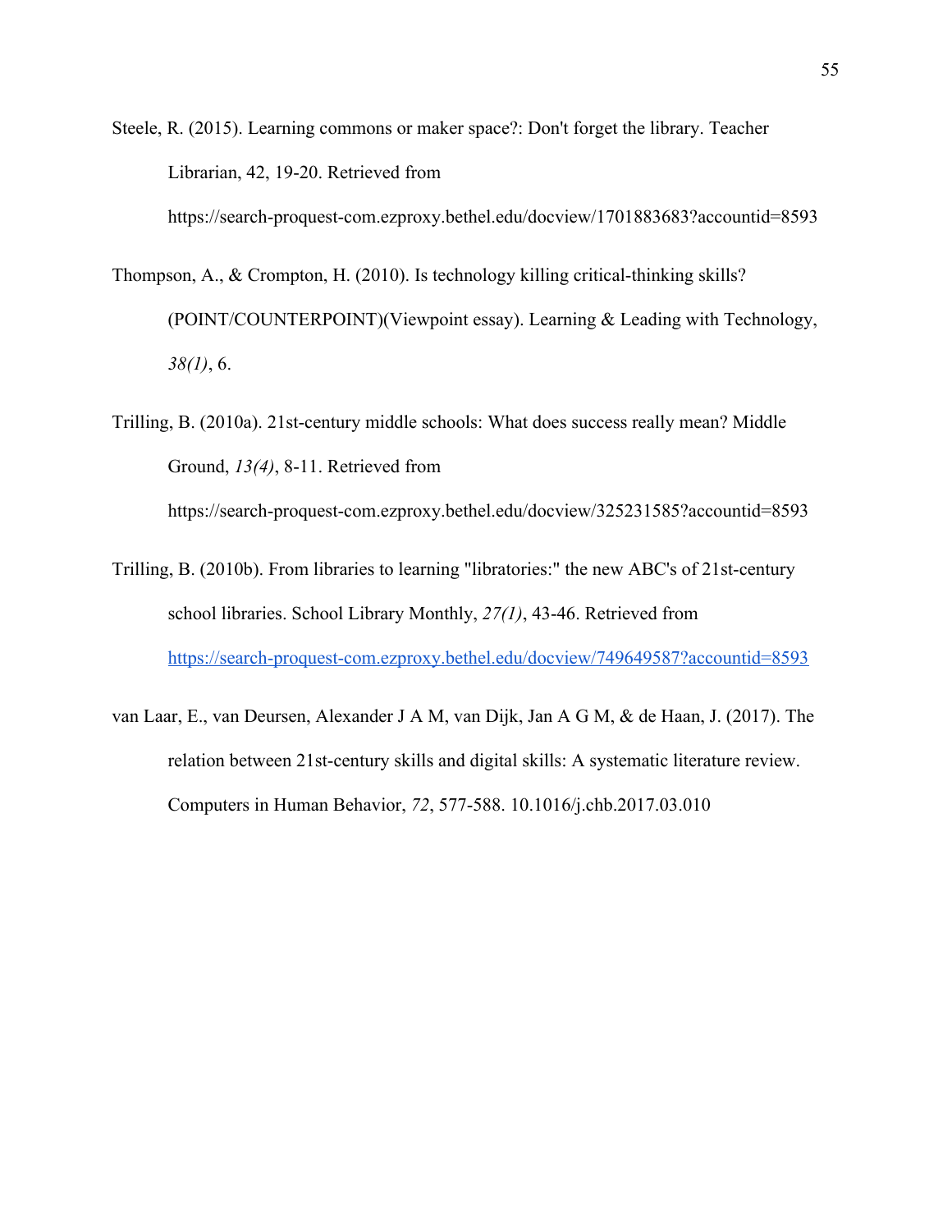Steele, R. (2015). Learning commons or maker space?: Don't forget the library. Teacher Librarian, 42, 19-20. Retrieved from https://search-proquest-com.ezproxy.bethel.edu/docview/1701883683?accountid=8593

Thompson, A., & Crompton, H. (2010). Is technology killing critical-thinking skills? (POINT/COUNTERPOINT)(Viewpoint essay). Learning & Leading with Technology, *38(1)*, 6.

Trilling, B. (2010a). 21st-century middle schools: What does success really mean? Middle Ground, *13(4)*, 8-11. Retrieved from https://search-proquest-com.ezproxy.bethel.edu/docview/325231585?accountid=8593

Trilling, B. (2010b). From libraries to learning "libratories:" the new ABC's of 21st-century school libraries. School Library Monthly, *27(1)*, 43-46. Retrieved from https://search-proquest-com.ezproxy.bethel.edu/docview/749649587?accountid=8593

van Laar, E., van Deursen, Alexander J A M, van Dijk, Jan A G M, & de Haan, J. (2017). The relation between 21st-century skills and digital skills: A systematic literature review. Computers in Human Behavior, *72*, 577-588. 10.1016/j.chb.2017.03.010